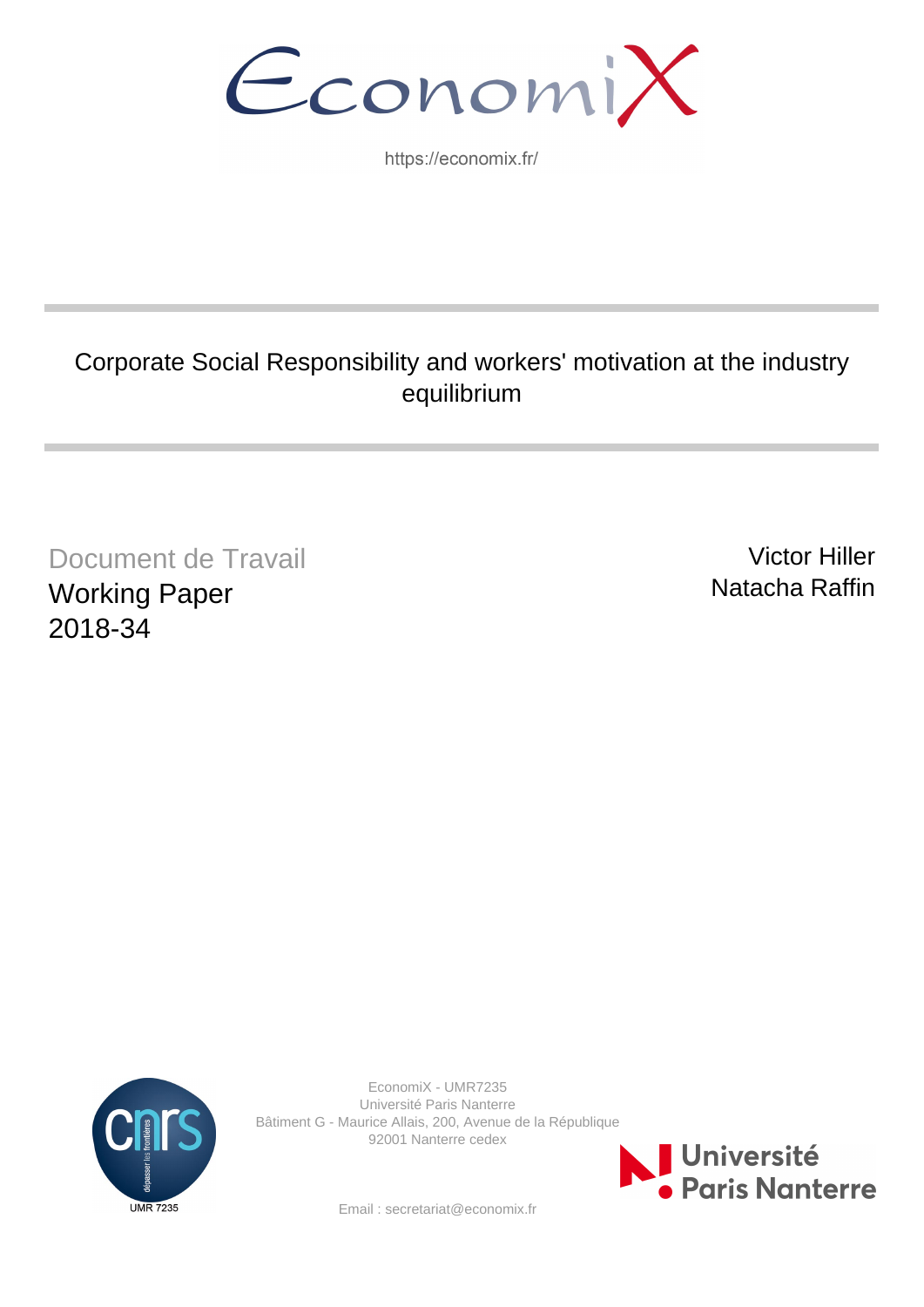EconomiX

https://economix.fr/

# Corporate Social Responsibility and workers' motivation at the industry equilibrium

Document de Travail
Working Paper
2018-34

Victor Hiller
Natacha Raffin

EconomiX - UMR7235
Université Paris Nanterre
Bâtiment G - Maurice Allais, 200, Avenue de la République
92001 Nanterre cedex

Email : secretariat@economix.fr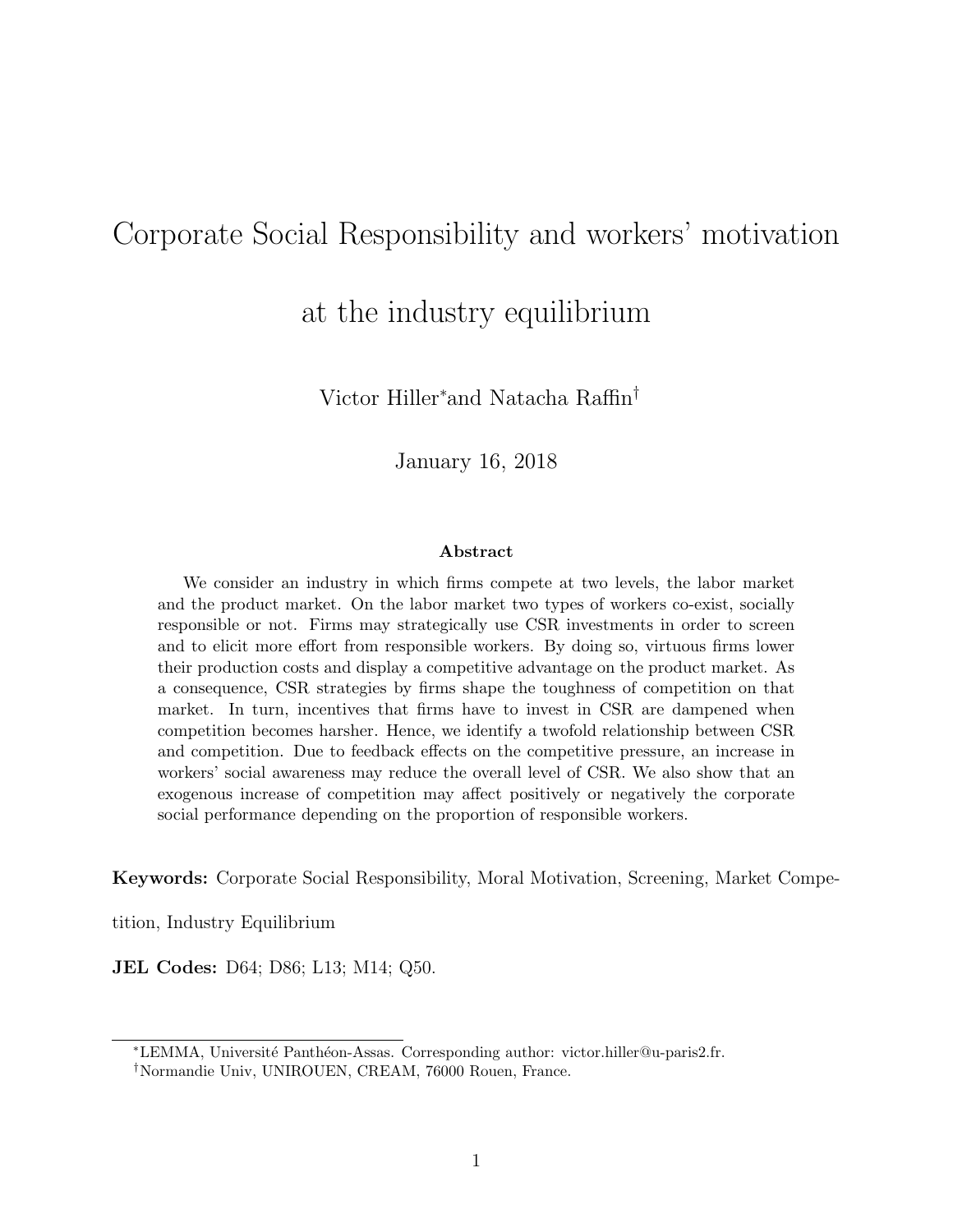# Corporate Social Responsibility and workers' motivation at the industry equilibrium

Victor Hiller[*] and Natacha Raffin[†]

January 16, 2018

#### Abstract

We consider an industry in which firms compete at two levels, the labor market and the product market. On the labor market two types of workers co-exist, socially responsible or not. Firms may strategically use CSR investments in order to screen and to elicit more effort from responsible workers. By doing so, virtuous firms lower their production costs and display a competitive advantage on the product market. As a consequence, CSR strategies by firms shape the toughness of competition on that market. In turn, incentives that firms have to invest in CSR are dampened when competition becomes harsher. Hence, we identify a twofold relationship between CSR and competition. Due to feedback effects on the competitive pressure, an increase in workers' social awareness may reduce the overall level of CSR. We also show that an exogenous increase of competition may affect positively or negatively the corporate social performance depending on the proportion of responsible workers.

**Keywords:** Corporate Social Responsibility, Moral Motivation, Screening, Market Competition, Industry Equilibrium

**JEL Codes:** D64; D86; L13; M14; Q50.

[*] LEMMA, Université Panthéon-Assas. Corresponding author: victor.hiller@u-paris2.fr.

[†] Normandie Univ, UNIROUEN, CREAM, 76000 Rouen, France.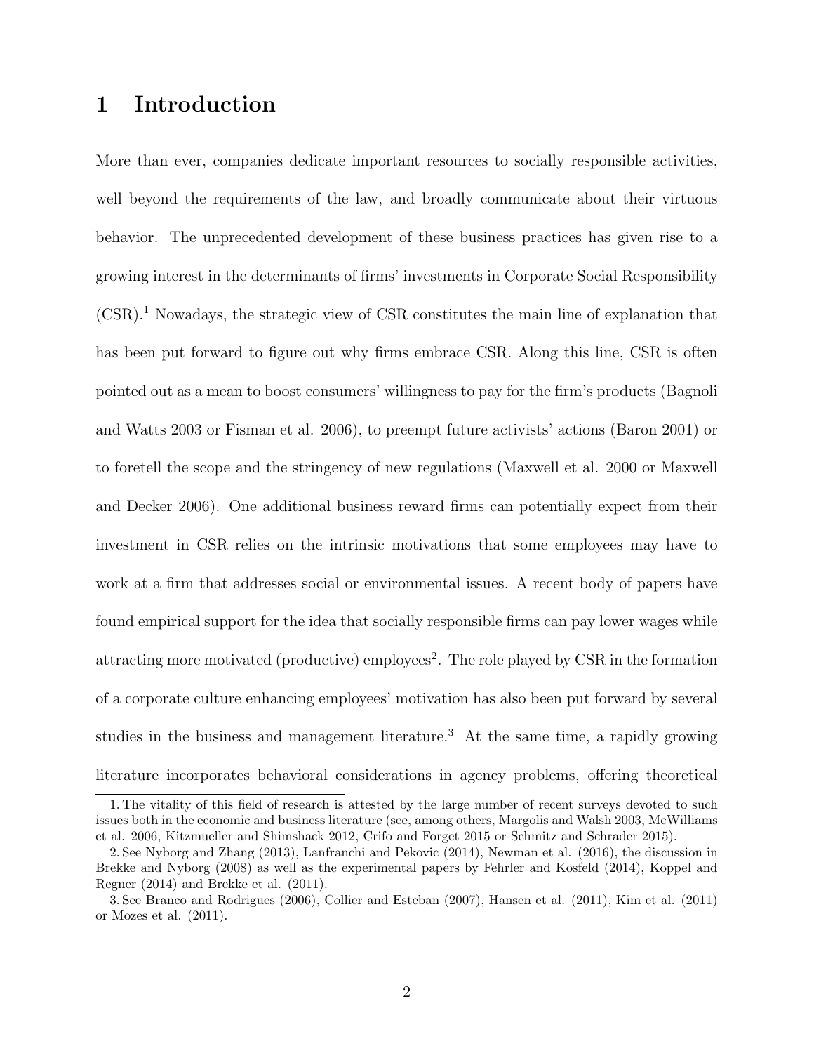# 1 Introduction

More than ever, companies dedicate important resources to socially responsible activities, well beyond the requirements of the law, and broadly communicate about their virtuous behavior. The unprecedented development of these business practices has given rise to a growing interest in the determinants of firms' investments in Corporate Social Responsibility (CSR).[1] Nowadays, the strategic view of CSR constitutes the main line of explanation that has been put forward to figure out why firms embrace CSR. Along this line, CSR is often pointed out as a mean to boost consumers' willingness to pay for the firm's products (Bagnoli and Watts 2003 or Fisman et al. 2006), to preempt future activists' actions (Baron 2001) or to foretell the scope and the stringency of new regulations (Maxwell et al. 2000 or Maxwell and Decker 2006). One additional business reward firms can potentially expect from their investment in CSR relies on the intrinsic motivations that some employees may have to work at a firm that addresses social or environmental issues. A recent body of papers have found empirical support for the idea that socially responsible firms can pay lower wages while attracting more motivated (productive) employees[2]. The role played by CSR in the formation of a corporate culture enhancing employees' motivation has also been put forward by several studies in the business and management literature.[3] At the same time, a rapidly growing literature incorporates behavioral considerations in agency problems, offering theoretical

1. The vitality of this field of research is attested by the large number of recent surveys devoted to such issues both in the economic and business literature (see, among others, Margolis and Walsh 2003, McWilliams et al. 2006, Kitzmueller and Shimshack 2012, Crifo and Forget 2015 or Schmitz and Schrader 2015).

2. See Nyborg and Zhang (2013), Lanfranchi and Pekovic (2014), Newman et al. (2016), the discussion in Brekke and Nyborg (2008) as well as the experimental papers by Fehrler and Kosfeld (2014), Koppel and Regner (2014) and Brekke et al. (2011).

3. See Branco and Rodrigues (2006), Collier and Esteban (2007), Hansen et al. (2011), Kim et al. (2011) or Mozes et al. (2011).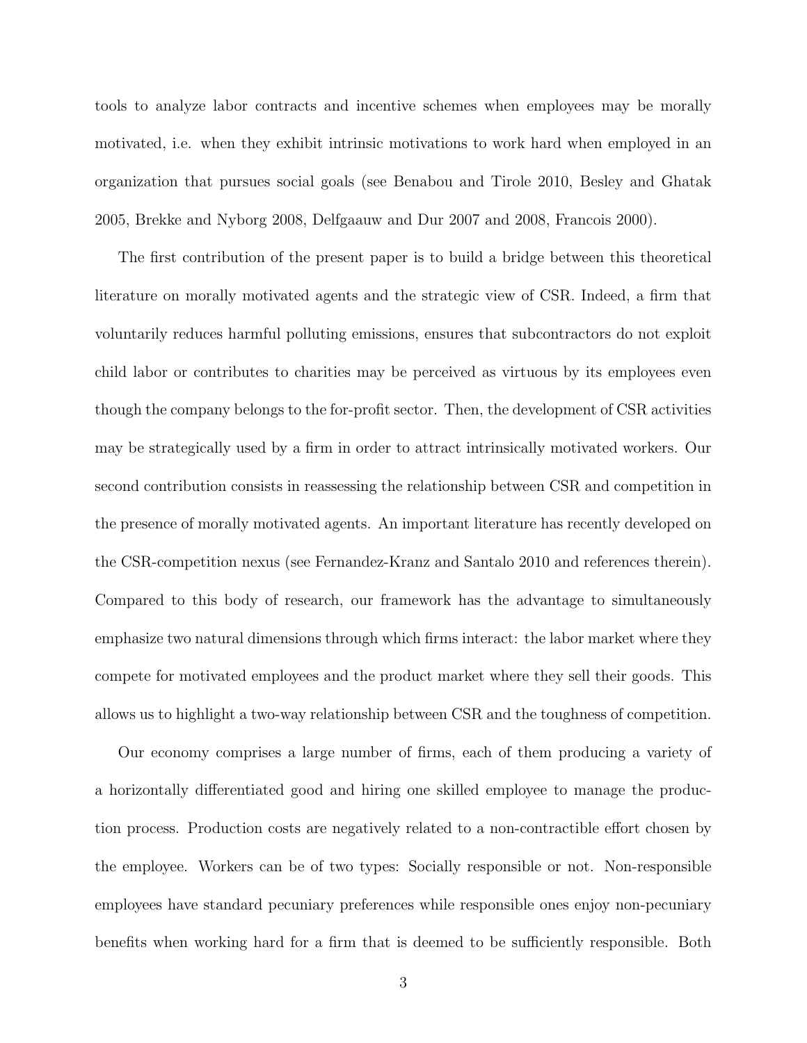tools to analyze labor contracts and incentive schemes when employees may be morally motivated, i.e. when they exhibit intrinsic motivations to work hard when employed in an organization that pursues social goals (see Benabou and Tirole 2010, Besley and Ghatak 2005, Brekke and Nyborg 2008, Delfgaauw and Dur 2007 and 2008, Francois 2000).

The first contribution of the present paper is to build a bridge between this theoretical literature on morally motivated agents and the strategic view of CSR. Indeed, a firm that voluntarily reduces harmful polluting emissions, ensures that subcontractors do not exploit child labor or contributes to charities may be perceived as virtuous by its employees even though the company belongs to the for-profit sector. Then, the development of CSR activities may be strategically used by a firm in order to attract intrinsically motivated workers. Our second contribution consists in reassessing the relationship between CSR and competition in the presence of morally motivated agents. An important literature has recently developed on the CSR-competition nexus (see Fernandez-Kranz and Santalo 2010 and references therein). Compared to this body of research, our framework has the advantage to simultaneously emphasize two natural dimensions through which firms interact: the labor market where they compete for motivated employees and the product market where they sell their goods. This allows us to highlight a two-way relationship between CSR and the toughness of competition.

Our economy comprises a large number of firms, each of them producing a variety of a horizontally differentiated good and hiring one skilled employee to manage the production process. Production costs are negatively related to a non-contractible effort chosen by the employee. Workers can be of two types: Socially responsible or not. Non-responsible employees have standard pecuniary preferences while responsible ones enjoy non-pecuniary benefits when working hard for a firm that is deemed to be sufficiently responsible. Both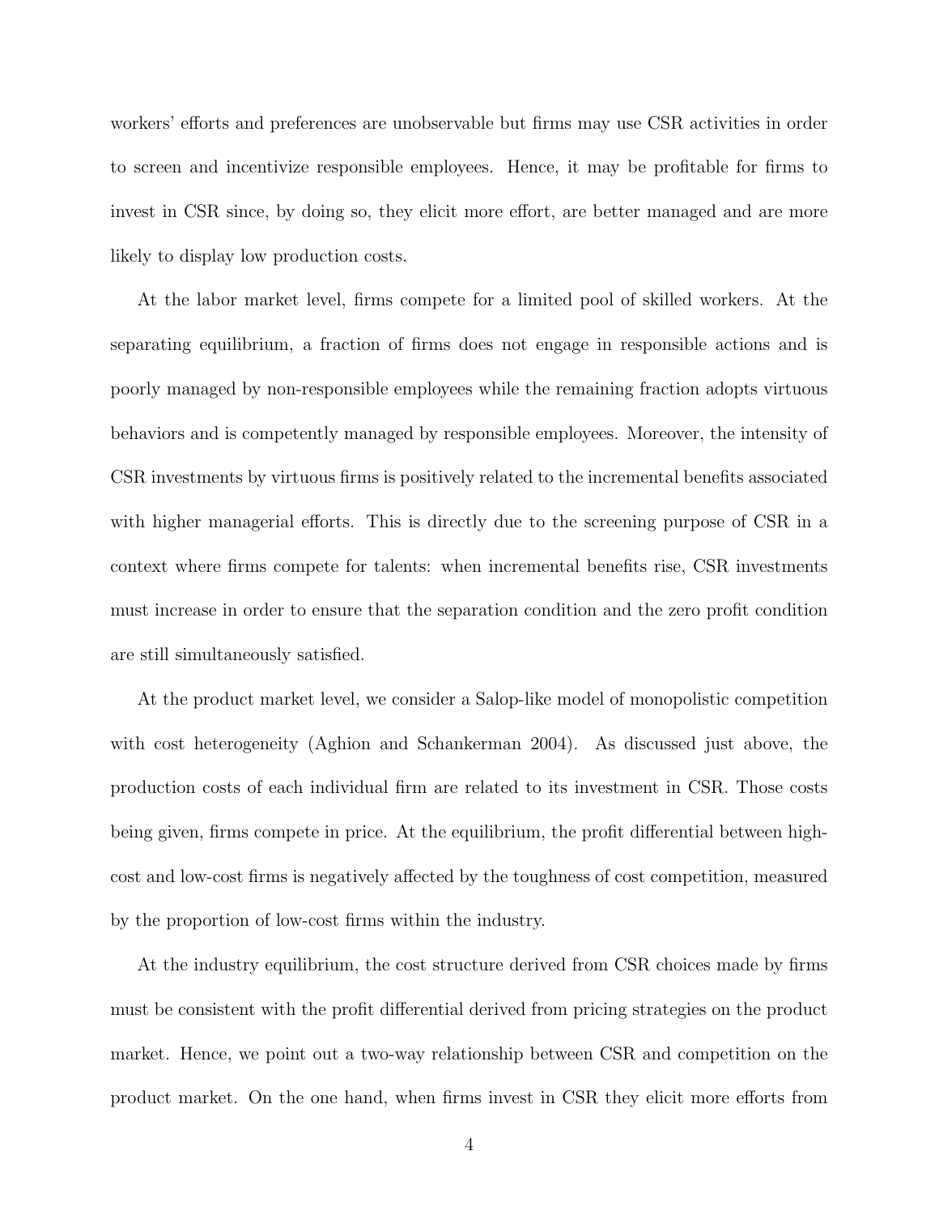workers' efforts and preferences are unobservable but firms may use CSR activities in order to screen and incentivize responsible employees. Hence, it may be profitable for firms to invest in CSR since, by doing so, they elicit more effort, are better managed and are more likely to display low production costs.

At the labor market level, firms compete for a limited pool of skilled workers. At the separating equilibrium, a fraction of firms does not engage in responsible actions and is poorly managed by non-responsible employees while the remaining fraction adopts virtuous behaviors and is competently managed by responsible employees. Moreover, the intensity of CSR investments by virtuous firms is positively related to the incremental benefits associated with higher managerial efforts. This is directly due to the screening purpose of CSR in a context where firms compete for talents: when incremental benefits rise, CSR investments must increase in order to ensure that the separation condition and the zero profit condition are still simultaneously satisfied.

At the product market level, we consider a Salop-like model of monopolistic competition with cost heterogeneity (Aghion and Schankerman 2004). As discussed just above, the production costs of each individual firm are related to its investment in CSR. Those costs being given, firms compete in price. At the equilibrium, the profit differential between high-cost and low-cost firms is negatively affected by the toughness of cost competition, measured by the proportion of low-cost firms within the industry.

At the industry equilibrium, the cost structure derived from CSR choices made by firms must be consistent with the profit differential derived from pricing strategies on the product market. Hence, we point out a two-way relationship between CSR and competition on the product market. On the one hand, when firms invest in CSR they elicit more efforts from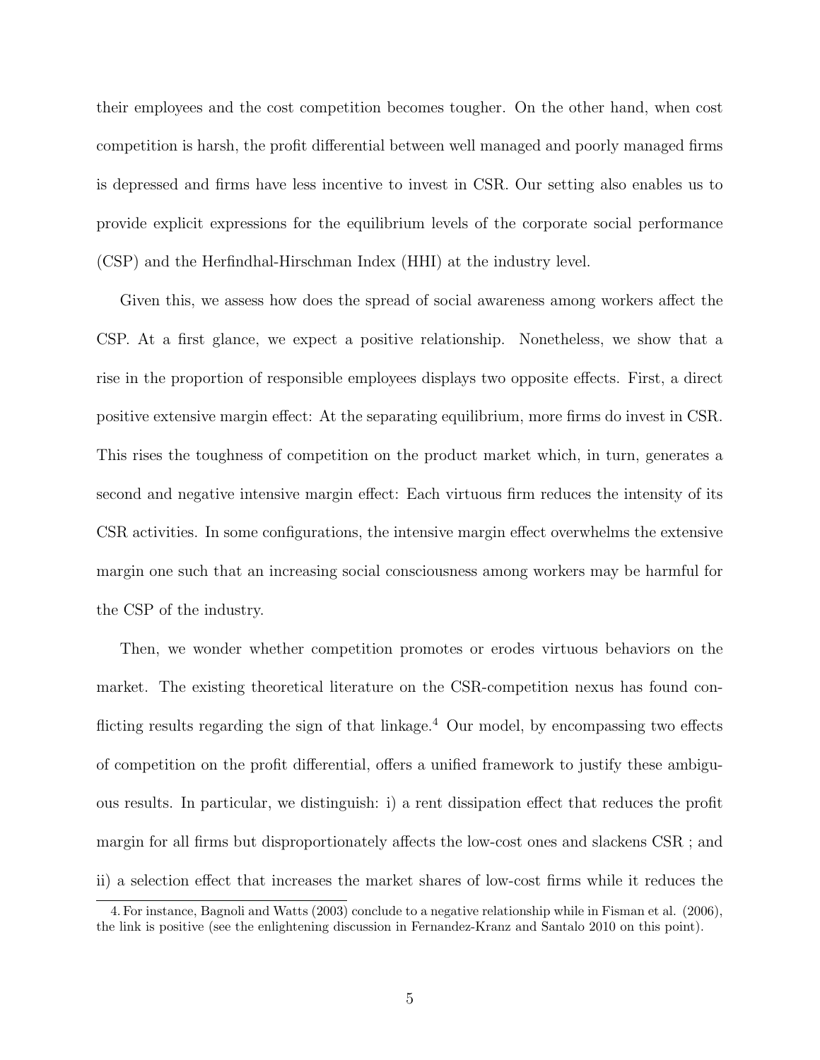their employees and the cost competition becomes tougher. On the other hand, when cost competition is harsh, the profit differential between well managed and poorly managed firms is depressed and firms have less incentive to invest in CSR. Our setting also enables us to provide explicit expressions for the equilibrium levels of the corporate social performance (CSP) and the Herfindhal-Hirschman Index (HHI) at the industry level.

Given this, we assess how does the spread of social awareness among workers affect the CSP. At a first glance, we expect a positive relationship. Nonetheless, we show that a rise in the proportion of responsible employees displays two opposite effects. First, a direct positive extensive margin effect: At the separating equilibrium, more firms do invest in CSR. This rises the toughness of competition on the product market which, in turn, generates a second and negative intensive margin effect: Each virtuous firm reduces the intensity of its CSR activities. In some configurations, the intensive margin effect overwhelms the extensive margin one such that an increasing social consciousness among workers may be harmful for the CSP of the industry.

Then, we wonder whether competition promotes or erodes virtuous behaviors on the market. The existing theoretical literature on the CSR-competition nexus has found conflicting results regarding the sign of that linkage.[4] Our model, by encompassing two effects of competition on the profit differential, offers a unified framework to justify these ambiguous results. In particular, we distinguish: i) a rent dissipation effect that reduces the profit margin for all firms but disproportionately affects the low-cost ones and slackens CSR ; and ii) a selection effect that increases the market shares of low-cost firms while it reduces the

4. For instance, Bagnoli and Watts (2003) conclude to a negative relationship while in Fisman et al. (2006), the link is positive (see the enlightening discussion in Fernandez-Kranz and Santalo 2010 on this point).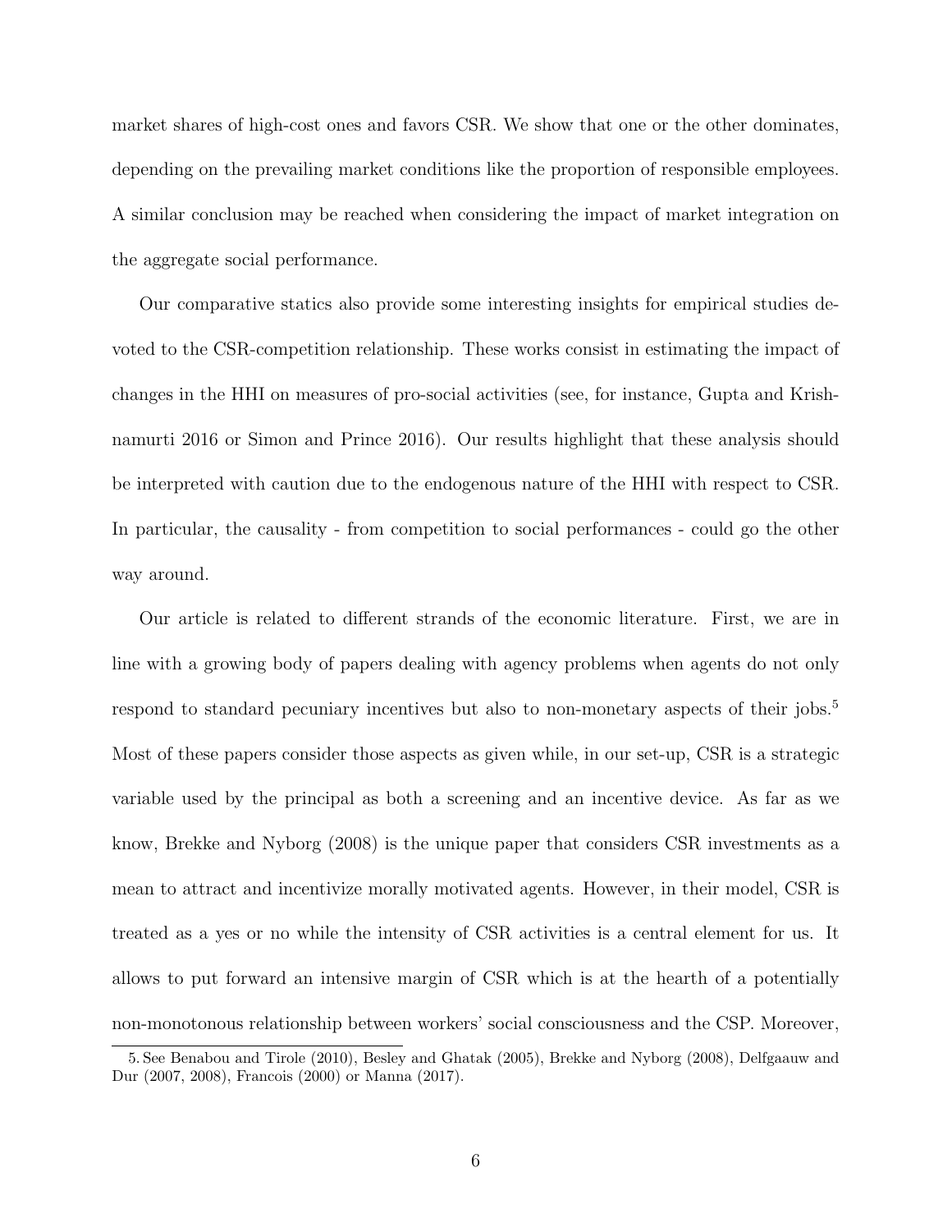market shares of high-cost ones and favors CSR. We show that one or the other dominates, depending on the prevailing market conditions like the proportion of responsible employees. A similar conclusion may be reached when considering the impact of market integration on the aggregate social performance.

Our comparative statics also provide some interesting insights for empirical studies devoted to the CSR-competition relationship. These works consist in estimating the impact of changes in the HHI on measures of pro-social activities (see, for instance, Gupta and Krishnamurti 2016 or Simon and Prince 2016). Our results highlight that these analysis should be interpreted with caution due to the endogenous nature of the HHI with respect to CSR. In particular, the causality - from competition to social performances - could go the other way around.

Our article is related to different strands of the economic literature. First, we are in line with a growing body of papers dealing with agency problems when agents do not only respond to standard pecuniary incentives but also to non-monetary aspects of their jobs.[5] Most of these papers consider those aspects as given while, in our set-up, CSR is a strategic variable used by the principal as both a screening and an incentive device. As far as we know, Brekke and Nyborg (2008) is the unique paper that considers CSR investments as a mean to attract and incentivize morally motivated agents. However, in their model, CSR is treated as a yes or no while the intensity of CSR activities is a central element for us. It allows to put forward an intensive margin of CSR which is at the hearth of a potentially non-monotonous relationship between workers' social consciousness and the CSP. Moreover,

5. See Benabou and Tirole (2010), Besley and Ghatak (2005), Brekke and Nyborg (2008), Delfgaauw and Dur (2007, 2008), Francois (2000) or Manna (2017).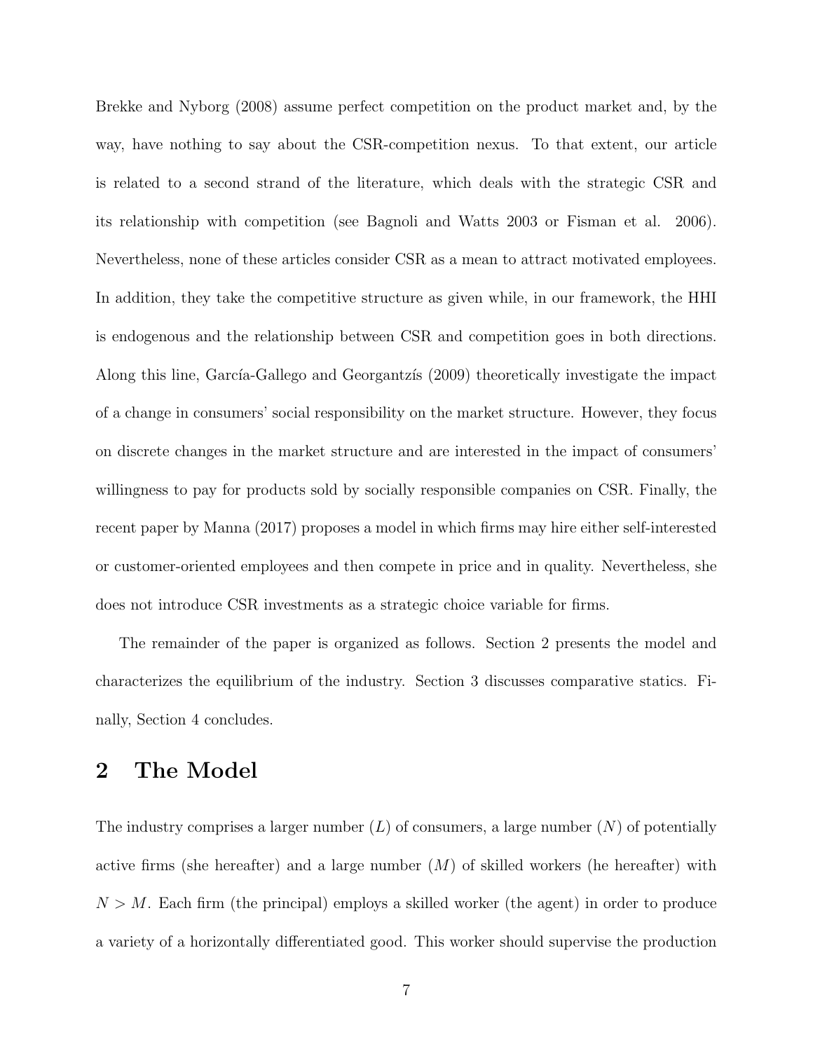Brekke and Nyborg (2008) assume perfect competition on the product market and, by the way, have nothing to say about the CSR-competition nexus. To that extent, our article is related to a second strand of the literature, which deals with the strategic CSR and its relationship with competition (see Bagnoli and Watts 2003 or Fisman et al. 2006). Nevertheless, none of these articles consider CSR as a mean to attract motivated employees. In addition, they take the competitive structure as given while, in our framework, the HHI is endogenous and the relationship between CSR and competition goes in both directions. Along this line, García-Gallego and Georgantzís (2009) theoretically investigate the impact of a change in consumers' social responsibility on the market structure. However, they focus on discrete changes in the market structure and are interested in the impact of consumers' willingness to pay for products sold by socially responsible companies on CSR. Finally, the recent paper by Manna (2017) proposes a model in which firms may hire either self-interested or customer-oriented employees and then compete in price and in quality. Nevertheless, she does not introduce CSR investments as a strategic choice variable for firms.

The remainder of the paper is organized as follows. Section 2 presents the model and characterizes the equilibrium of the industry. Section 3 discusses comparative statics. Finally, Section 4 concludes.

## 2 The Model

The industry comprises a larger number ($L$) of consumers, a large number ($N$) of potentially active firms (she hereafter) and a large number ($M$) of skilled workers (he hereafter) with $N > M$. Each firm (the principal) employs a skilled worker (the agent) in order to produce a variety of a horizontally differentiated good. This worker should supervise the production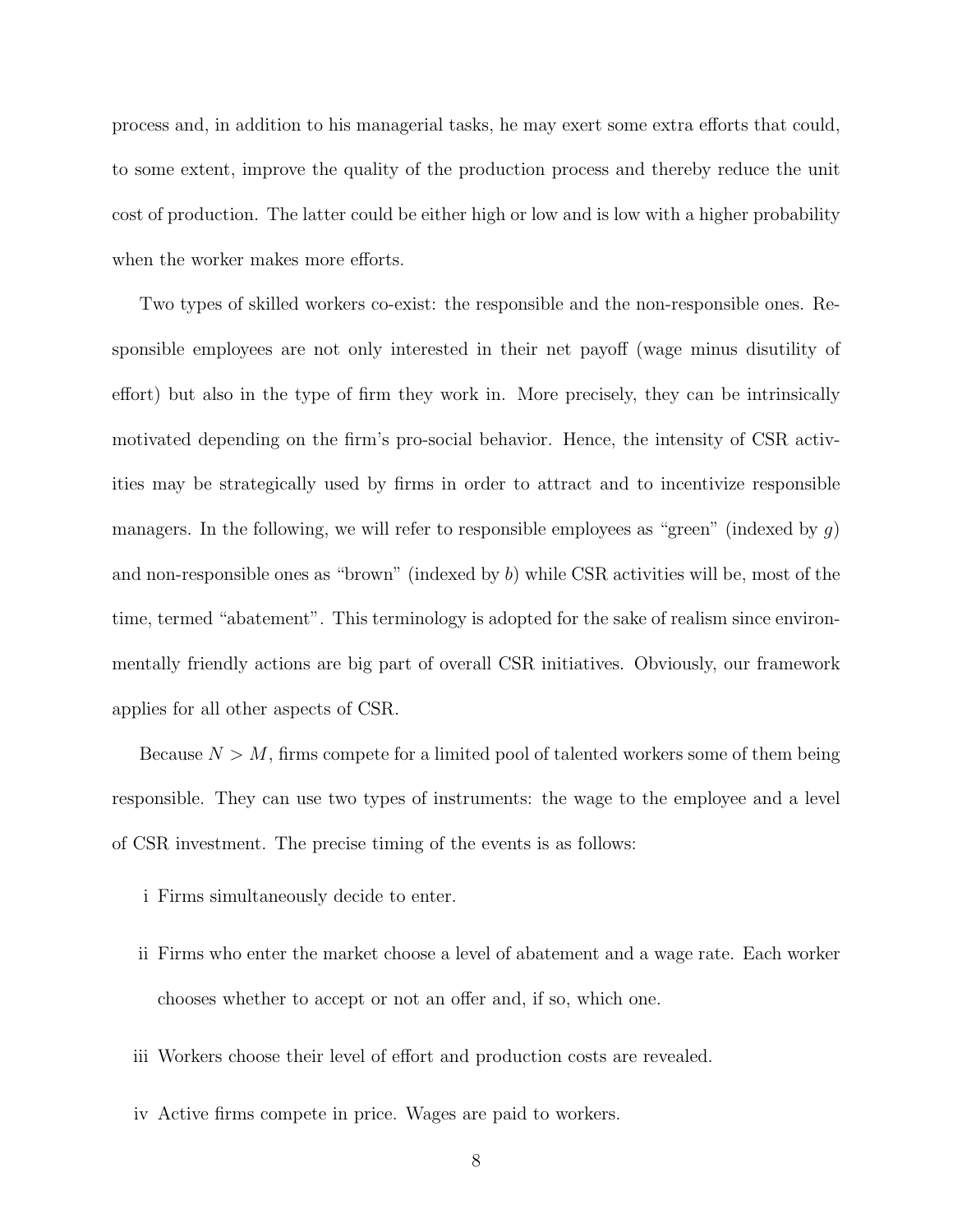process and, in addition to his managerial tasks, he may exert some extra efforts that could, to some extent, improve the quality of the production process and thereby reduce the unit cost of production. The latter could be either high or low and is low with a higher probability when the worker makes more efforts.

Two types of skilled workers co-exist: the responsible and the non-responsible ones. Responsible employees are not only interested in their net payoff (wage minus disutility of effort) but also in the type of firm they work in. More precisely, they can be intrinsically motivated depending on the firm's pro-social behavior. Hence, the intensity of CSR activities may be strategically used by firms in order to attract and to incentivize responsible managers. In the following, we will refer to responsible employees as "green" (indexed by $g$) and non-responsible ones as "brown" (indexed by $b$) while CSR activities will be, most of the time, termed "abatement". This terminology is adopted for the sake of realism since environmentally friendly actions are big part of overall CSR initiatives. Obviously, our framework applies for all other aspects of CSR.

Because $N > M$, firms compete for a limited pool of talented workers some of them being responsible. They can use two types of instruments: the wage to the employee and a level of CSR investment. The precise timing of the events is as follows:

i Firms simultaneously decide to enter.

ii Firms who enter the market choose a level of abatement and a wage rate. Each worker chooses whether to accept or not an offer and, if so, which one.

iii Workers choose their level of effort and production costs are revealed.

iv Active firms compete in price. Wages are paid to workers.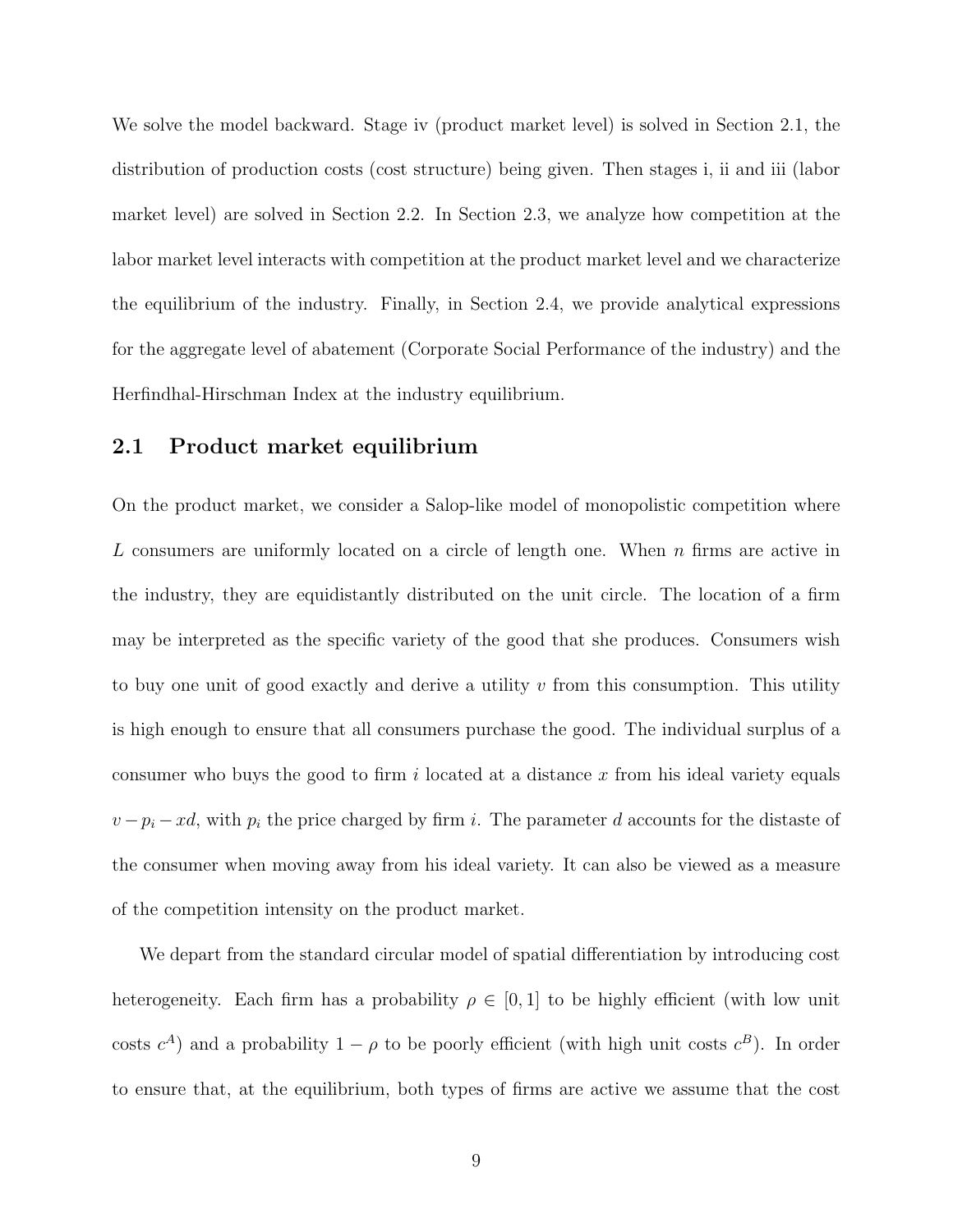We solve the model backward. Stage iv (product market level) is solved in Section 2.1, the distribution of production costs (cost structure) being given. Then stages i, ii and iii (labor market level) are solved in Section 2.2. In Section 2.3, we analyze how competition at the labor market level interacts with competition at the product market level and we characterize the equilibrium of the industry. Finally, in Section 2.4, we provide analytical expressions for the aggregate level of abatement (Corporate Social Performance of the industry) and the Herfindhal-Hirschman Index at the industry equilibrium.

## 2.1 Product market equilibrium

On the product market, we consider a Salop-like model of monopolistic competition where $L$ consumers are uniformly located on a circle of length one. When $n$ firms are active in the industry, they are equidistantly distributed on the unit circle. The location of a firm may be interpreted as the specific variety of the good that she produces. Consumers wish to buy one unit of good exactly and derive a utility $v$ from this consumption. This utility is high enough to ensure that all consumers purchase the good. The individual surplus of a consumer who buys the good to firm $i$ located at a distance $x$ from his ideal variety equals $v - p_i - xd$, with $p_i$ the price charged by firm $i$. The parameter $d$ accounts for the distaste of the consumer when moving away from his ideal variety. It can also be viewed as a measure of the competition intensity on the product market.

We depart from the standard circular model of spatial differentiation by introducing cost heterogeneity. Each firm has a probability $\rho \in [0, 1]$ to be highly efficient (with low unit costs $c^A$) and a probability $1 - \rho$ to be poorly efficient (with high unit costs $c^B$). In order to ensure that, at the equilibrium, both types of firms are active we assume that the cost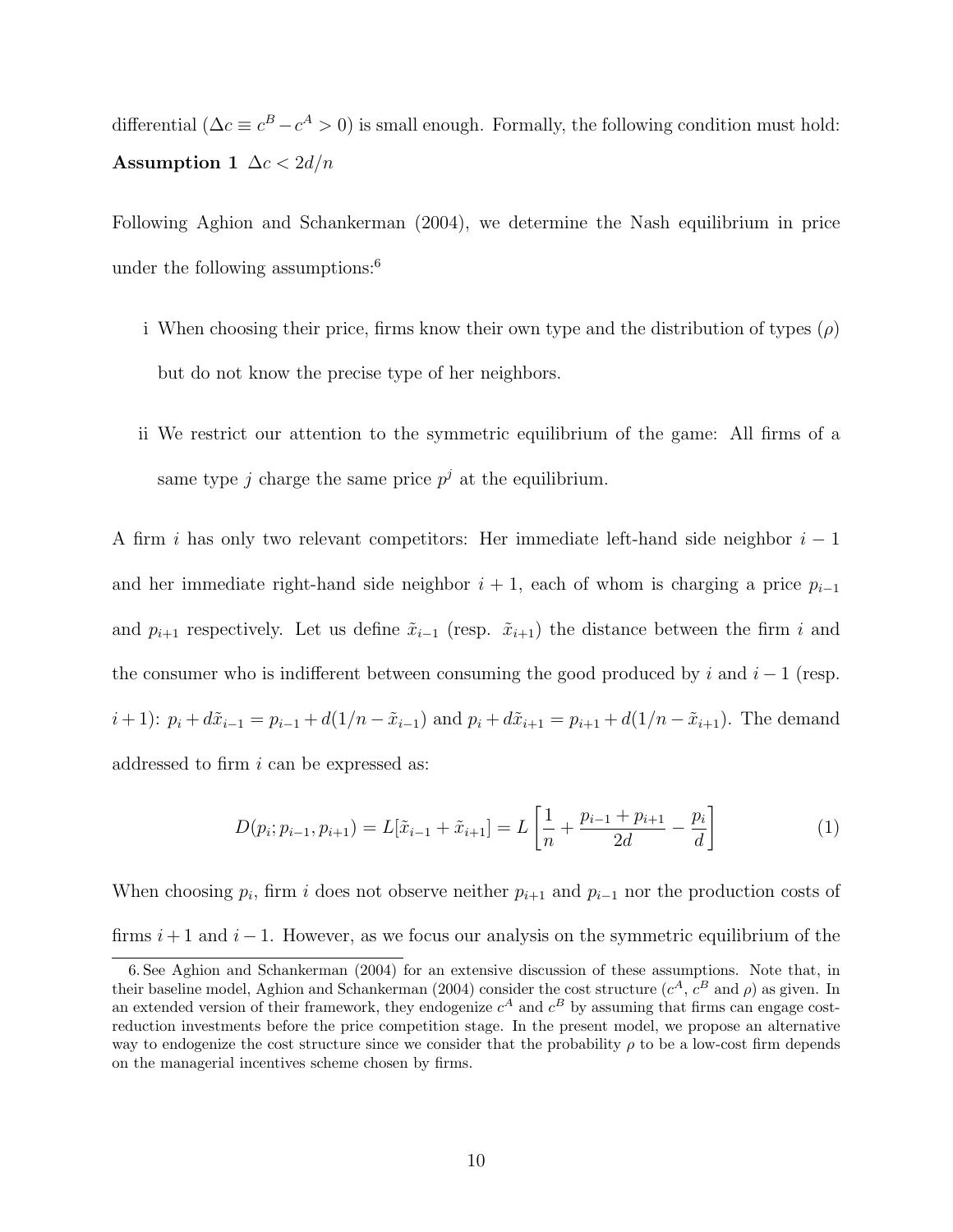differential ($\Delta c \equiv c^B - c^A > 0$) is small enough. Formally, the following condition must hold:

**Assumption 1** $\Delta c < 2d/n$

Following Aghion and Schankerman (2004), we determine the Nash equilibrium in price under the following assumptions:[6]

i When choosing their price, firms know their own type and the distribution of types ($\rho$) but do not know the precise type of her neighbors.

ii We restrict our attention to the symmetric equilibrium of the game: All firms of a same type $j$ charge the same price $p^j$ at the equilibrium.

A firm $i$ has only two relevant competitors: Her immediate left-hand side neighbor $i-1$ and her immediate right-hand side neighbor $i+1$, each of whom is charging a price $p_{i-1}$ and $p_{i+1}$ respectively. Let us define $\tilde{x}_{i-1}$ (resp. $\tilde{x}_{i+1}$) the distance between the firm $i$ and the consumer who is indifferent between consuming the good produced by $i$ and $i-1$ (resp. $i+1$): $p_i + d\tilde{x}_{i-1} = p_{i-1} + d(1/n - \tilde{x}_{i-1})$ and $p_i + d\tilde{x}_{i+1} = p_{i+1} + d(1/n - \tilde{x}_{i+1})$. The demand addressed to firm $i$ can be expressed as:

$$D(p_i; p_{i-1}, p_{i+1}) = L[\tilde{x}_{i-1} + \tilde{x}_{i+1}] = L\left[\frac{1}{n} + \frac{p_{i-1} + p_{i+1}}{2d} - \frac{p_i}{d}\right] \tag{1}$$

When choosing $p_i$, firm $i$ does not observe neither $p_{i+1}$ and $p_{i-1}$ nor the production costs of firms $i+1$ and $i-1$. However, as we focus our analysis on the symmetric equilibrium of the

6. See Aghion and Schankerman (2004) for an extensive discussion of these assumptions. Note that, in their baseline model, Aghion and Schankerman (2004) consider the cost structure ($c^A$, $c^B$ and $\rho$) as given. In an extended version of their framework, they endogenize $c^A$ and $c^B$ by assuming that firms can engage cost-reduction investments before the price competition stage. In the present model, we propose an alternative way to endogenize the cost structure since we consider that the probability $\rho$ to be a low-cost firm depends on the managerial incentives scheme chosen by firms.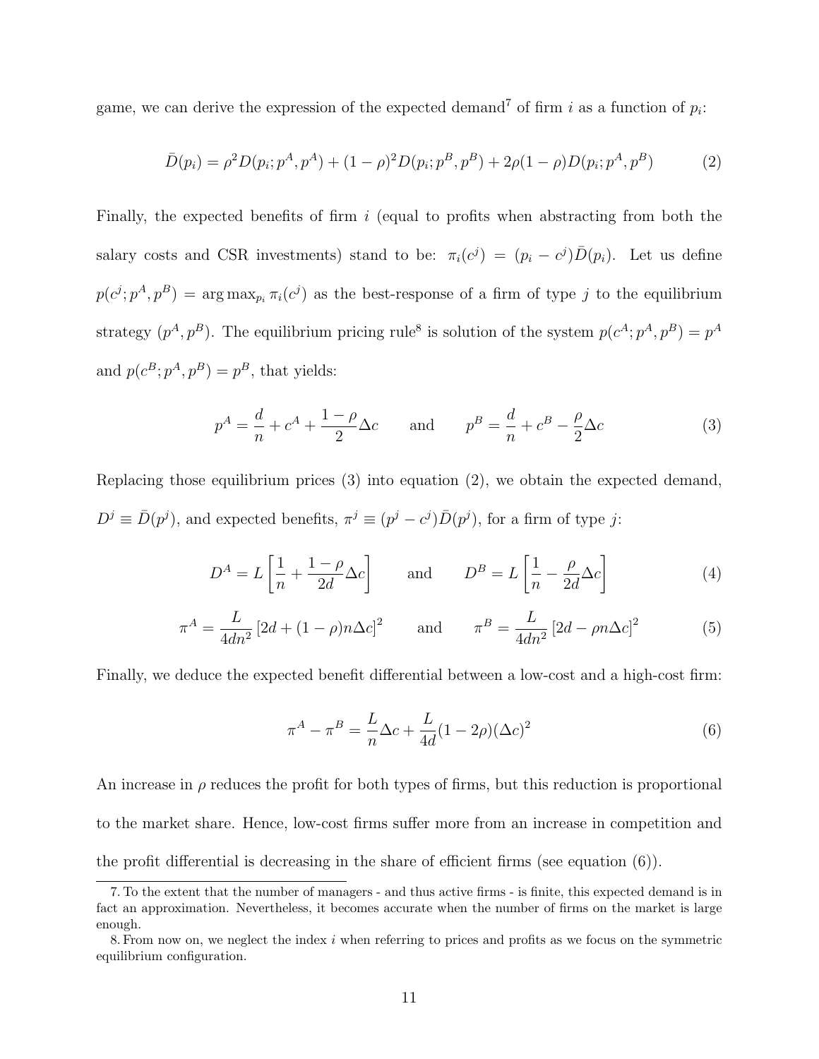game, we can derive the expression of the expected demand[7] of firm $i$ as a function of $p_i$:

$$\bar{D}(p_i) = \rho^2 D(p_i; p^A, p^A) + (1-\rho)^2 D(p_i; p^B, p^B) + 2\rho(1-\rho) D(p_i; p^A, p^B) \tag{2}$$

Finally, the expected benefits of firm $i$ (equal to profits when abstracting from both the salary costs and CSR investments) stand to be: $\pi_i(c^j) = (p_i - c^j)\bar{D}(p_i)$. Let us define $p(c^j; p^A, p^B) = \arg\max_{p_i} \pi_i(c^j)$ as the best-response of a firm of type $j$ to the equilibrium strategy $(p^A, p^B)$. The equilibrium pricing rule[8] is solution of the system $p(c^A; p^A, p^B) = p^A$ and $p(c^B; p^A, p^B) = p^B$, that yields:

$$p^A = \frac{d}{n} + c^A + \frac{1-\rho}{2}\Delta c \qquad \text{and} \qquad p^B = \frac{d}{n} + c^B - \frac{\rho}{2}\Delta c \tag{3}$$

Replacing those equilibrium prices (3) into equation (2), we obtain the expected demand, $D^j \equiv \bar{D}(p^j)$, and expected benefits, $\pi^j \equiv (p^j - c^j)\bar{D}(p^j)$, for a firm of type $j$:

$$D^A = L\left[\frac{1}{n} + \frac{1-\rho}{2d}\Delta c\right] \qquad \text{and} \qquad D^B = L\left[\frac{1}{n} - \frac{\rho}{2d}\Delta c\right] \tag{4}$$

$$\pi^A = \frac{L}{4dn^2}\left[2d + (1-\rho)n\Delta c\right]^2 \qquad \text{and} \qquad \pi^B = \frac{L}{4dn^2}\left[2d - \rho n\Delta c\right]^2 \tag{5}$$

Finally, we deduce the expected benefit differential between a low-cost and a high-cost firm:

$$\pi^A - \pi^B = \frac{L}{n}\Delta c + \frac{L}{4d}(1-2\rho)(\Delta c)^2 \tag{6}$$

An increase in $\rho$ reduces the profit for both types of firms, but this reduction is proportional to the market share. Hence, low-cost firms suffer more from an increase in competition and the profit differential is decreasing in the share of efficient firms (see equation (6)).

---

7. To the extent that the number of managers - and thus active firms - is finite, this expected demand is in fact an approximation. Nevertheless, it becomes accurate when the number of firms on the market is large enough.

8. From now on, we neglect the index $i$ when referring to prices and profits as we focus on the symmetric equilibrium configuration.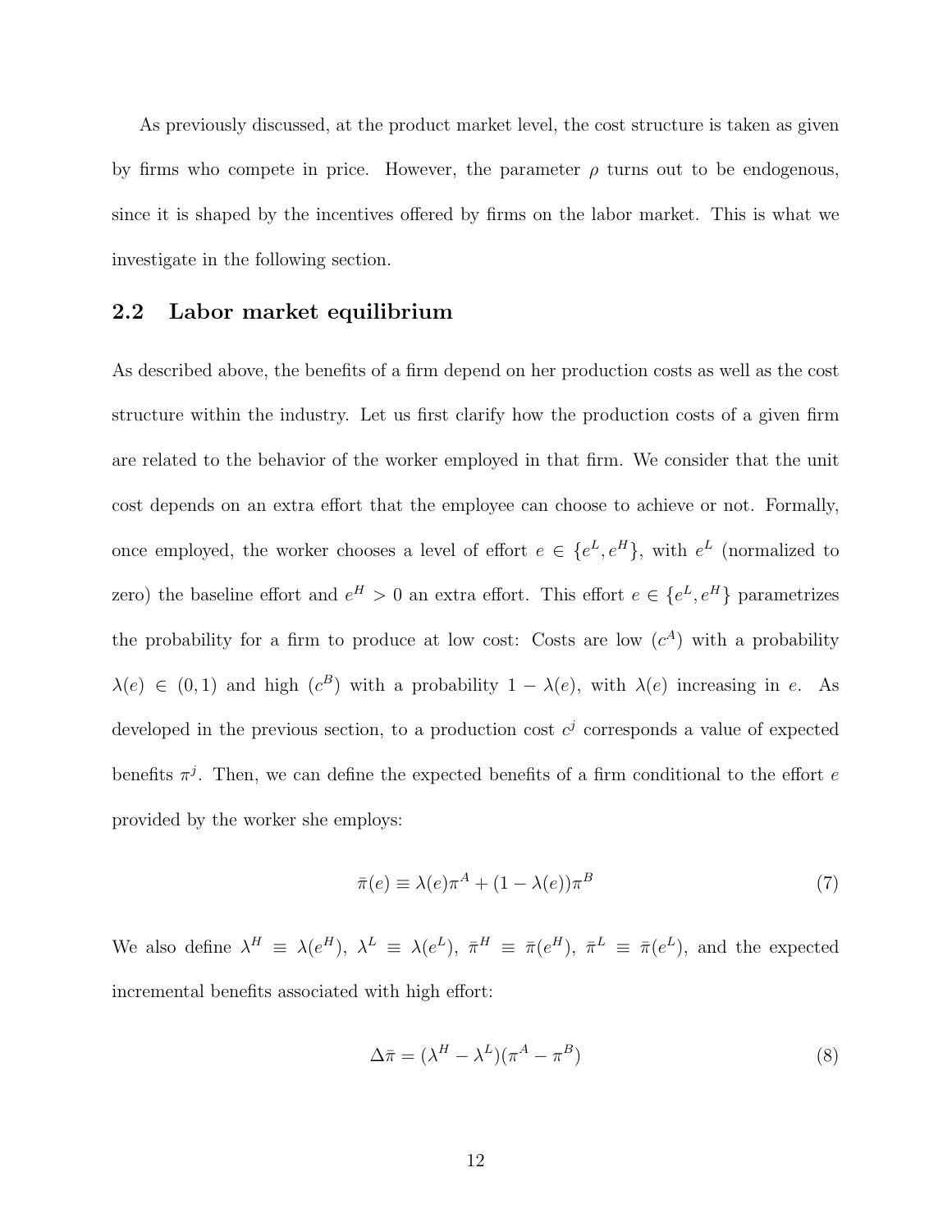As previously discussed, at the product market level, the cost structure is taken as given by firms who compete in price. However, the parameter $\rho$ turns out to be endogenous, since it is shaped by the incentives offered by firms on the labor market. This is what we investigate in the following section.

## 2.2 Labor market equilibrium

As described above, the benefits of a firm depend on her production costs as well as the cost structure within the industry. Let us first clarify how the production costs of a given firm are related to the behavior of the worker employed in that firm. We consider that the unit cost depends on an extra effort that the employee can choose to achieve or not. Formally, once employed, the worker chooses a level of effort $e \in \{e^L, e^H\}$, with $e^L$ (normalized to zero) the baseline effort and $e^H > 0$ an extra effort. This effort $e \in \{e^L, e^H\}$ parametrizes the probability for a firm to produce at low cost: Costs are low ($c^A$) with a probability $\lambda(e) \in (0,1)$ and high ($c^B$) with a probability $1 - \lambda(e)$, with $\lambda(e)$ increasing in $e$. As developed in the previous section, to a production cost $c^j$ corresponds a value of expected benefits $\pi^j$. Then, we can define the expected benefits of a firm conditional to the effort $e$ provided by the worker she employs:

$$\bar{\pi}(e) \equiv \lambda(e)\pi^A + (1 - \lambda(e))\pi^B \tag{7}$$

We also define $\lambda^H \equiv \lambda(e^H)$, $\lambda^L \equiv \lambda(e^L)$, $\bar{\pi}^H \equiv \bar{\pi}(e^H)$, $\bar{\pi}^L \equiv \bar{\pi}(e^L)$, and the expected incremental benefits associated with high effort:

$$\Delta\bar{\pi} = (\lambda^H - \lambda^L)(\pi^A - \pi^B) \tag{8}$$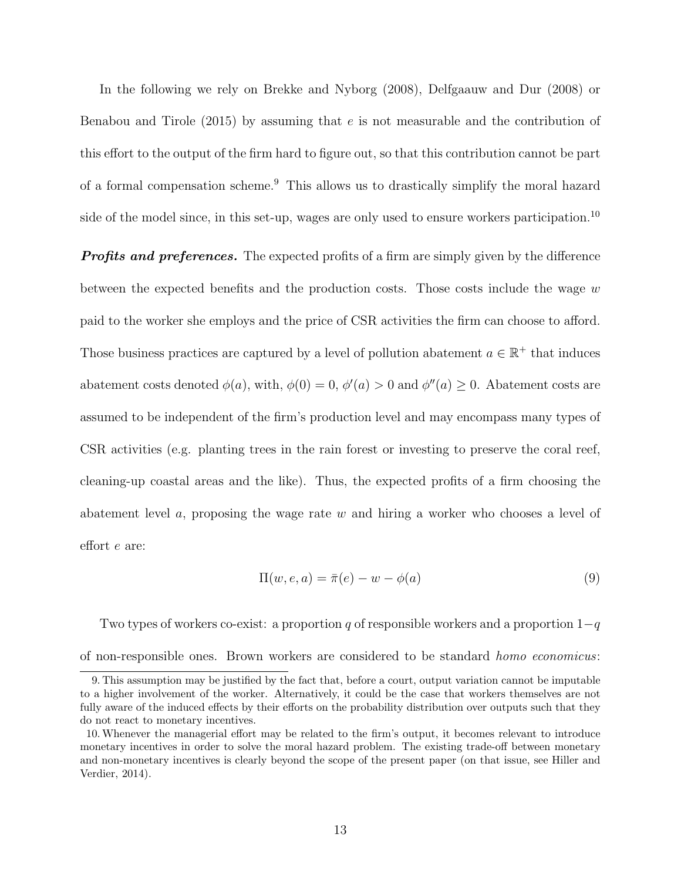In the following we rely on Brekke and Nyborg (2008), Delfgaauw and Dur (2008) or Benabou and Tirole (2015) by assuming that $e$ is not measurable and the contribution of this effort to the output of the firm hard to figure out, so that this contribution cannot be part of a formal compensation scheme.[9] This allows us to drastically simplify the moral hazard side of the model since, in this set-up, wages are only used to ensure workers participation.[10]

***Profits and preferences.*** The expected profits of a firm are simply given by the difference between the expected benefits and the production costs. Those costs include the wage $w$ paid to the worker she employs and the price of CSR activities the firm can choose to afford. Those business practices are captured by a level of pollution abatement $a \in \mathbb{R}^+$ that induces abatement costs denoted $\phi(a)$, with, $\phi(0) = 0$, $\phi'(a) > 0$ and $\phi''(a) \geq 0$. Abatement costs are assumed to be independent of the firm's production level and may encompass many types of CSR activities (e.g. planting trees in the rain forest or investing to preserve the coral reef, cleaning-up coastal areas and the like). Thus, the expected profits of a firm choosing the abatement level $a$, proposing the wage rate $w$ and hiring a worker who chooses a level of effort $e$ are:

$$\Pi(w, e, a) = \bar{\pi}(e) - w - \phi(a) \tag{9}$$

Two types of workers co-exist: a proportion $q$ of responsible workers and a proportion $1-q$ of non-responsible ones. Brown workers are considered to be standard *homo economicus*:

9. This assumption may be justified by the fact that, before a court, output variation cannot be imputable to a higher involvement of the worker. Alternatively, it could be the case that workers themselves are not fully aware of the induced effects by their efforts on the probability distribution over outputs such that they do not react to monetary incentives.

10. Whenever the managerial effort may be related to the firm's output, it becomes relevant to introduce monetary incentives in order to solve the moral hazard problem. The existing trade-off between monetary and non-monetary incentives is clearly beyond the scope of the present paper (on that issue, see Hiller and Verdier, 2014).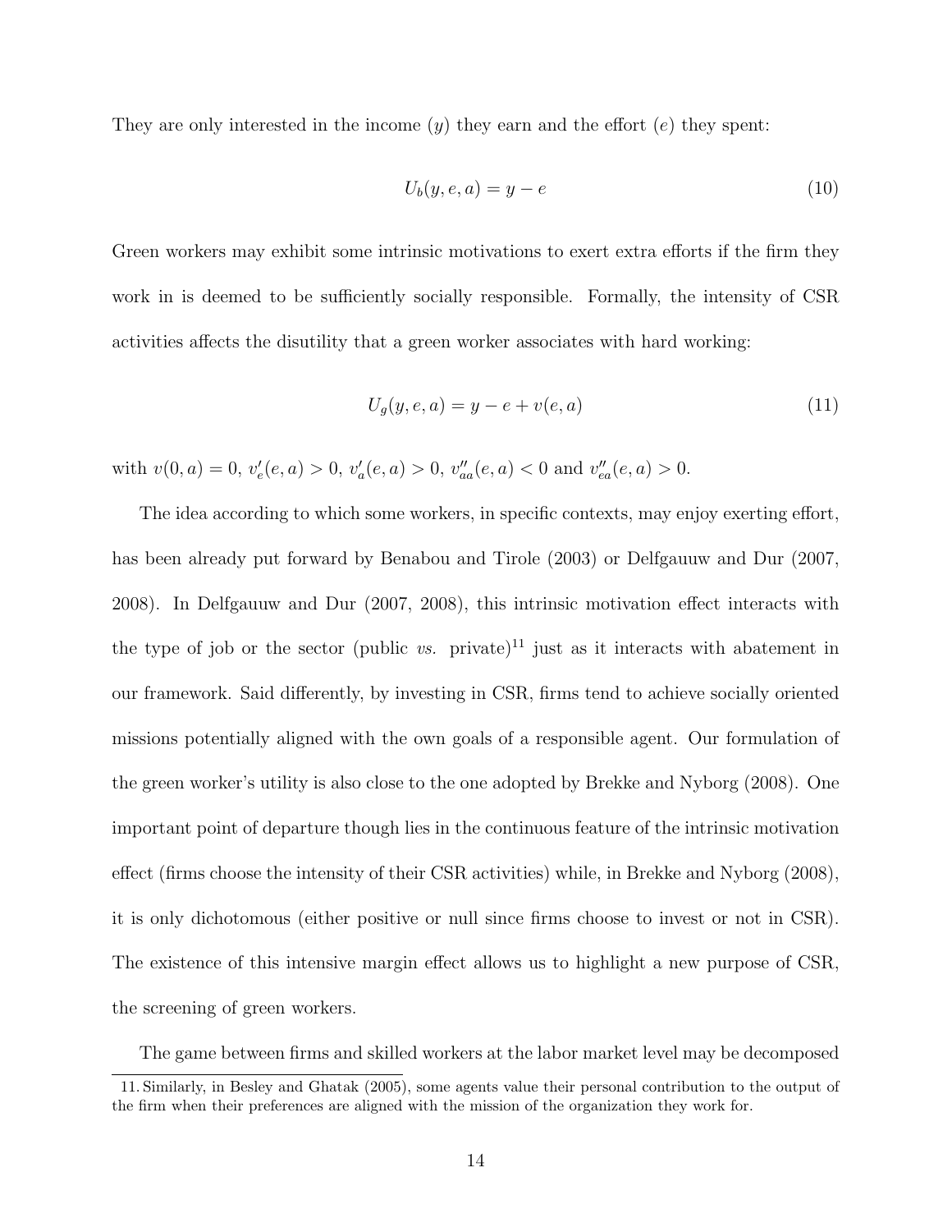They are only interested in the income ($y$) they earn and the effort ($e$) they spent:

$$U_b(y, e, a) = y - e \tag{10}$$

Green workers may exhibit some intrinsic motivations to exert extra efforts if the firm they work in is deemed to be sufficiently socially responsible. Formally, the intensity of CSR activities affects the disutility that a green worker associates with hard working:

$$U_g(y, e, a) = y - e + v(e, a) \tag{11}$$

with $v(0, a) = 0$, $v'_e(e, a) > 0$, $v'_a(e, a) > 0$, $v''_{aa}(e, a) < 0$ and $v''_{ea}(e, a) > 0$.

The idea according to which some workers, in specific contexts, may enjoy exerting effort, has been already put forward by Benabou and Tirole (2003) or Delfgaauw and Dur (2007, 2008). In Delfgaauw and Dur (2007, 2008), this intrinsic motivation effect interacts with the type of job or the sector (public *vs.* private)[11] just as it interacts with abatement in our framework. Said differently, by investing in CSR, firms tend to achieve socially oriented missions potentially aligned with the own goals of a responsible agent. Our formulation of the green worker's utility is also close to the one adopted by Brekke and Nyborg (2008). One important point of departure though lies in the continuous feature of the intrinsic motivation effect (firms choose the intensity of their CSR activities) while, in Brekke and Nyborg (2008), it is only dichotomous (either positive or null since firms choose to invest or not in CSR). The existence of this intensive margin effect allows us to highlight a new purpose of CSR, the screening of green workers.

The game between firms and skilled workers at the labor market level may be decomposed

11. Similarly, in Besley and Ghatak (2005), some agents value their personal contribution to the output of the firm when their preferences are aligned with the mission of the organization they work for.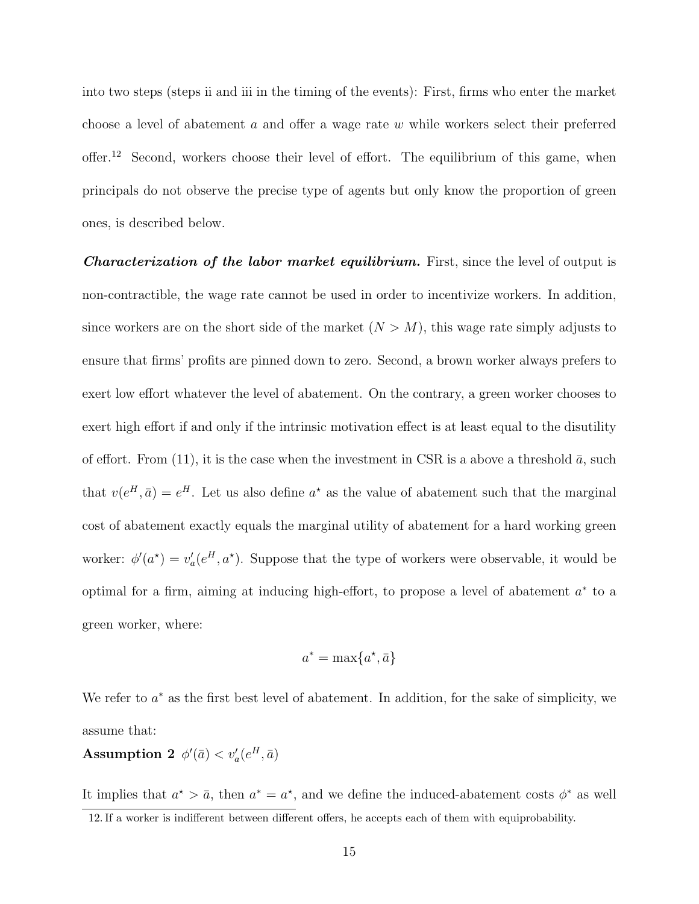into two steps (steps ii and iii in the timing of the events): First, firms who enter the market choose a level of abatement $a$ and offer a wage rate $w$ while workers select their preferred offer.[12] Second, workers choose their level of effort. The equilibrium of this game, when principals do not observe the precise type of agents but only know the proportion of green ones, is described below.

***Characterization of the labor market equilibrium.*** First, since the level of output is non-contractible, the wage rate cannot be used in order to incentivize workers. In addition, since workers are on the short side of the market ($N > M$), this wage rate simply adjusts to ensure that firms' profits are pinned down to zero. Second, a brown worker always prefers to exert low effort whatever the level of abatement. On the contrary, a green worker chooses to exert high effort if and only if the intrinsic motivation effect is at least equal to the disutility of effort. From (11), it is the case when the investment in CSR is a above a threshold $\bar{a}$, such that $v(e^H, \bar{a}) = e^H$. Let us also define $a^\star$ as the value of abatement such that the marginal cost of abatement exactly equals the marginal utility of abatement for a hard working green worker: $\phi'(a^\star) = v'_a(e^H, a^\star)$. Suppose that the type of workers were observable, it would be optimal for a firm, aiming at inducing high-effort, to propose a level of abatement $a^*$ to a green worker, where:

$$a^* = \max\{a^\star, \bar{a}\}$$

We refer to $a^*$ as the first best level of abatement. In addition, for the sake of simplicity, we assume that:

**Assumption 2** $\phi'(\bar{a}) < v'_a(e^H, \bar{a})$

It implies that $a^\star > \bar{a}$, then $a^* = a^\star$, and we define the induced-abatement costs $\phi^*$ as well

12. If a worker is indifferent between different offers, he accepts each of them with equiprobability.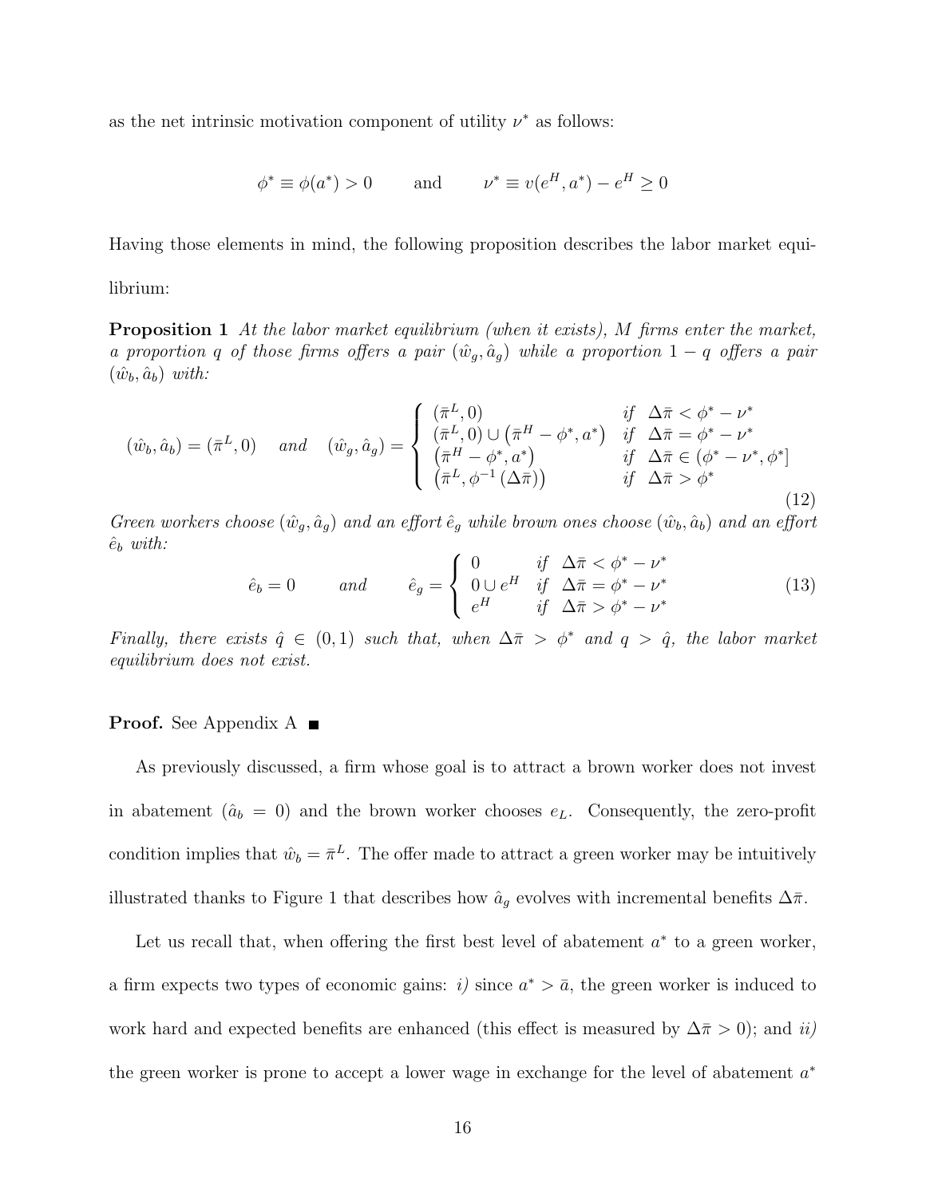as the net intrinsic motivation component of utility $\nu^*$ as follows:

$$\phi^* \equiv \phi(a^*) > 0 \qquad \text{and} \qquad \nu^* \equiv v(e^H, a^*) - e^H \geq 0$$

Having those elements in mind, the following proposition describes the labor market equilibrium:

**Proposition 1** *At the labor market equilibrium (when it exists), M firms enter the market, a proportion q of those firms offers a pair $(\hat{w}_g, \hat{a}_g)$ while a proportion $1-q$ offers a pair $(\hat{w}_b, \hat{a}_b)$ with:*

$$(\hat{w}_b, \hat{a}_b) = (\bar{\pi}^L, 0) \quad \text{and} \quad (\hat{w}_g, \hat{a}_g) = \begin{cases} (\bar{\pi}^L, 0) & \text{if } \Delta\bar{\pi} < \phi^* - \nu^* \\ (\bar{\pi}^L, 0) \cup (\bar{\pi}^H - \phi^*, a^*) & \text{if } \Delta\bar{\pi} = \phi^* - \nu^* \\ (\bar{\pi}^H - \phi^*, a^*) & \text{if } \Delta\bar{\pi} \in (\phi^* - \nu^*, \phi^*] \\ (\bar{\pi}^L, \phi^{-1}(\Delta\bar{\pi})) & \text{if } \Delta\bar{\pi} > \phi^* \end{cases} \tag{12}$$

*Green workers choose $(\hat{w}_g, \hat{a}_g)$ and an effort $\hat{e}_g$ while brown ones choose $(\hat{w}_b, \hat{a}_b)$ and an effort $\hat{e}_b$ with:*

$$\hat{e}_b = 0 \qquad \text{and} \qquad \hat{e}_g = \begin{cases} 0 & \text{if } \Delta\bar{\pi} < \phi^* - \nu^* \\ 0 \cup e^H & \text{if } \Delta\bar{\pi} = \phi^* - \nu^* \\ e^H & \text{if } \Delta\bar{\pi} > \phi^* - \nu^* \end{cases} \tag{13}$$

*Finally, there exists $\hat{q} \in (0,1)$ such that, when $\Delta\bar{\pi} > \phi^*$ and $q > \hat{q}$, the labor market equilibrium does not exist.*

**Proof.** See Appendix A ∎

As previously discussed, a firm whose goal is to attract a brown worker does not invest in abatement ($\hat{a}_b = 0$) and the brown worker chooses $e_L$. Consequently, the zero-profit condition implies that $\hat{w}_b = \bar{\pi}^L$. The offer made to attract a green worker may be intuitively illustrated thanks to Figure 1 that describes how $\hat{a}_g$ evolves with incremental benefits $\Delta\bar{\pi}$.

Let us recall that, when offering the first best level of abatement $a^*$ to a green worker, a firm expects two types of economic gains: *i)* since $a^* > \bar{a}$, the green worker is induced to work hard and expected benefits are enhanced (this effect is measured by $\Delta\bar{\pi} > 0$); and *ii)* the green worker is prone to accept a lower wage in exchange for the level of abatement $a^*$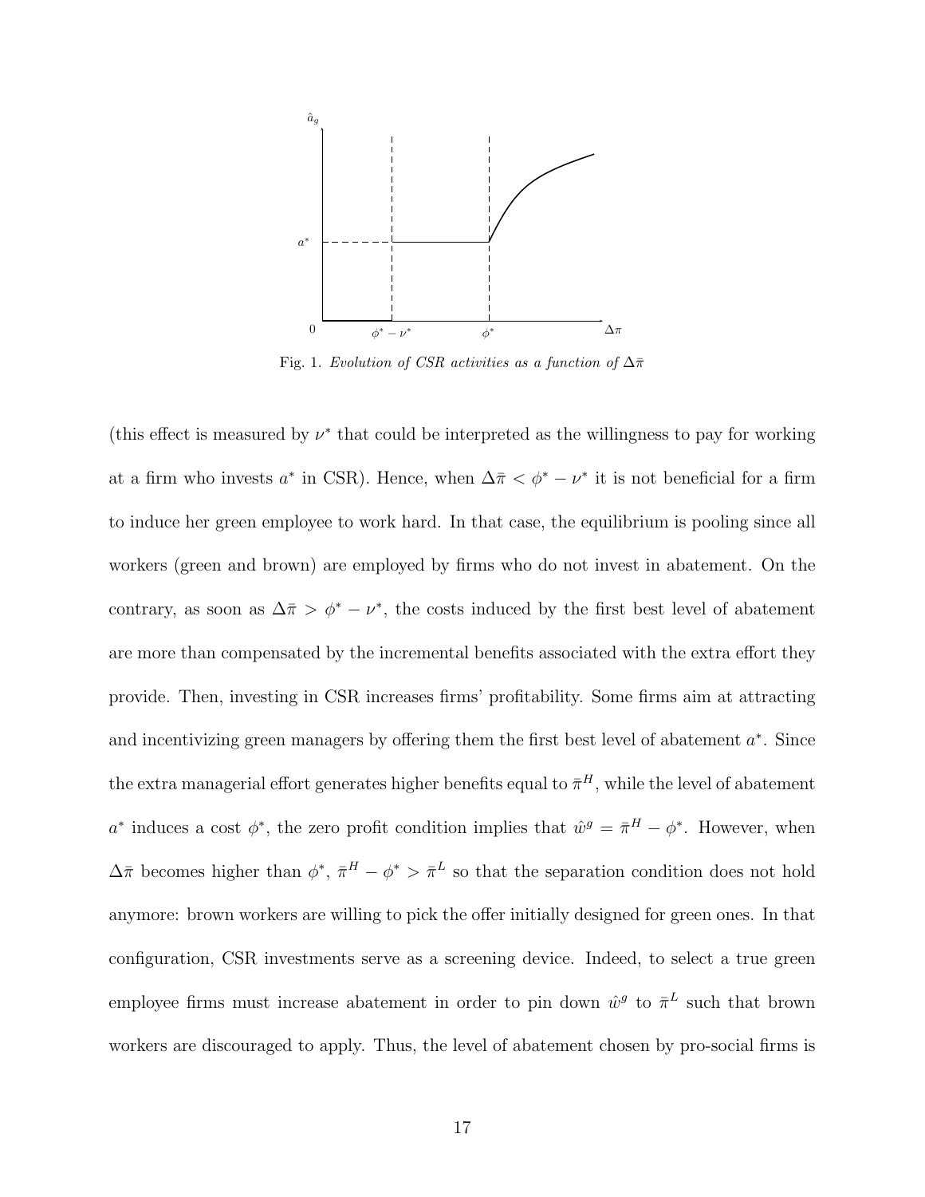Fig. 1. *Evolution of CSR activities as a function of $\Delta\bar{\pi}$*

(this effect is measured by $\nu^*$ that could be interpreted as the willingness to pay for working at a firm who invests $a^*$ in CSR). Hence, when $\Delta\bar{\pi} < \phi^* - \nu^*$ it is not beneficial for a firm to induce her green employee to work hard. In that case, the equilibrium is pooling since all workers (green and brown) are employed by firms who do not invest in abatement. On the contrary, as soon as $\Delta\bar{\pi} > \phi^* - \nu^*$, the costs induced by the first best level of abatement are more than compensated by the incremental benefits associated with the extra effort they provide. Then, investing in CSR increases firms' profitability. Some firms aim at attracting and incentivizing green managers by offering them the first best level of abatement $a^*$. Since the extra managerial effort generates higher benefits equal to $\bar{\pi}^H$, while the level of abatement $a^*$ induces a cost $\phi^*$, the zero profit condition implies that $\hat{w}^g = \bar{\pi}^H - \phi^*$. However, when $\Delta\bar{\pi}$ becomes higher than $\phi^*$, $\bar{\pi}^H - \phi^* > \bar{\pi}^L$ so that the separation condition does not hold anymore: brown workers are willing to pick the offer initially designed for green ones. In that configuration, CSR investments serve as a screening device. Indeed, to select a true green employee firms must increase abatement in order to pin down $\hat{w}^g$ to $\bar{\pi}^L$ such that brown workers are discouraged to apply. Thus, the level of abatement chosen by pro-social firms is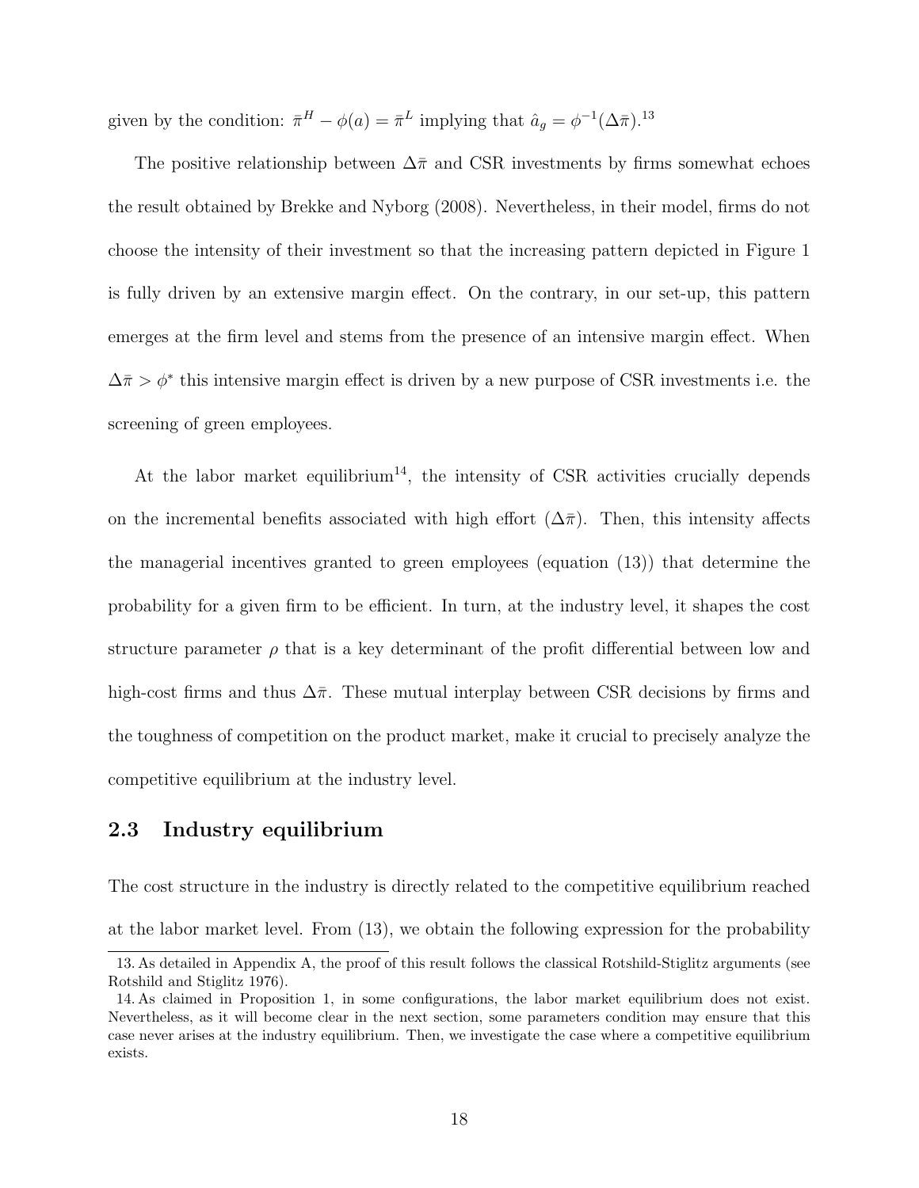given by the condition: $\bar{\pi}^H - \phi(a) = \bar{\pi}^L$ implying that $\hat{a}_g = \phi^{-1}(\Delta\bar{\pi})$.[13]

The positive relationship between $\Delta\bar{\pi}$ and CSR investments by firms somewhat echoes the result obtained by Brekke and Nyborg (2008). Nevertheless, in their model, firms do not choose the intensity of their investment so that the increasing pattern depicted in Figure 1 is fully driven by an extensive margin effect. On the contrary, in our set-up, this pattern emerges at the firm level and stems from the presence of an intensive margin effect. When $\Delta\bar{\pi} > \phi^*$ this intensive margin effect is driven by a new purpose of CSR investments i.e. the screening of green employees.

At the labor market equilibrium[14], the intensity of CSR activities crucially depends on the incremental benefits associated with high effort ($\Delta\bar{\pi}$). Then, this intensity affects the managerial incentives granted to green employees (equation (13)) that determine the probability for a given firm to be efficient. In turn, at the industry level, it shapes the cost structure parameter $\rho$ that is a key determinant of the profit differential between low and high-cost firms and thus $\Delta\bar{\pi}$. These mutual interplay between CSR decisions by firms and the toughness of competition on the product market, make it crucial to precisely analyze the competitive equilibrium at the industry level.

## 2.3 Industry equilibrium

The cost structure in the industry is directly related to the competitive equilibrium reached at the labor market level. From (13), we obtain the following expression for the probability

13. As detailed in Appendix A, the proof of this result follows the classical Rotshild-Stiglitz arguments (see Rotshild and Stiglitz 1976).

14. As claimed in Proposition 1, in some configurations, the labor market equilibrium does not exist. Nevertheless, as it will become clear in the next section, some parameters condition may ensure that this case never arises at the industry equilibrium. Then, we investigate the case where a competitive equilibrium exists.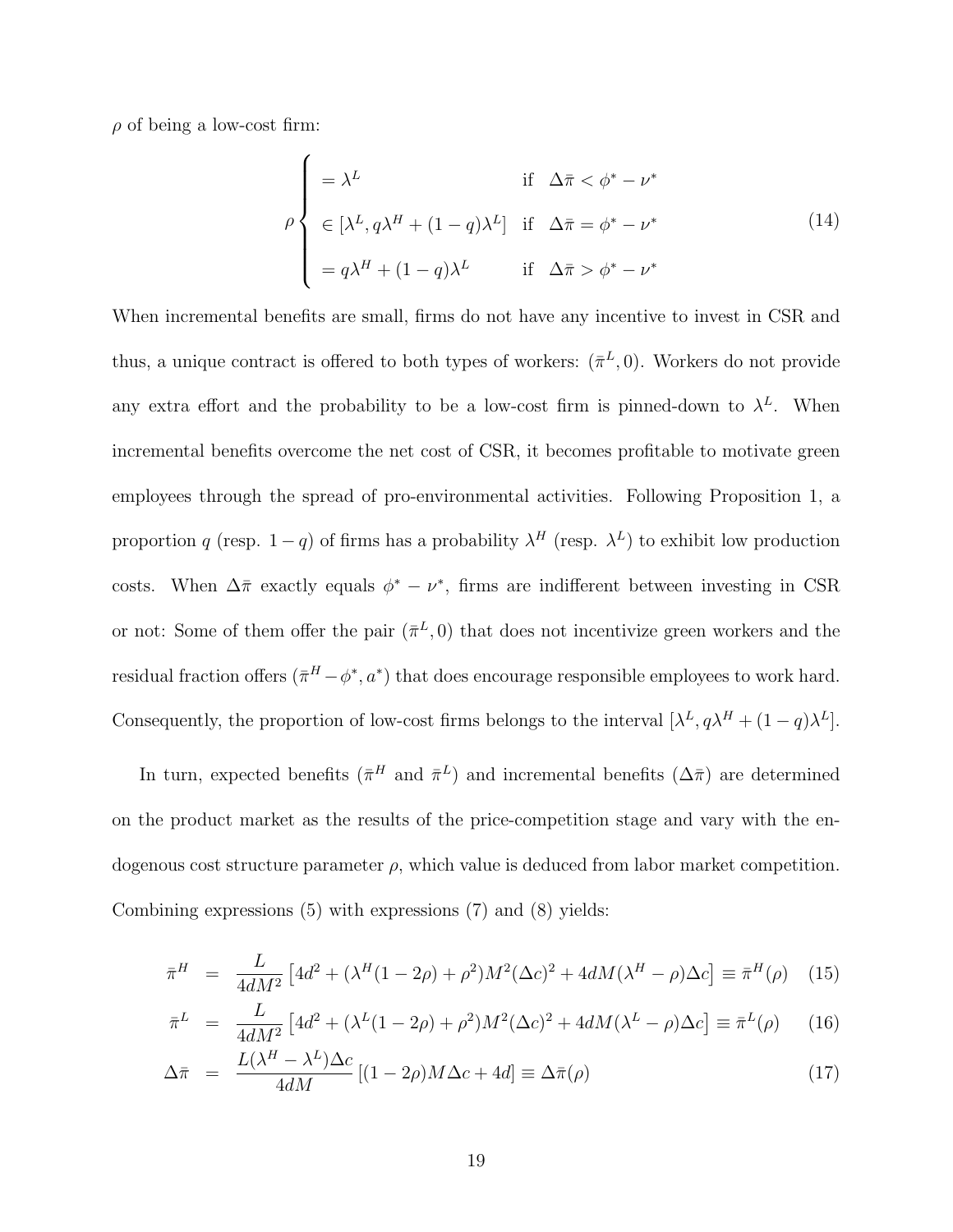$\rho$ of being a low-cost firm:

$$
\rho \begin{cases} = \lambda^L & \text{if} \quad \Delta\bar{\pi} < \phi^* - \nu^* \\ \in [\lambda^L, q\lambda^H + (1-q)\lambda^L] & \text{if} \quad \Delta\bar{\pi} = \phi^* - \nu^* \\ = q\lambda^H + (1-q)\lambda^L & \text{if} \quad \Delta\bar{\pi} > \phi^* - \nu^* \end{cases} \tag{14}
$$

When incremental benefits are small, firms do not have any incentive to invest in CSR and thus, a unique contract is offered to both types of workers: $(\bar{\pi}^L, 0)$. Workers do not provide any extra effort and the probability to be a low-cost firm is pinned-down to $\lambda^L$. When incremental benefits overcome the net cost of CSR, it becomes profitable to motivate green employees through the spread of pro-environmental activities. Following Proposition 1, a proportion $q$ (resp. $1-q$) of firms has a probability $\lambda^H$ (resp. $\lambda^L$) to exhibit low production costs. When $\Delta\bar{\pi}$ exactly equals $\phi^* - \nu^*$, firms are indifferent between investing in CSR or not: Some of them offer the pair $(\bar{\pi}^L, 0)$ that does not incentivize green workers and the residual fraction offers $(\bar{\pi}^H - \phi^*, a^*)$ that does encourage responsible employees to work hard. Consequently, the proportion of low-cost firms belongs to the interval $[\lambda^L, q\lambda^H + (1-q)\lambda^L]$.

In turn, expected benefits ($\bar{\pi}^H$ and $\bar{\pi}^L$) and incremental benefits ($\Delta\bar{\pi}$) are determined on the product market as the results of the price-competition stage and vary with the endogenous cost structure parameter $\rho$, which value is deduced from labor market competition. Combining expressions (5) with expressions (7) and (8) yields:

$$
\bar{\pi}^H = \frac{L}{4dM^2}\left[4d^2 + (\lambda^H(1-2\rho) + \rho^2)M^2(\Delta c)^2 + 4dM(\lambda^H - \rho)\Delta c\right] \equiv \bar{\pi}^H(\rho) \tag{15}
$$

$$
\bar{\pi}^L = \frac{L}{4dM^2}\left[4d^2 + (\lambda^L(1-2\rho) + \rho^2)M^2(\Delta c)^2 + 4dM(\lambda^L - \rho)\Delta c\right] \equiv \bar{\pi}^L(\rho) \tag{16}
$$

$$
\Delta\bar{\pi} = \frac{L(\lambda^H - \lambda^L)\Delta c}{4dM}\left[(1-2\rho)M\Delta c + 4d\right] \equiv \Delta\bar{\pi}(\rho) \tag{17}
$$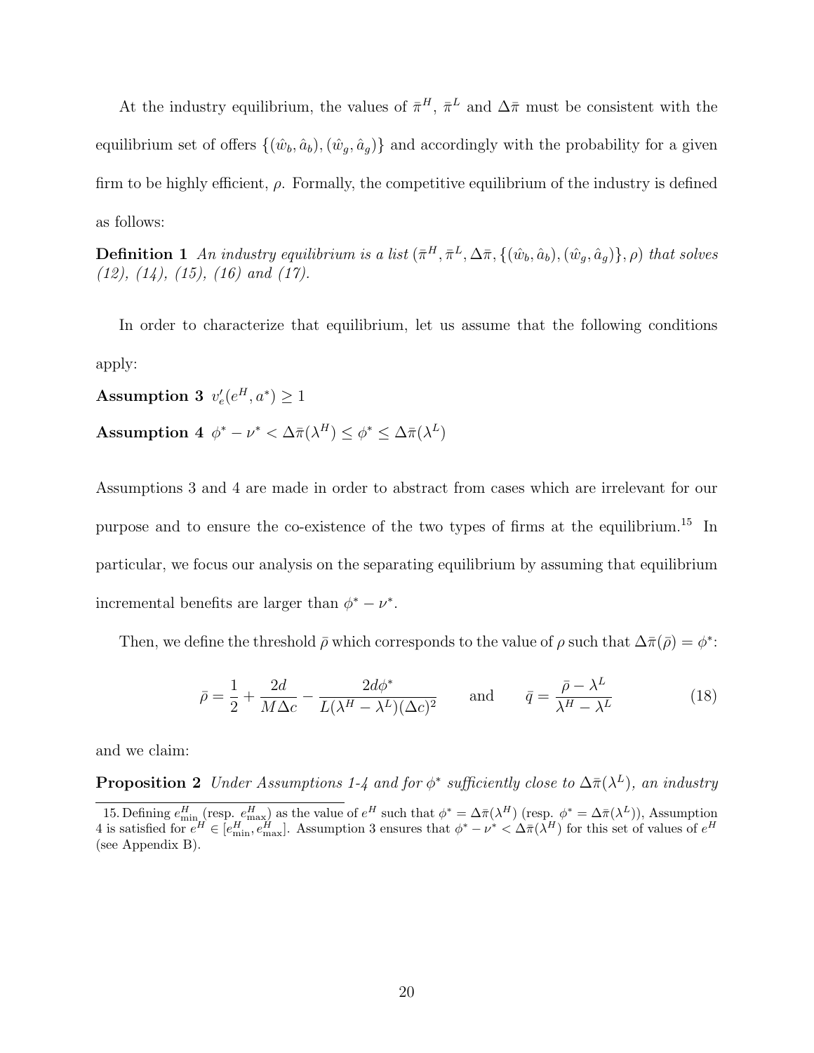At the industry equilibrium, the values of $\bar{\pi}^H$, $\bar{\pi}^L$ and $\Delta\bar{\pi}$ must be consistent with the equilibrium set of offers $\{(\hat{w}_b, \hat{a}_b), (\hat{w}_g, \hat{a}_g)\}$ and accordingly with the probability for a given firm to be highly efficient, $\rho$. Formally, the competitive equilibrium of the industry is defined as follows:

**Definition 1** *An industry equilibrium is a list $(\bar{\pi}^H, \bar{\pi}^L, \Delta\bar{\pi}, \{(\hat{w}_b, \hat{a}_b), (\hat{w}_g, \hat{a}_g)\}, \rho)$ that solves (12), (14), (15), (16) and (17).*

In order to characterize that equilibrium, let us assume that the following conditions apply:

**Assumption 3** $v'_e(e^H, a^*) \geq 1$

**Assumption 4** $\phi^* - \nu^* < \Delta\bar{\pi}(\lambda^H) \leq \phi^* \leq \Delta\bar{\pi}(\lambda^L)$

Assumptions 3 and 4 are made in order to abstract from cases which are irrelevant for our purpose and to ensure the co-existence of the two types of firms at the equilibrium.[15] In particular, we focus our analysis on the separating equilibrium by assuming that equilibrium incremental benefits are larger than $\phi^* - \nu^*$.

Then, we define the threshold $\bar{\rho}$ which corresponds to the value of $\rho$ such that $\Delta\bar{\pi}(\bar{\rho}) = \phi^*$:

$$\bar{\rho} = \frac{1}{2} + \frac{2d}{M\Delta c} - \frac{2d\phi^*}{L(\lambda^H - \lambda^L)(\Delta c)^2} \qquad \text{and} \qquad \bar{q} = \frac{\bar{\rho} - \lambda^L}{\lambda^H - \lambda^L} \tag{18}$$

and we claim:

**Proposition 2** *Under Assumptions 1-4 and for $\phi^*$ sufficiently close to $\Delta\bar{\pi}(\lambda^L)$, an industry*

15. Defining $e^H_{\min}$ (resp. $e^H_{\max}$) as the value of $e^H$ such that $\phi^* = \Delta\bar{\pi}(\lambda^H)$ (resp. $\phi^* = \Delta\bar{\pi}(\lambda^L)$), Assumption 4 is satisfied for $e^H \in [e^H_{\min}, e^H_{\max}]$. Assumption 3 ensures that $\phi^* - \nu^* < \Delta\bar{\pi}(\lambda^H)$ for this set of values of $e^H$ (see Appendix B).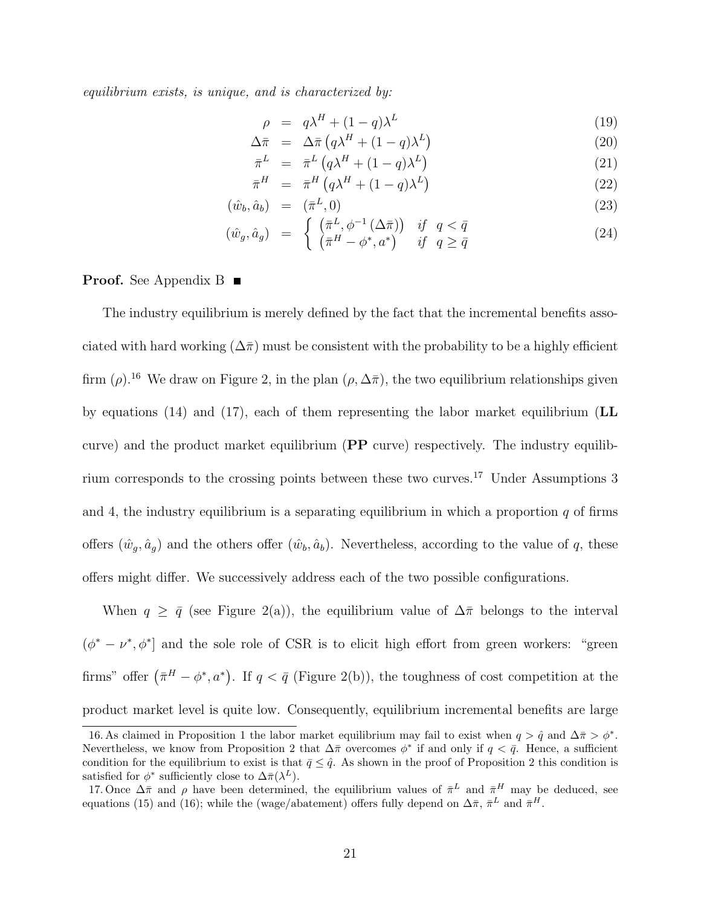*equilibrium exists, is unique, and is characterized by:*

$$
\begin{aligned}
\rho &= q\lambda^H + (1-q)\lambda^L & (19)\\
\Delta\bar{\pi} &= \Delta\bar{\pi}\left(q\lambda^H + (1-q)\lambda^L\right) & (20)\\
\bar{\pi}^L &= \bar{\pi}^L\left(q\lambda^H + (1-q)\lambda^L\right) & (21)\\
\bar{\pi}^H &= \bar{\pi}^H\left(q\lambda^H + (1-q)\lambda^L\right) & (22)\\
(\hat{w}_b, \hat{a}_b) &= (\bar{\pi}^L, 0) & (23)\\
(\hat{w}_g, \hat{a}_g) &= \begin{cases} \left(\bar{\pi}^L, \phi^{-1}(\Delta\bar{\pi})\right) & \text{if} \quad q < \bar{q} \\ \left(\bar{\pi}^H - \phi^*, a^*\right) & \text{if} \quad q \geq \bar{q} \end{cases} & (24)
\end{aligned}
$$

**Proof.** See Appendix B ■

The industry equilibrium is merely defined by the fact that the incremental benefits associated with hard working ($\Delta\bar{\pi}$) must be consistent with the probability to be a highly efficient firm ($\rho$).[16] We draw on Figure 2, in the plan ($\rho, \Delta\bar{\pi}$), the two equilibrium relationships given by equations (14) and (17), each of them representing the labor market equilibrium (**LL** curve) and the product market equilibrium (**PP** curve) respectively. The industry equilibrium corresponds to the crossing points between these two curves.[17] Under Assumptions 3 and 4, the industry equilibrium is a separating equilibrium in which a proportion $q$ of firms offers $(\hat{w}_g, \hat{a}_g)$ and the others offer $(\hat{w}_b, \hat{a}_b)$. Nevertheless, according to the value of $q$, these offers might differ. We successively address each of the two possible configurations.

When $q \geq \bar{q}$ (see Figure 2(a)), the equilibrium value of $\Delta\bar{\pi}$ belongs to the interval $(\phi^* - \nu^*, \phi^*]$ and the sole role of CSR is to elicit high effort from green workers: "green firms" offer $\left(\bar{\pi}^H - \phi^*, a^*\right)$. If $q < \bar{q}$ (Figure 2(b)), the toughness of cost competition at the product market level is quite low. Consequently, equilibrium incremental benefits are large

16. As claimed in Proposition 1 the labor market equilibrium may fail to exist when $q > \hat{q}$ and $\Delta\bar{\pi} > \phi^*$. Nevertheless, we know from Proposition 2 that $\Delta\bar{\pi}$ overcomes $\phi^*$ if and only if $q < \bar{q}$. Hence, a sufficient condition for the equilibrium to exist is that $\bar{q} \leq \hat{q}$. As shown in the proof of Proposition 2 this condition is satisfied for $\phi^*$ sufficiently close to $\Delta\bar{\pi}(\lambda^L)$.

17. Once $\Delta\bar{\pi}$ and $\rho$ have been determined, the equilibrium values of $\bar{\pi}^L$ and $\bar{\pi}^H$ may be deduced, see equations (15) and (16); while the (wage/abatement) offers fully depend on $\Delta\bar{\pi}$, $\bar{\pi}^L$ and $\bar{\pi}^H$.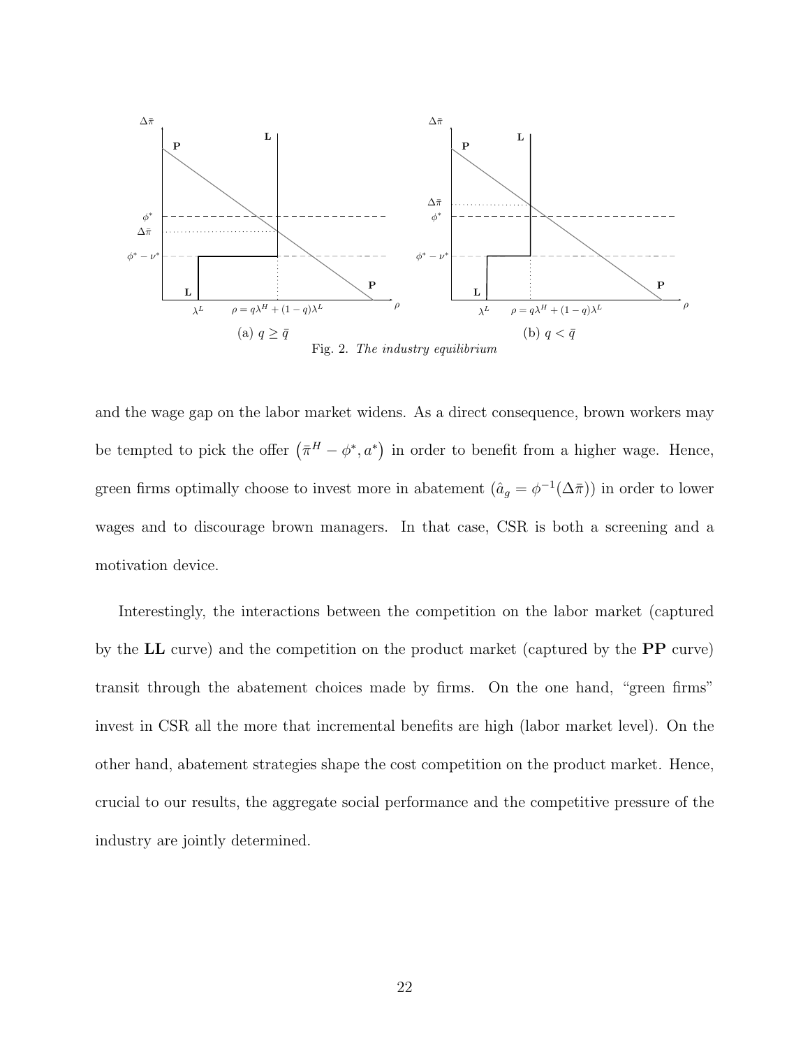Fig. 2. *The industry equilibrium*

and the wage gap on the labor market widens. As a direct consequence, brown workers may be tempted to pick the offer $\left(\bar{\pi}^H - \phi^*, a^*\right)$ in order to benefit from a higher wage. Hence, green firms optimally choose to invest more in abatement ($\hat{a}_g = \phi^{-1}(\Delta\bar{\pi})$) in order to lower wages and to discourage brown managers. In that case, CSR is both a screening and a motivation device.

Interestingly, the interactions between the competition on the labor market (captured by the **LL** curve) and the competition on the product market (captured by the **PP** curve) transit through the abatement choices made by firms. On the one hand, "green firms" invest in CSR all the more that incremental benefits are high (labor market level). On the other hand, abatement strategies shape the cost competition on the product market. Hence, crucial to our results, the aggregate social performance and the competitive pressure of the industry are jointly determined.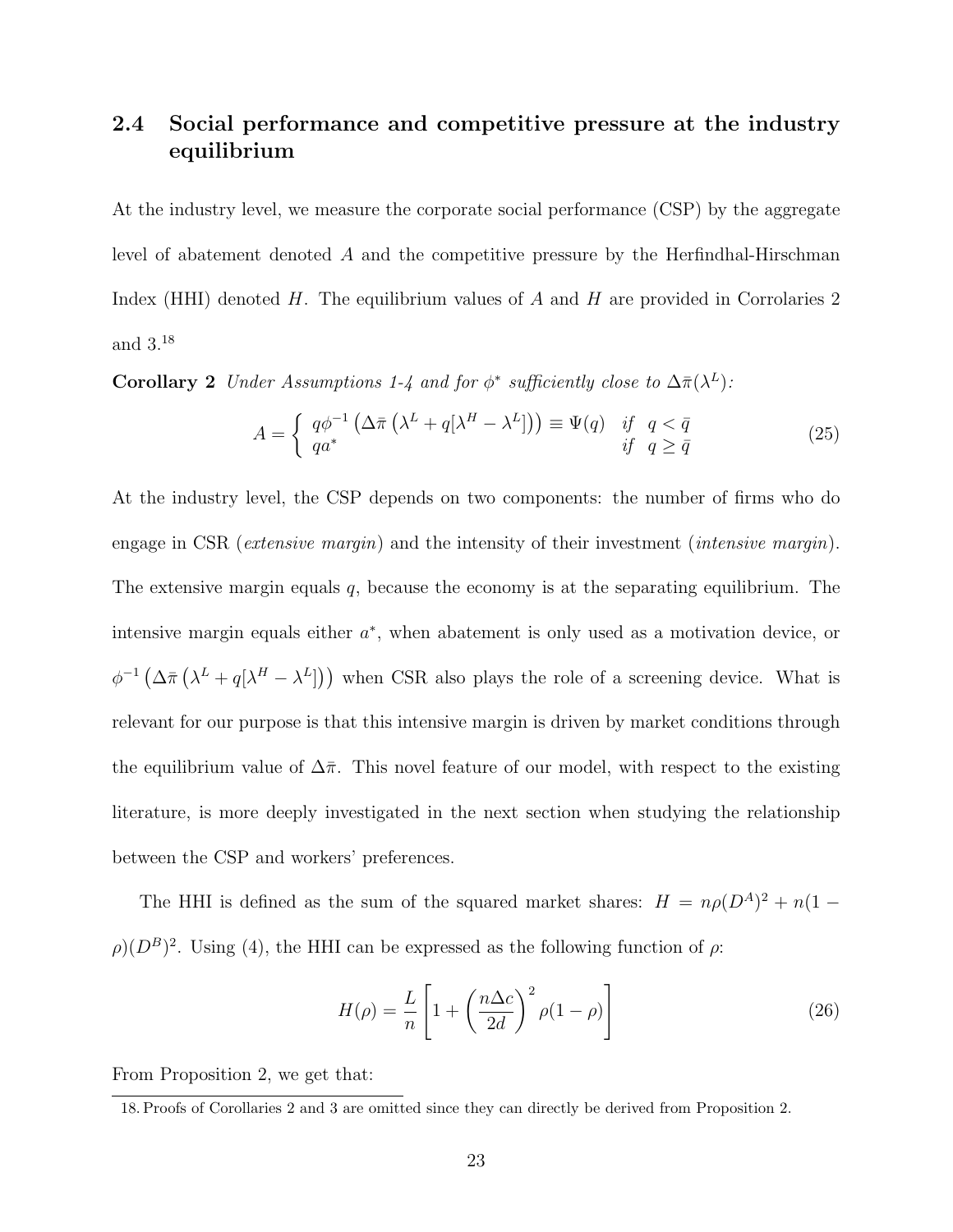## 2.4 Social performance and competitive pressure at the industry equilibrium

At the industry level, we measure the corporate social performance (CSP) by the aggregate level of abatement denoted $A$ and the competitive pressure by the Herfindhal-Hirschman Index (HHI) denoted $H$. The equilibrium values of $A$ and $H$ are provided in Corrolaries 2 and 3.[18]

**Corollary 2** *Under Assumptions 1-4 and for $\phi^*$ sufficiently close to $\Delta\bar{\pi}(\lambda^L)$:*

$$A = \begin{cases} q\phi^{-1}\left(\Delta\bar{\pi}\left(\lambda^L + q[\lambda^H - \lambda^L]\right)\right) \equiv \Psi(q) & \text{if} \quad q < \bar{q} \\ qa^* & \text{if} \quad q \geq \bar{q} \end{cases} \tag{25}$$

At the industry level, the CSP depends on two components: the number of firms who do engage in CSR (*extensive margin*) and the intensity of their investment (*intensive margin*). The extensive margin equals $q$, because the economy is at the separating equilibrium. The intensive margin equals either $a^*$, when abatement is only used as a motivation device, or $\phi^{-1}\left(\Delta\bar{\pi}\left(\lambda^L + q[\lambda^H - \lambda^L]\right)\right)$ when CSR also plays the role of a screening device. What is relevant for our purpose is that this intensive margin is driven by market conditions through the equilibrium value of $\Delta\bar{\pi}$. This novel feature of our model, with respect to the existing literature, is more deeply investigated in the next section when studying the relationship between the CSP and workers' preferences.

The HHI is defined as the sum of the squared market shares: $H = n\rho(D^A)^2 + n(1-\rho)(D^B)^2$. Using (4), the HHI can be expressed as the following function of $\rho$:

$$H(\rho) = \frac{L}{n}\left[1 + \left(\frac{n\Delta c}{2d}\right)^2 \rho(1-\rho)\right] \tag{26}$$

From Proposition 2, we get that:

[18] Proofs of Corollaries 2 and 3 are omitted since they can directly be derived from Proposition 2.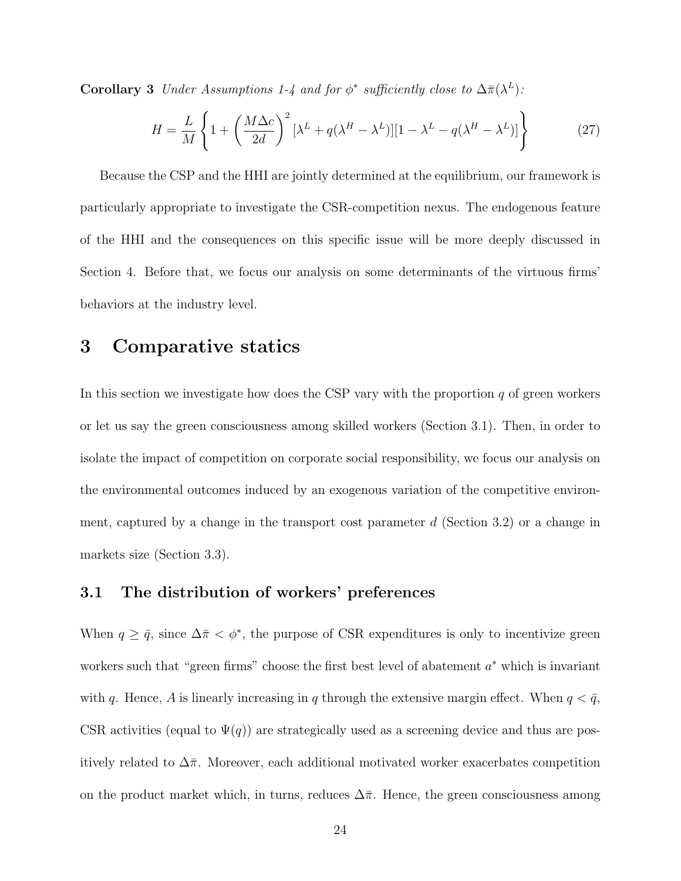**Corollary 3** *Under Assumptions 1-4 and for $\phi^*$ sufficiently close to $\Delta\bar{\pi}(\lambda^L)$:*

$$H = \frac{L}{M}\left\{1 + \left(\frac{M\Delta c}{2d}\right)^2 [\lambda^L + q(\lambda^H - \lambda^L)][1 - \lambda^L - q(\lambda^H - \lambda^L)]\right\} \tag{27}$$

Because the CSP and the HHI are jointly determined at the equilibrium, our framework is particularly appropriate to investigate the CSR-competition nexus. The endogenous feature of the HHI and the consequences on this specific issue will be more deeply discussed in Section 4. Before that, we focus our analysis on some determinants of the virtuous firms' behaviors at the industry level.

# 3 Comparative statics

In this section we investigate how does the CSP vary with the proportion $q$ of green workers or let us say the green consciousness among skilled workers (Section 3.1). Then, in order to isolate the impact of competition on corporate social responsibility, we focus our analysis on the environmental outcomes induced by an exogenous variation of the competitive environment, captured by a change in the transport cost parameter $d$ (Section 3.2) or a change in markets size (Section 3.3).

## 3.1 The distribution of workers' preferences

When $q \geq \bar{q}$, since $\Delta\bar{\pi} < \phi^*$, the purpose of CSR expenditures is only to incentivize green workers such that "green firms" choose the first best level of abatement $a^*$ which is invariant with $q$. Hence, $A$ is linearly increasing in $q$ through the extensive margin effect. When $q < \bar{q}$, CSR activities (equal to $\Psi(q)$) are strategically used as a screening device and thus are positively related to $\Delta\bar{\pi}$. Moreover, each additional motivated worker exacerbates competition on the product market which, in turns, reduces $\Delta\bar{\pi}$. Hence, the green consciousness among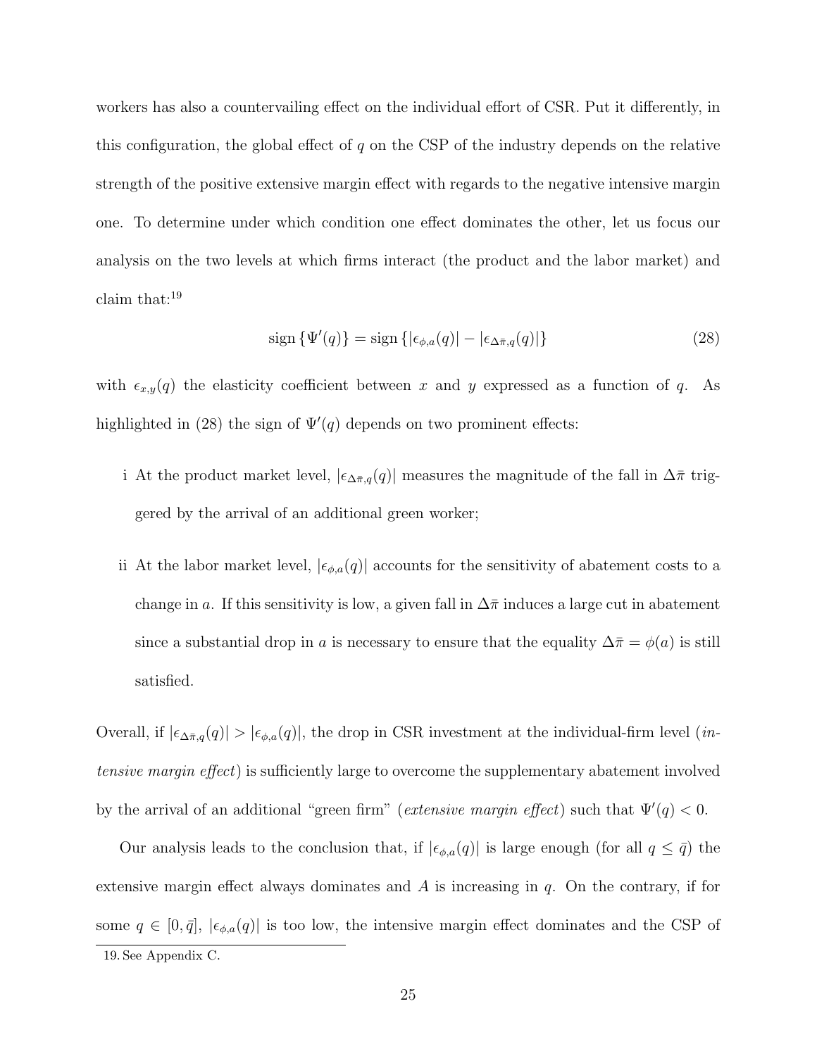workers has also a countervailing effect on the individual effort of CSR. Put it differently, in this configuration, the global effect of $q$ on the CSP of the industry depends on the relative strength of the positive extensive margin effect with regards to the negative intensive margin one. To determine under which condition one effect dominates the other, let us focus our analysis on the two levels at which firms interact (the product and the labor market) and claim that:[19]

$$\text{sign}\{\Psi'(q)\} = \text{sign}\{|\epsilon_{\phi,a}(q)| - |\epsilon_{\Delta\bar{\pi},q}(q)|\} \tag{28}$$

with $\epsilon_{x,y}(q)$ the elasticity coefficient between $x$ and $y$ expressed as a function of $q$. As highlighted in (28) the sign of $\Psi'(q)$ depends on two prominent effects:

i At the product market level, $|\epsilon_{\Delta\bar{\pi},q}(q)|$ measures the magnitude of the fall in $\Delta\bar{\pi}$ triggered by the arrival of an additional green worker;

ii At the labor market level, $|\epsilon_{\phi,a}(q)|$ accounts for the sensitivity of abatement costs to a change in $a$. If this sensitivity is low, a given fall in $\Delta\bar{\pi}$ induces a large cut in abatement since a substantial drop in $a$ is necessary to ensure that the equality $\Delta\bar{\pi} = \phi(a)$ is still satisfied.

Overall, if $|\epsilon_{\Delta\bar{\pi},q}(q)| > |\epsilon_{\phi,a}(q)|$, the drop in CSR investment at the individual-firm level (*intensive margin effect*) is sufficiently large to overcome the supplementary abatement involved by the arrival of an additional "green firm" (*extensive margin effect*) such that $\Psi'(q) < 0$.

Our analysis leads to the conclusion that, if $|\epsilon_{\phi,a}(q)|$ is large enough (for all $q \leq \bar{q}$) the extensive margin effect always dominates and $A$ is increasing in $q$. On the contrary, if for some $q \in [0, \bar{q}]$, $|\epsilon_{\phi,a}(q)|$ is too low, the intensive margin effect dominates and the CSP of

19. See Appendix C.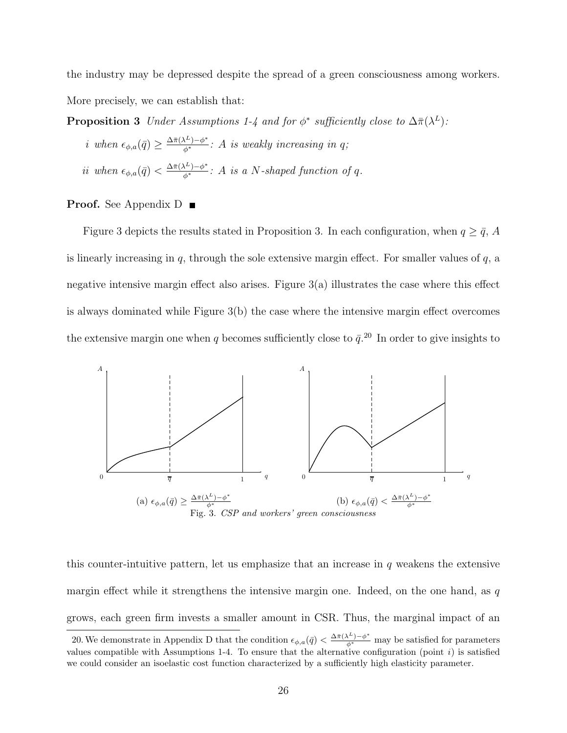the industry may be depressed despite the spread of a green consciousness among workers. More precisely, we can establish that:

**Proposition 3** *Under Assumptions 1-4 and for $\phi^*$ sufficiently close to $\Delta\bar{\pi}(\lambda^L)$:*

*i when $\epsilon_{\phi,a}(\bar{q}) \geq \frac{\Delta\bar{\pi}(\lambda^L)-\phi^*}{\phi^*}$: A is weakly increasing in q;*

*ii when $\epsilon_{\phi,a}(\bar{q}) < \frac{\Delta\bar{\pi}(\lambda^L)-\phi^*}{\phi^*}$: A is a N-shaped function of q.*

**Proof.** See Appendix D ■

Figure 3 depicts the results stated in Proposition 3. In each configuration, when $q \geq \bar{q}$, $A$ is linearly increasing in $q$, through the sole extensive margin effect. For smaller values of $q$, a negative intensive margin effect also arises. Figure 3(a) illustrates the case where this effect is always dominated while Figure 3(b) the case where the intensive margin effect overcomes the extensive margin one when $q$ becomes sufficiently close to $\bar{q}$.[20] In order to give insights to

(a) $\epsilon_{\phi,a}(\bar{q}) \geq \frac{\Delta\bar{\pi}(\lambda^L)-\phi^*}{\phi^*}$ (b) $\epsilon_{\phi,a}(\bar{q}) < \frac{\Delta\bar{\pi}(\lambda^L)-\phi^*}{\phi^*}$

Fig. 3. *CSP and workers' green consciousness*

this counter-intuitive pattern, let us emphasize that an increase in $q$ weakens the extensive margin effect while it strengthens the intensive margin one. Indeed, on the one hand, as $q$ grows, each green firm invests a smaller amount in CSR. Thus, the marginal impact of an

20. We demonstrate in Appendix D that the condition $\epsilon_{\phi,a}(\bar{q}) < \frac{\Delta\bar{\pi}(\lambda^L)-\phi^*}{\phi^*}$ may be satisfied for parameters values compatible with Assumptions 1-4. To ensure that the alternative configuration (point $i$) is satisfied we could consider an isoelastic cost function characterized by a sufficiently high elasticity parameter.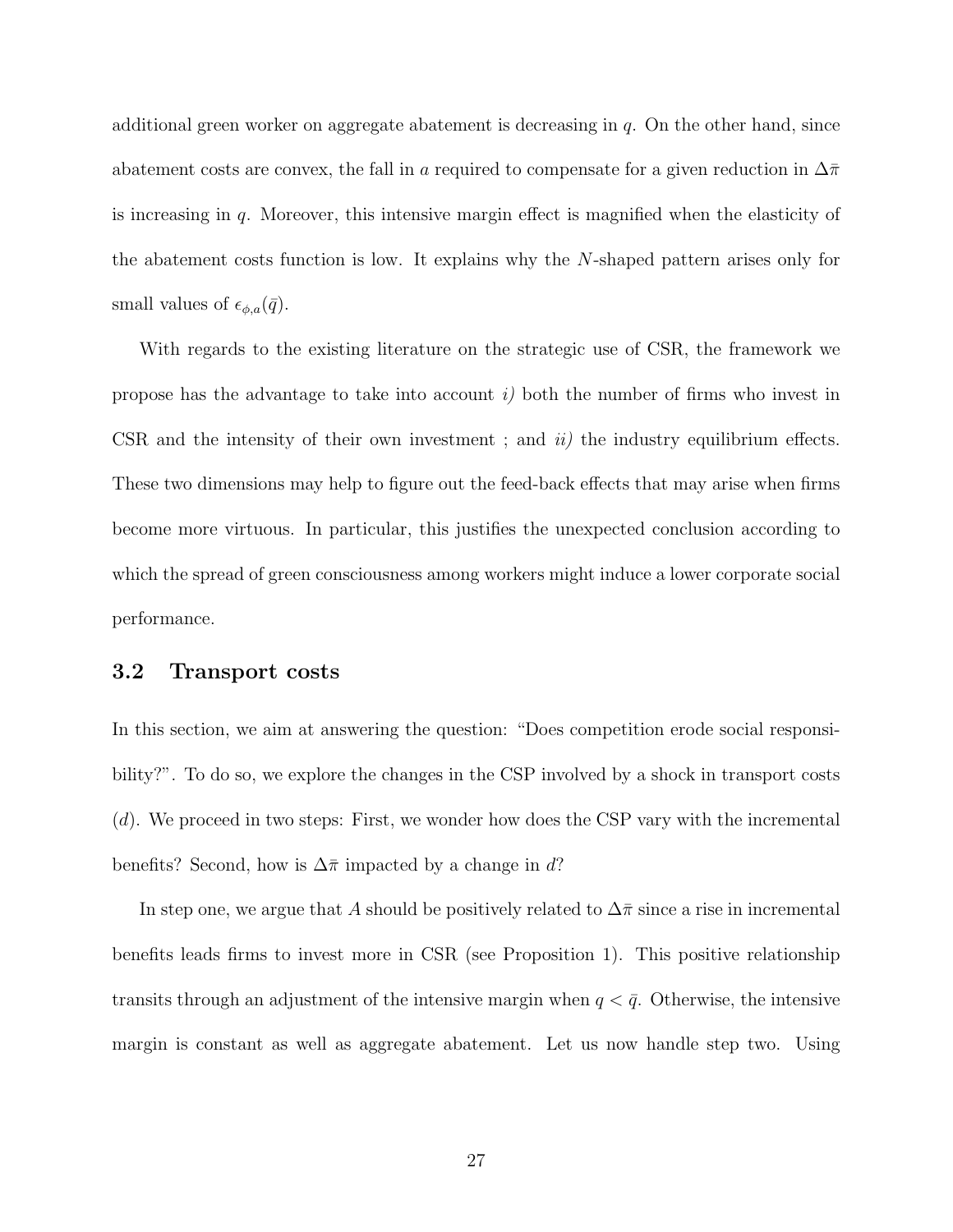additional green worker on aggregate abatement is decreasing in $q$. On the other hand, since abatement costs are convex, the fall in $a$ required to compensate for a given reduction in $\Delta\bar{\pi}$ is increasing in $q$. Moreover, this intensive margin effect is magnified when the elasticity of the abatement costs function is low. It explains why the $N$-shaped pattern arises only for small values of $\epsilon_{\phi,a}(\bar{q})$.

With regards to the existing literature on the strategic use of CSR, the framework we propose has the advantage to take into account *i)* both the number of firms who invest in CSR and the intensity of their own investment ; and *ii)* the industry equilibrium effects. These two dimensions may help to figure out the feed-back effects that may arise when firms become more virtuous. In particular, this justifies the unexpected conclusion according to which the spread of green consciousness among workers might induce a lower corporate social performance.

### 3.2 Transport costs

In this section, we aim at answering the question: "Does competition erode social responsibility?". To do so, we explore the changes in the CSP involved by a shock in transport costs ($d$). We proceed in two steps: First, we wonder how does the CSP vary with the incremental benefits? Second, how is $\Delta\bar{\pi}$ impacted by a change in $d$?

In step one, we argue that $A$ should be positively related to $\Delta\bar{\pi}$ since a rise in incremental benefits leads firms to invest more in CSR (see Proposition 1). This positive relationship transits through an adjustment of the intensive margin when $q < \bar{q}$. Otherwise, the intensive margin is constant as well as aggregate abatement. Let us now handle step two. Using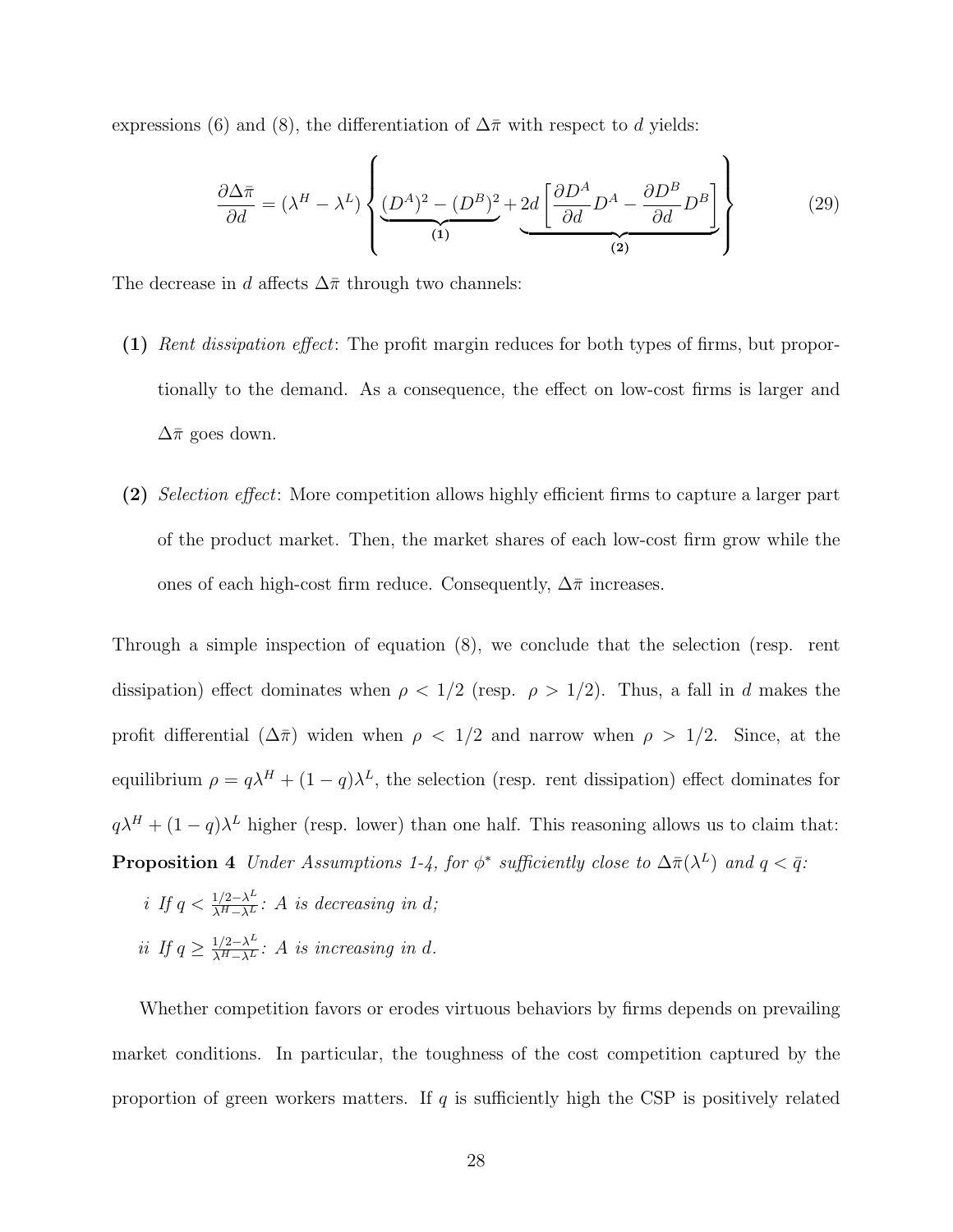expressions (6) and (8), the differentiation of $\Delta\bar{\pi}$ with respect to $d$ yields:

$$\frac{\partial \Delta\bar{\pi}}{\partial d} = (\lambda^H - \lambda^L)\left\{\underbrace{(D^A)^2 - (D^B)^2}_{\textbf{(1)}} + \underbrace{2d\left[\frac{\partial D^A}{\partial d}D^A - \frac{\partial D^B}{\partial d}D^B\right]}_{\textbf{(2)}}\right\} \tag{29}$$

The decrease in $d$ affects $\Delta\bar{\pi}$ through two channels:

**(1)** *Rent dissipation effect*: The profit margin reduces for both types of firms, but proportionally to the demand. As a consequence, the effect on low-cost firms is larger and $\Delta\bar{\pi}$ goes down.

**(2)** *Selection effect*: More competition allows highly efficient firms to capture a larger part of the product market. Then, the market shares of each low-cost firm grow while the ones of each high-cost firm reduce. Consequently, $\Delta\bar{\pi}$ increases.

Through a simple inspection of equation (8), we conclude that the selection (resp. rent dissipation) effect dominates when $\rho < 1/2$ (resp. $\rho > 1/2$). Thus, a fall in $d$ makes the profit differential ($\Delta\bar{\pi}$) widen when $\rho < 1/2$ and narrow when $\rho > 1/2$. Since, at the equilibrium $\rho = q\lambda^H + (1-q)\lambda^L$, the selection (resp. rent dissipation) effect dominates for $q\lambda^H + (1-q)\lambda^L$ higher (resp. lower) than one half. This reasoning allows us to claim that:

**Proposition 4** *Under Assumptions 1-4, for $\phi^*$ sufficiently close to $\Delta\bar{\pi}(\lambda^L)$ and $q < \bar{q}$:*

*i If $q < \frac{1/2-\lambda^L}{\lambda^H-\lambda^L}$: A is decreasing in d;*

*ii If $q \geq \frac{1/2-\lambda^L}{\lambda^H-\lambda^L}$: A is increasing in d.*

Whether competition favors or erodes virtuous behaviors by firms depends on prevailing market conditions. In particular, the toughness of the cost competition captured by the proportion of green workers matters. If $q$ is sufficiently high the CSP is positively related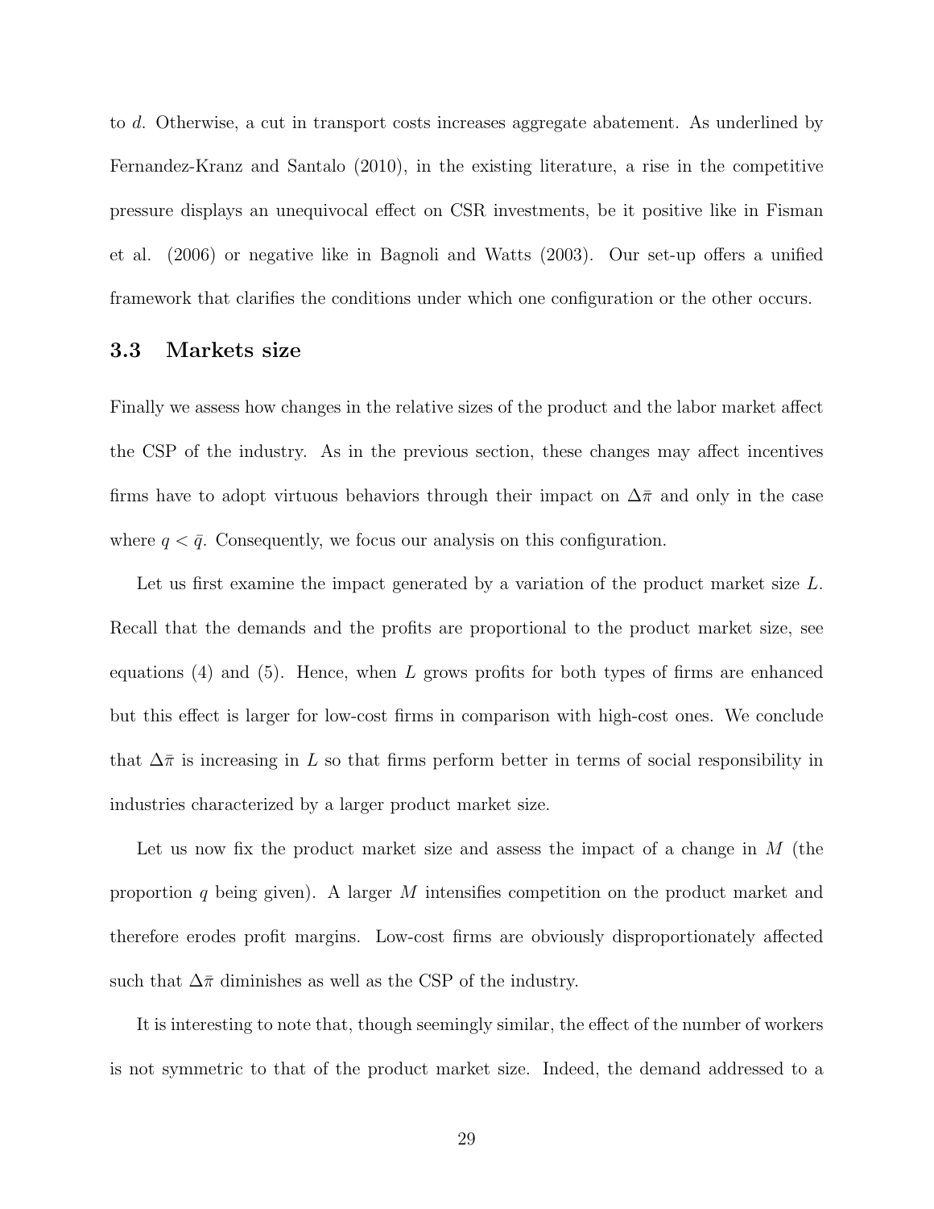to $d$. Otherwise, a cut in transport costs increases aggregate abatement. As underlined by Fernandez-Kranz and Santalo (2010), in the existing literature, a rise in the competitive pressure displays an unequivocal effect on CSR investments, be it positive like in Fisman et al. (2006) or negative like in Bagnoli and Watts (2003). Our set-up offers a unified framework that clarifies the conditions under which one configuration or the other occurs.

### 3.3 Markets size

Finally we assess how changes in the relative sizes of the product and the labor market affect the CSP of the industry. As in the previous section, these changes may affect incentives firms have to adopt virtuous behaviors through their impact on $\Delta\bar{\pi}$ and only in the case where $q < \bar{q}$. Consequently, we focus our analysis on this configuration.

Let us first examine the impact generated by a variation of the product market size $L$. Recall that the demands and the profits are proportional to the product market size, see equations (4) and (5). Hence, when $L$ grows profits for both types of firms are enhanced but this effect is larger for low-cost firms in comparison with high-cost ones. We conclude that $\Delta\bar{\pi}$ is increasing in $L$ so that firms perform better in terms of social responsibility in industries characterized by a larger product market size.

Let us now fix the product market size and assess the impact of a change in $M$ (the proportion $q$ being given). A larger $M$ intensifies competition on the product market and therefore erodes profit margins. Low-cost firms are obviously disproportionately affected such that $\Delta\bar{\pi}$ diminishes as well as the CSP of the industry.

It is interesting to note that, though seemingly similar, the effect of the number of workers is not symmetric to that of the product market size. Indeed, the demand addressed to a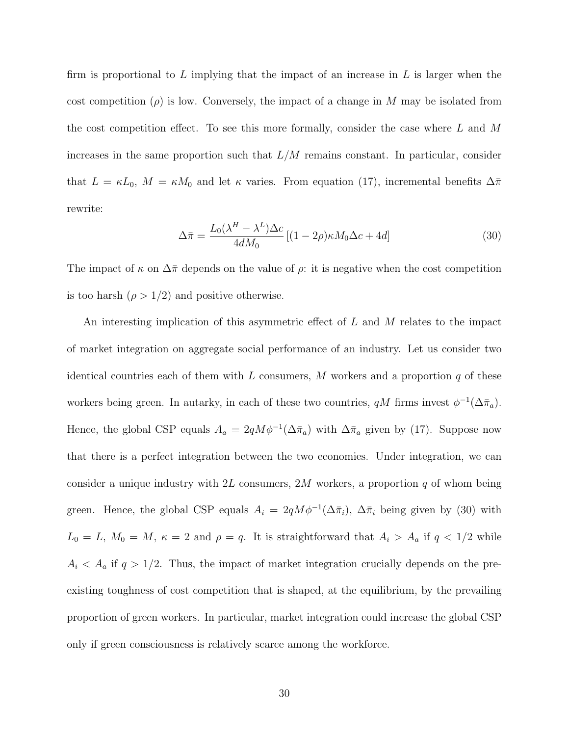firm is proportional to $L$ implying that the impact of an increase in $L$ is larger when the cost competition ($\rho$) is low. Conversely, the impact of a change in $M$ may be isolated from the cost competition effect. To see this more formally, consider the case where $L$ and $M$ increases in the same proportion such that $L/M$ remains constant. In particular, consider that $L = \kappa L_0$, $M = \kappa M_0$ and let $\kappa$ varies. From equation (17), incremental benefits $\Delta\bar{\pi}$ rewrite:

$$\Delta\bar{\pi} = \frac{L_0(\lambda^H - \lambda^L)\Delta c}{4dM_0}\left[(1-2\rho)\kappa M_0 \Delta c + 4d\right] \tag{30}$$

The impact of $\kappa$ on $\Delta\bar{\pi}$ depends on the value of $\rho$: it is negative when the cost competition is too harsh ($\rho > 1/2$) and positive otherwise.

An interesting implication of this asymmetric effect of $L$ and $M$ relates to the impact of market integration on aggregate social performance of an industry. Let us consider two identical countries each of them with $L$ consumers, $M$ workers and a proportion $q$ of these workers being green. In autarky, in each of these two countries, $qM$ firms invest $\phi^{-1}(\Delta\bar{\pi}_a)$. Hence, the global CSP equals $A_a = 2qM\phi^{-1}(\Delta\bar{\pi}_a)$ with $\Delta\bar{\pi}_a$ given by (17). Suppose now that there is a perfect integration between the two economies. Under integration, we can consider a unique industry with $2L$ consumers, $2M$ workers, a proportion $q$ of whom being green. Hence, the global CSP equals $A_i = 2qM\phi^{-1}(\Delta\bar{\pi}_i)$, $\Delta\bar{\pi}_i$ being given by (30) with $L_0 = L$, $M_0 = M$, $\kappa = 2$ and $\rho = q$. It is straightforward that $A_i > A_a$ if $q < 1/2$ while $A_i < A_a$ if $q > 1/2$. Thus, the impact of market integration crucially depends on the pre-existing toughness of cost competition that is shaped, at the equilibrium, by the prevailing proportion of green workers. In particular, market integration could increase the global CSP only if green consciousness is relatively scarce among the workforce.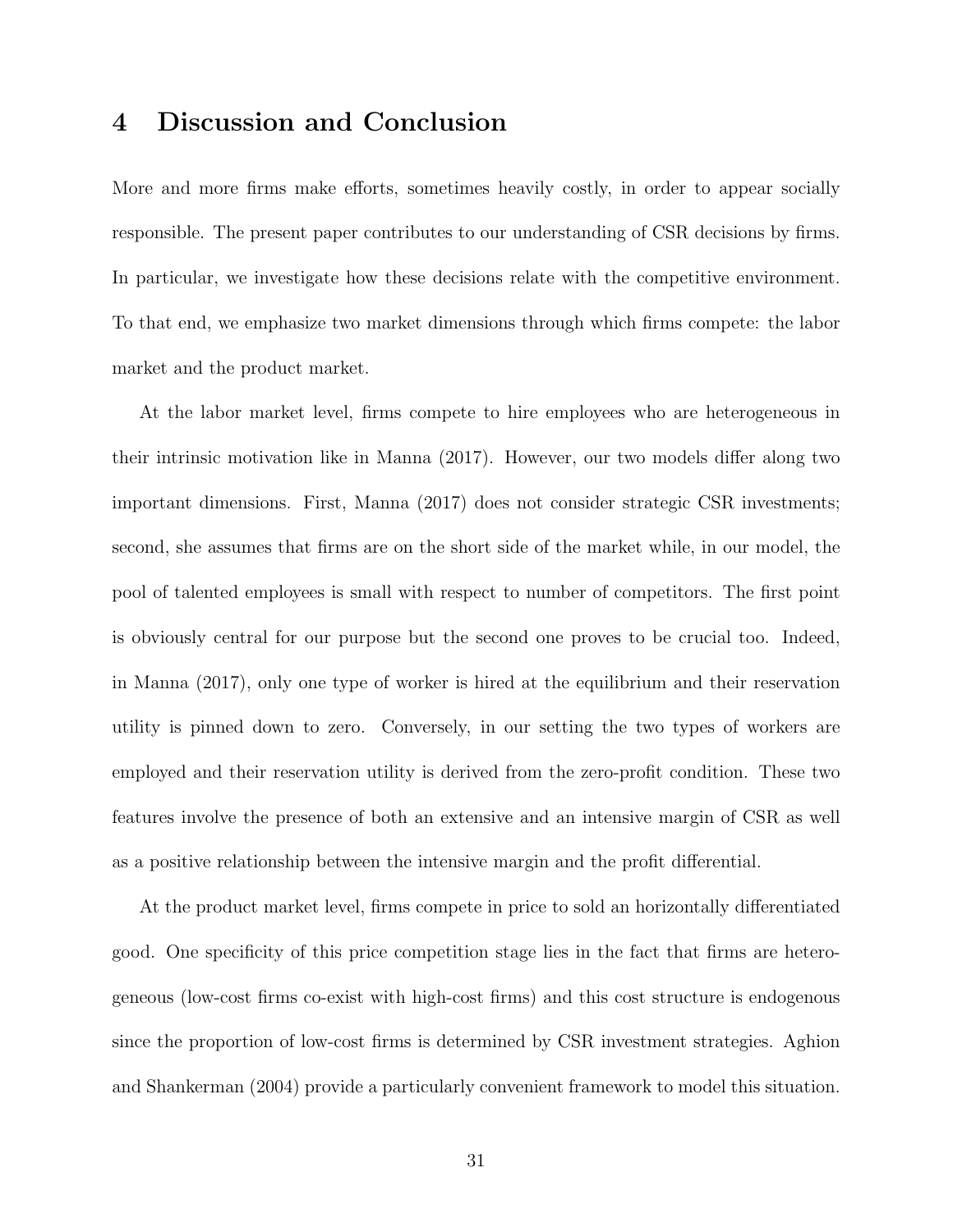# 4 Discussion and Conclusion

More and more firms make efforts, sometimes heavily costly, in order to appear socially responsible. The present paper contributes to our understanding of CSR decisions by firms. In particular, we investigate how these decisions relate with the competitive environment. To that end, we emphasize two market dimensions through which firms compete: the labor market and the product market.

At the labor market level, firms compete to hire employees who are heterogeneous in their intrinsic motivation like in Manna (2017). However, our two models differ along two important dimensions. First, Manna (2017) does not consider strategic CSR investments; second, she assumes that firms are on the short side of the market while, in our model, the pool of talented employees is small with respect to number of competitors. The first point is obviously central for our purpose but the second one proves to be crucial too. Indeed, in Manna (2017), only one type of worker is hired at the equilibrium and their reservation utility is pinned down to zero. Conversely, in our setting the two types of workers are employed and their reservation utility is derived from the zero-profit condition. These two features involve the presence of both an extensive and an intensive margin of CSR as well as a positive relationship between the intensive margin and the profit differential.

At the product market level, firms compete in price to sold an horizontally differentiated good. One specificity of this price competition stage lies in the fact that firms are heterogeneous (low-cost firms co-exist with high-cost firms) and this cost structure is endogenous since the proportion of low-cost firms is determined by CSR investment strategies. Aghion and Shankerman (2004) provide a particularly convenient framework to model this situation.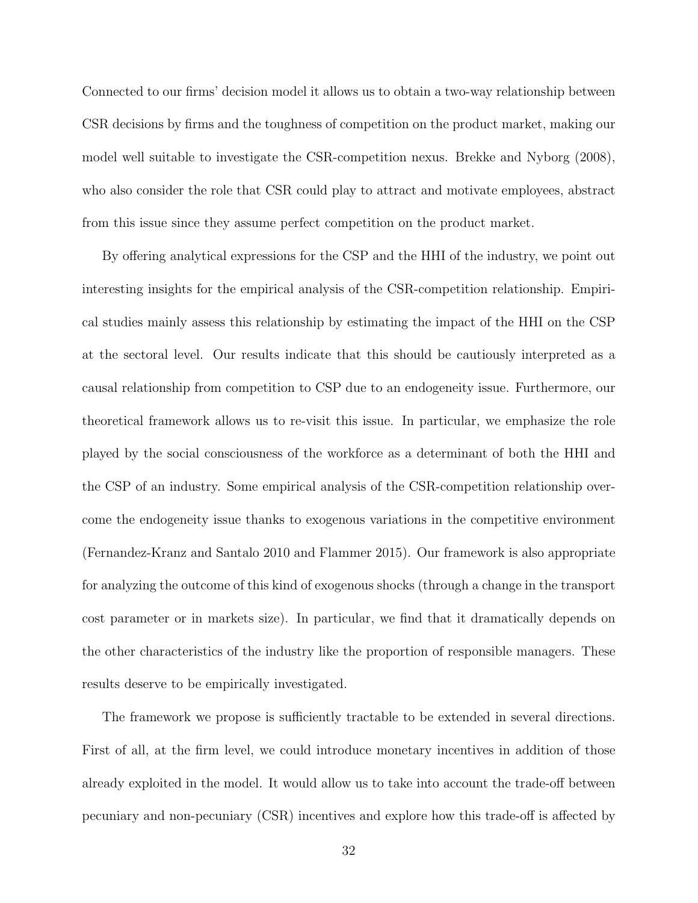Connected to our firms' decision model it allows us to obtain a two-way relationship between CSR decisions by firms and the toughness of competition on the product market, making our model well suitable to investigate the CSR-competition nexus. Brekke and Nyborg (2008), who also consider the role that CSR could play to attract and motivate employees, abstract from this issue since they assume perfect competition on the product market.

By offering analytical expressions for the CSP and the HHI of the industry, we point out interesting insights for the empirical analysis of the CSR-competition relationship. Empirical studies mainly assess this relationship by estimating the impact of the HHI on the CSP at the sectoral level. Our results indicate that this should be cautiously interpreted as a causal relationship from competition to CSP due to an endogeneity issue. Furthermore, our theoretical framework allows us to re-visit this issue. In particular, we emphasize the role played by the social consciousness of the workforce as a determinant of both the HHI and the CSP of an industry. Some empirical analysis of the CSR-competition relationship overcome the endogeneity issue thanks to exogenous variations in the competitive environment (Fernandez-Kranz and Santalo 2010 and Flammer 2015). Our framework is also appropriate for analyzing the outcome of this kind of exogenous shocks (through a change in the transport cost parameter or in markets size). In particular, we find that it dramatically depends on the other characteristics of the industry like the proportion of responsible managers. These results deserve to be empirically investigated.

The framework we propose is sufficiently tractable to be extended in several directions. First of all, at the firm level, we could introduce monetary incentives in addition of those already exploited in the model. It would allow us to take into account the trade-off between pecuniary and non-pecuniary (CSR) incentives and explore how this trade-off is affected by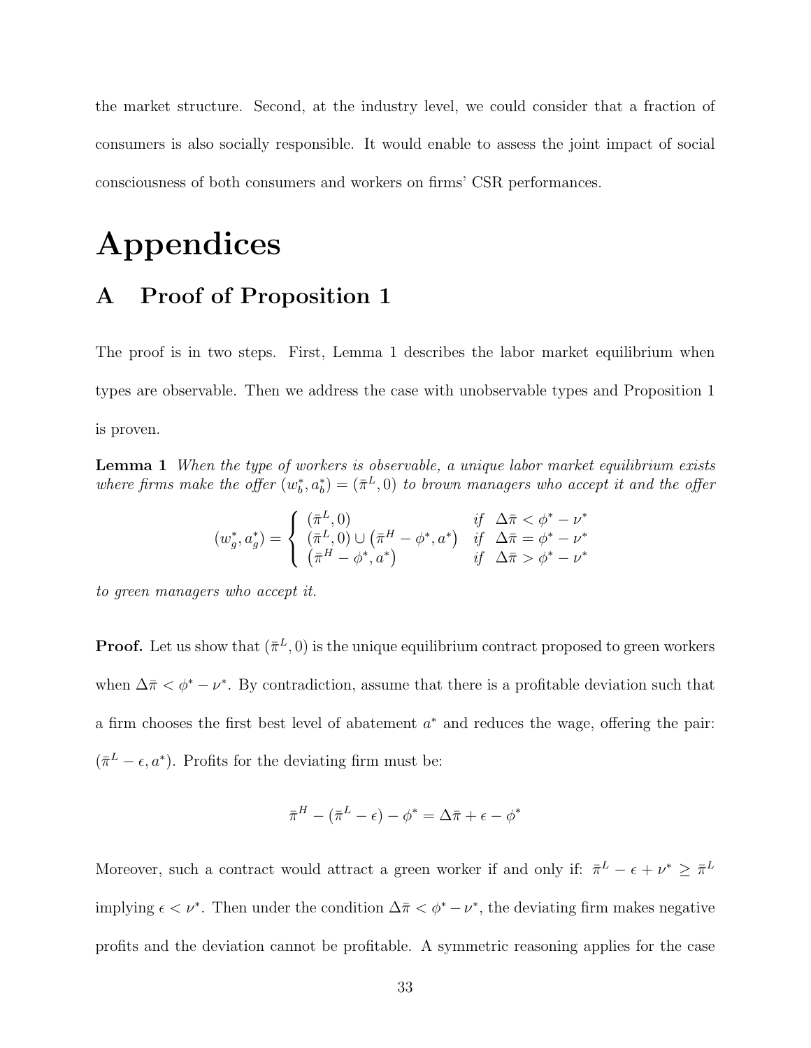the market structure. Second, at the industry level, we could consider that a fraction of consumers is also socially responsible. It would enable to assess the joint impact of social consciousness of both consumers and workers on firms' CSR performances.

# Appendices

## A Proof of Proposition 1

The proof is in two steps. First, Lemma 1 describes the labor market equilibrium when types are observable. Then we address the case with unobservable types and Proposition 1 is proven.

**Lemma 1** *When the type of workers is observable, a unique labor market equilibrium exists where firms make the offer $(w_b^*, a_b^*) = (\bar{\pi}^L, 0)$ to brown managers who accept it and the offer*

$$
(w_g^*, a_g^*) = \begin{cases} (\bar{\pi}^L, 0) & \text{if} \quad \Delta\bar{\pi} < \phi^* - \nu^* \\ (\bar{\pi}^L, 0) \cup \left(\bar{\pi}^H - \phi^*, a^*\right) & \text{if} \quad \Delta\bar{\pi} = \phi^* - \nu^* \\ \left(\bar{\pi}^H - \phi^*, a^*\right) & \text{if} \quad \Delta\bar{\pi} > \phi^* - \nu^* \end{cases}
$$

*to green managers who accept it.*

**Proof.** Let us show that $(\bar{\pi}^L, 0)$ is the unique equilibrium contract proposed to green workers when $\Delta\bar{\pi} < \phi^* - \nu^*$. By contradiction, assume that there is a profitable deviation such that a firm chooses the first best level of abatement $a^*$ and reduces the wage, offering the pair: $(\bar{\pi}^L - \epsilon, a^*)$. Profits for the deviating firm must be:

$$
\bar{\pi}^H - (\bar{\pi}^L - \epsilon) - \phi^* = \Delta\bar{\pi} + \epsilon - \phi^*
$$

Moreover, such a contract would attract a green worker if and only if: $\bar{\pi}^L - \epsilon + \nu^* \geq \bar{\pi}^L$ implying $\epsilon < \nu^*$. Then under the condition $\Delta\bar{\pi} < \phi^* - \nu^*$, the deviating firm makes negative profits and the deviation cannot be profitable. A symmetric reasoning applies for the case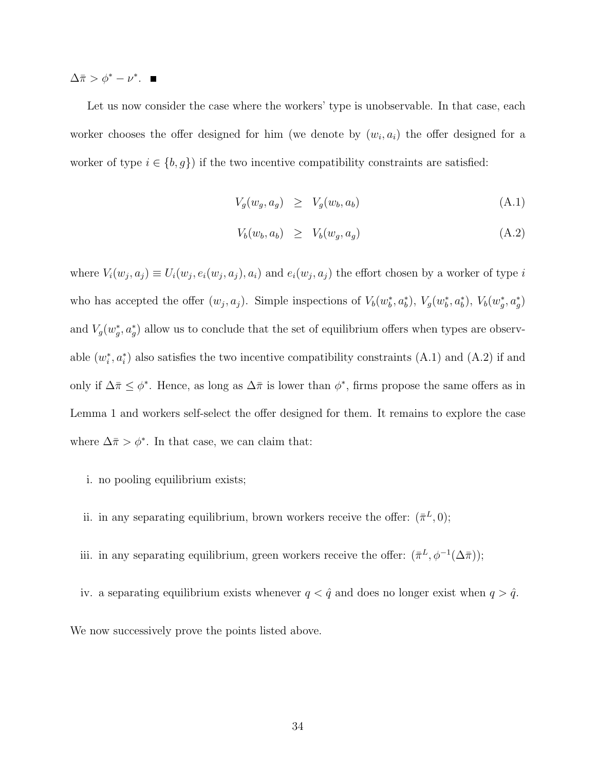$\Delta\bar{\pi} > \phi^* - \nu^*$. ■

Let us now consider the case where the workers' type is unobservable. In that case, each worker chooses the offer designed for him (we denote by $(w_i, a_i)$ the offer designed for a worker of type $i \in \{b, g\}$) if the two incentive compatibility constraints are satisfied:

$$V_g(w_g, a_g) \geq V_g(w_b, a_b) \tag{A.1}$$

$$V_b(w_b, a_b) \geq V_b(w_g, a_g) \tag{A.2}$$

where $V_i(w_j, a_j) \equiv U_i(w_j, e_i(w_j, a_j), a_i)$ and $e_i(w_j, a_j)$ the effort chosen by a worker of type $i$ who has accepted the offer $(w_j, a_j)$. Simple inspections of $V_b(w_b^*, a_b^*)$, $V_g(w_b^*, a_b^*)$, $V_b(w_g^*, a_g^*)$ and $V_g(w_g^*, a_g^*)$ allow us to conclude that the set of equilibrium offers when types are observable $(w_i^*, a_i^*)$ also satisfies the two incentive compatibility constraints (A.1) and (A.2) if and only if $\Delta\bar{\pi} \leq \phi^*$. Hence, as long as $\Delta\bar{\pi}$ is lower than $\phi^*$, firms propose the same offers as in Lemma 1 and workers self-select the offer designed for them. It remains to explore the case where $\Delta\bar{\pi} > \phi^*$. In that case, we can claim that:

i. no pooling equilibrium exists;

ii. in any separating equilibrium, brown workers receive the offer: $(\bar{\pi}^L, 0)$;

iii. in any separating equilibrium, green workers receive the offer: $(\bar{\pi}^L, \phi^{-1}(\Delta\bar{\pi}))$;

iv. a separating equilibrium exists whenever $q < \hat{q}$ and does no longer exist when $q > \hat{q}$.

We now successively prove the points listed above.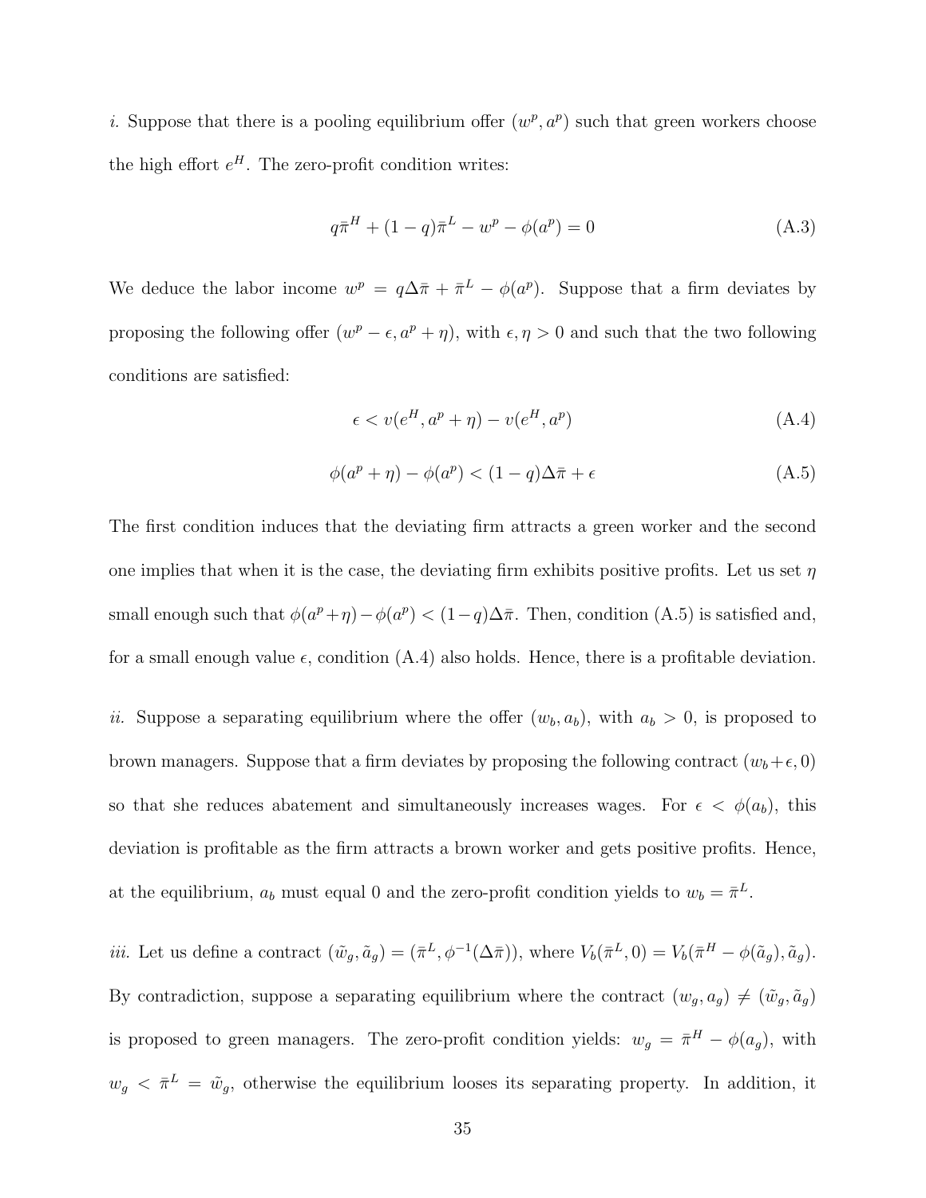*i.* Suppose that there is a pooling equilibrium offer $(w^p, a^p)$ such that green workers choose the high effort $e^H$. The zero-profit condition writes:

$$q\bar{\pi}^H + (1-q)\bar{\pi}^L - w^p - \phi(a^p) = 0 \tag{A.3}$$

We deduce the labor income $w^p = q\Delta\bar{\pi} + \bar{\pi}^L - \phi(a^p)$. Suppose that a firm deviates by proposing the following offer $(w^p - \epsilon, a^p + \eta)$, with $\epsilon, \eta > 0$ and such that the two following conditions are satisfied:

$$\epsilon < v(e^H, a^p + \eta) - v(e^H, a^p) \tag{A.4}$$

$$\phi(a^p + \eta) - \phi(a^p) < (1-q)\Delta\bar{\pi} + \epsilon \tag{A.5}$$

The first condition induces that the deviating firm attracts a green worker and the second one implies that when it is the case, the deviating firm exhibits positive profits. Let us set $\eta$ small enough such that $\phi(a^p+\eta) - \phi(a^p) < (1-q)\Delta\bar{\pi}$. Then, condition (A.5) is satisfied and, for a small enough value $\epsilon$, condition (A.4) also holds. Hence, there is a profitable deviation.

*ii.* Suppose a separating equilibrium where the offer $(w_b, a_b)$, with $a_b > 0$, is proposed to brown managers. Suppose that a firm deviates by proposing the following contract $(w_b + \epsilon, 0)$ so that she reduces abatement and simultaneously increases wages. For $\epsilon < \phi(a_b)$, this deviation is profitable as the firm attracts a brown worker and gets positive profits. Hence, at the equilibrium, $a_b$ must equal 0 and the zero-profit condition yields to $w_b = \bar{\pi}^L$.

*iii.* Let us define a contract $(\tilde{w}_g, \tilde{a}_g) = (\bar{\pi}^L, \phi^{-1}(\Delta\bar{\pi}))$, where $V_b(\bar{\pi}^L, 0) = V_b(\bar{\pi}^H - \phi(\tilde{a}_g), \tilde{a}_g)$. By contradiction, suppose a separating equilibrium where the contract $(w_g, a_g) \neq (\tilde{w}_g, \tilde{a}_g)$ is proposed to green managers. The zero-profit condition yields: $w_g = \bar{\pi}^H - \phi(a_g)$, with $w_g < \bar{\pi}^L = \tilde{w}_g$, otherwise the equilibrium looses its separating property. In addition, it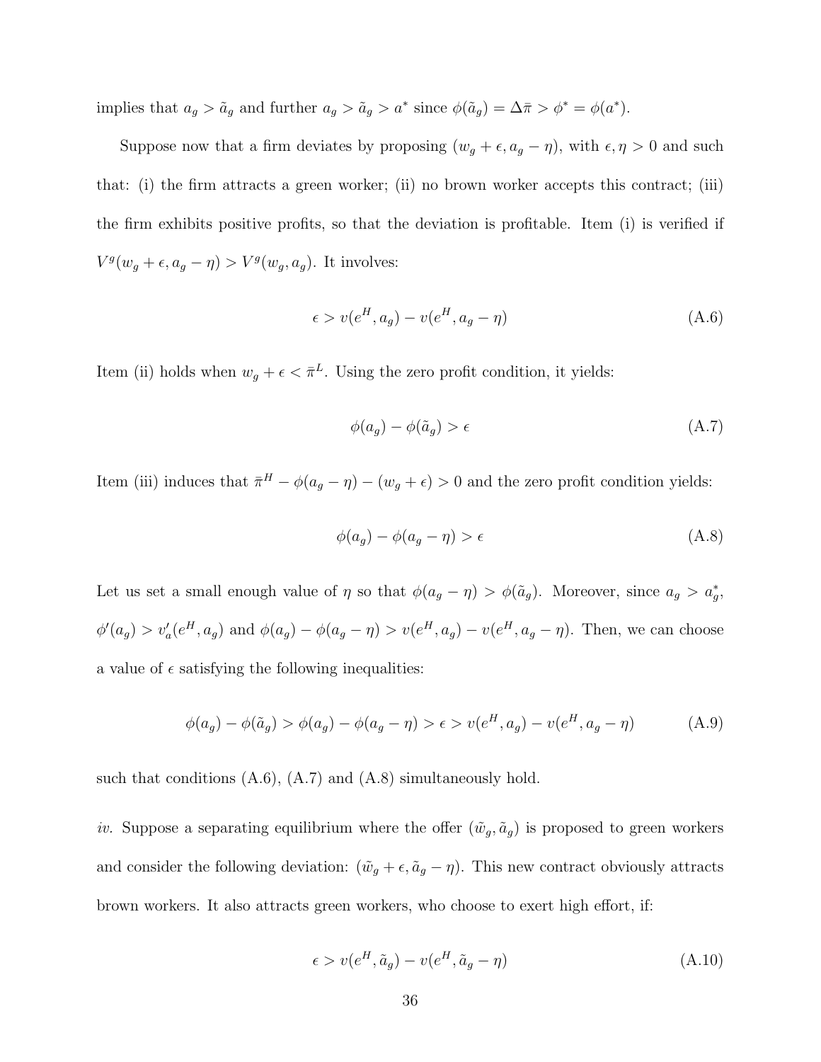implies that $a_g > \tilde{a}_g$ and further $a_g > \tilde{a}_g > a^*$ since $\phi(\tilde{a}_g) = \Delta\bar{\pi} > \phi^* = \phi(a^*)$.

Suppose now that a firm deviates by proposing $(w_g + \epsilon, a_g - \eta)$, with $\epsilon, \eta > 0$ and such that: (i) the firm attracts a green worker; (ii) no brown worker accepts this contract; (iii) the firm exhibits positive profits, so that the deviation is profitable. Item (i) is verified if $V^g(w_g + \epsilon, a_g - \eta) > V^g(w_g, a_g)$. It involves:

$$\epsilon > v(e^H, a_g) - v(e^H, a_g - \eta) \tag{A.6}$$

Item (ii) holds when $w_g + \epsilon < \bar{\pi}^L$. Using the zero profit condition, it yields:

$$\phi(a_g) - \phi(\tilde{a}_g) > \epsilon \tag{A.7}$$

Item (iii) induces that $\bar{\pi}^H - \phi(a_g - \eta) - (w_g + \epsilon) > 0$ and the zero profit condition yields:

$$\phi(a_g) - \phi(a_g - \eta) > \epsilon \tag{A.8}$$

Let us set a small enough value of $\eta$ so that $\phi(a_g - \eta) > \phi(\tilde{a}_g)$. Moreover, since $a_g > a_g^*$, $\phi'(a_g) > v'_a(e^H, a_g)$ and $\phi(a_g) - \phi(a_g - \eta) > v(e^H, a_g) - v(e^H, a_g - \eta)$. Then, we can choose a value of $\epsilon$ satisfying the following inequalities:

$$\phi(a_g) - \phi(\tilde{a}_g) > \phi(a_g) - \phi(a_g - \eta) > \epsilon > v(e^H, a_g) - v(e^H, a_g - \eta) \tag{A.9}$$

such that conditions (A.6), (A.7) and (A.8) simultaneously hold.

*iv.* Suppose a separating equilibrium where the offer $(\tilde{w}_g, \tilde{a}_g)$ is proposed to green workers and consider the following deviation: $(\tilde{w}_g + \epsilon, \tilde{a}_g - \eta)$. This new contract obviously attracts brown workers. It also attracts green workers, who choose to exert high effort, if:

$$\epsilon > v(e^H, \tilde{a}_g) - v(e^H, \tilde{a}_g - \eta) \tag{A.10}$$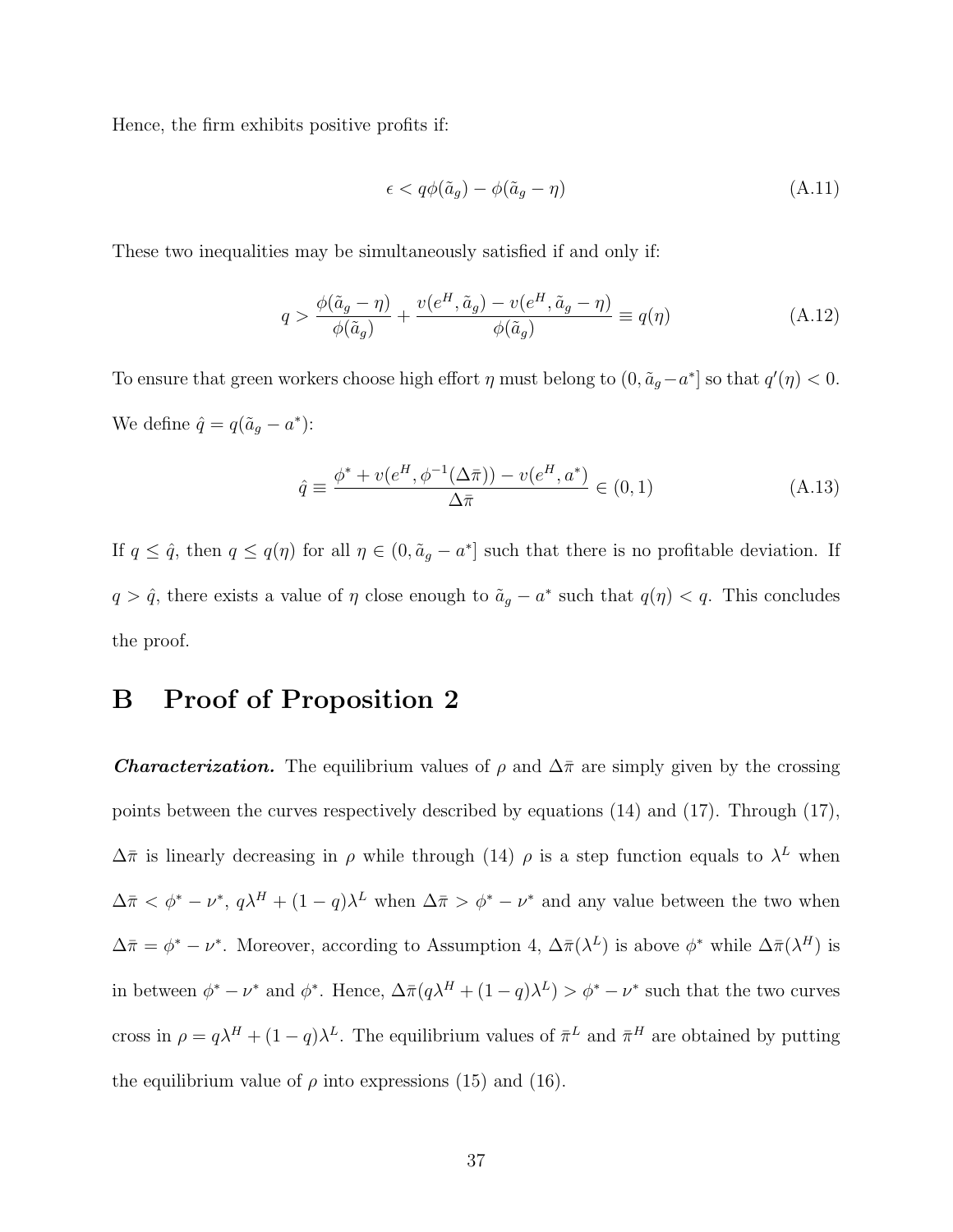Hence, the firm exhibits positive profits if:

$$\epsilon < q\phi(\tilde{a}_g) - \phi(\tilde{a}_g - \eta) \tag{A.11}$$

These two inequalities may be simultaneously satisfied if and only if:

$$q > \frac{\phi(\tilde{a}_g - \eta)}{\phi(\tilde{a}_g)} + \frac{v(e^H, \tilde{a}_g) - v(e^H, \tilde{a}_g - \eta)}{\phi(\tilde{a}_g)} \equiv q(\eta) \tag{A.12}$$

To ensure that green workers choose high effort $\eta$ must belong to $(0, \tilde{a}_g - a^*]$ so that $q'(\eta) < 0$. We define $\hat{q} = q(\tilde{a}_g - a^*)$:

$$\hat{q} \equiv \frac{\phi^* + v(e^H, \phi^{-1}(\Delta\bar{\pi})) - v(e^H, a^*)}{\Delta\bar{\pi}} \in (0, 1) \tag{A.13}$$

If $q \leq \hat{q}$, then $q \leq q(\eta)$ for all $\eta \in (0, \tilde{a}_g - a^*]$ such that there is no profitable deviation. If $q > \hat{q}$, there exists a value of $\eta$ close enough to $\tilde{a}_g - a^*$ such that $q(\eta) < q$. This concludes the proof.

# B Proof of Proposition 2

***Characterization.*** The equilibrium values of $\rho$ and $\Delta\bar{\pi}$ are simply given by the crossing points between the curves respectively described by equations (14) and (17). Through (17), $\Delta\bar{\pi}$ is linearly decreasing in $\rho$ while through (14) $\rho$ is a step function equals to $\lambda^L$ when $\Delta\bar{\pi} < \phi^* - \nu^*$, $q\lambda^H + (1-q)\lambda^L$ when $\Delta\bar{\pi} > \phi^* - \nu^*$ and any value between the two when $\Delta\bar{\pi} = \phi^* - \nu^*$. Moreover, according to Assumption 4, $\Delta\bar{\pi}(\lambda^L)$ is above $\phi^*$ while $\Delta\bar{\pi}(\lambda^H)$ is in between $\phi^* - \nu^*$ and $\phi^*$. Hence, $\Delta\bar{\pi}(q\lambda^H + (1-q)\lambda^L) > \phi^* - \nu^*$ such that the two curves cross in $\rho = q\lambda^H + (1-q)\lambda^L$. The equilibrium values of $\bar{\pi}^L$ and $\bar{\pi}^H$ are obtained by putting the equilibrium value of $\rho$ into expressions (15) and (16).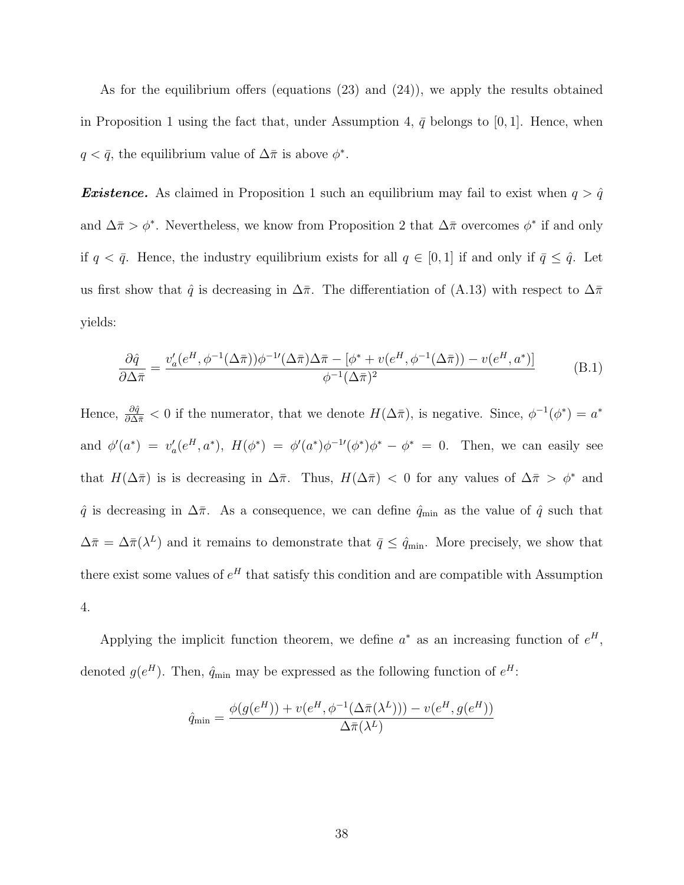As for the equilibrium offers (equations (23) and (24)), we apply the results obtained in Proposition 1 using the fact that, under Assumption 4, $\bar{q}$ belongs to $[0, 1]$. Hence, when $q < \bar{q}$, the equilibrium value of $\Delta\bar{\pi}$ is above $\phi^*$.

***Existence.*** As claimed in Proposition 1 such an equilibrium may fail to exist when $q > \hat{q}$ and $\Delta\bar{\pi} > \phi^*$. Nevertheless, we know from Proposition 2 that $\Delta\bar{\pi}$ overcomes $\phi^*$ if and only if $q < \bar{q}$. Hence, the industry equilibrium exists for all $q \in [0, 1]$ if and only if $\bar{q} \leq \hat{q}$. Let us first show that $\hat{q}$ is decreasing in $\Delta\bar{\pi}$. The differentiation of (A.13) with respect to $\Delta\bar{\pi}$ yields:

$$\frac{\partial \hat{q}}{\partial \Delta\bar{\pi}} = \frac{v_a'(e^H, \phi^{-1}(\Delta\bar{\pi}))\phi^{-1\prime}(\Delta\bar{\pi})\Delta\bar{\pi} - [\phi^* + v(e^H, \phi^{-1}(\Delta\bar{\pi})) - v(e^H, a^*)]}{\phi^{-1}(\Delta\bar{\pi})^2} \tag{B.1}$$

Hence, $\frac{\partial \hat{q}}{\partial \Delta\bar{\pi}} < 0$ if the numerator, that we denote $H(\Delta\bar{\pi})$, is negative. Since, $\phi^{-1}(\phi^*) = a^*$ and $\phi'(a^*) = v_a'(e^H, a^*)$, $H(\phi^*) = \phi'(a^*)\phi^{-1\prime}(\phi^*)\phi^* - \phi^* = 0$. Then, we can easily see that $H(\Delta\bar{\pi})$ is is decreasing in $\Delta\bar{\pi}$. Thus, $H(\Delta\bar{\pi}) < 0$ for any values of $\Delta\bar{\pi} > \phi^*$ and $\hat{q}$ is decreasing in $\Delta\bar{\pi}$. As a consequence, we can define $\hat{q}_{\min}$ as the value of $\hat{q}$ such that $\Delta\bar{\pi} = \Delta\bar{\pi}(\lambda^L)$ and it remains to demonstrate that $\bar{q} \leq \hat{q}_{\min}$. More precisely, we show that there exist some values of $e^H$ that satisfy this condition and are compatible with Assumption 4.

Applying the implicit function theorem, we define $a^*$ as an increasing function of $e^H$, denoted $g(e^H)$. Then, $\hat{q}_{\min}$ may be expressed as the following function of $e^H$:

$$\hat{q}_{\min} = \frac{\phi(g(e^H)) + v(e^H, \phi^{-1}(\Delta\bar{\pi}(\lambda^L))) - v(e^H, g(e^H))}{\Delta\bar{\pi}(\lambda^L)}$$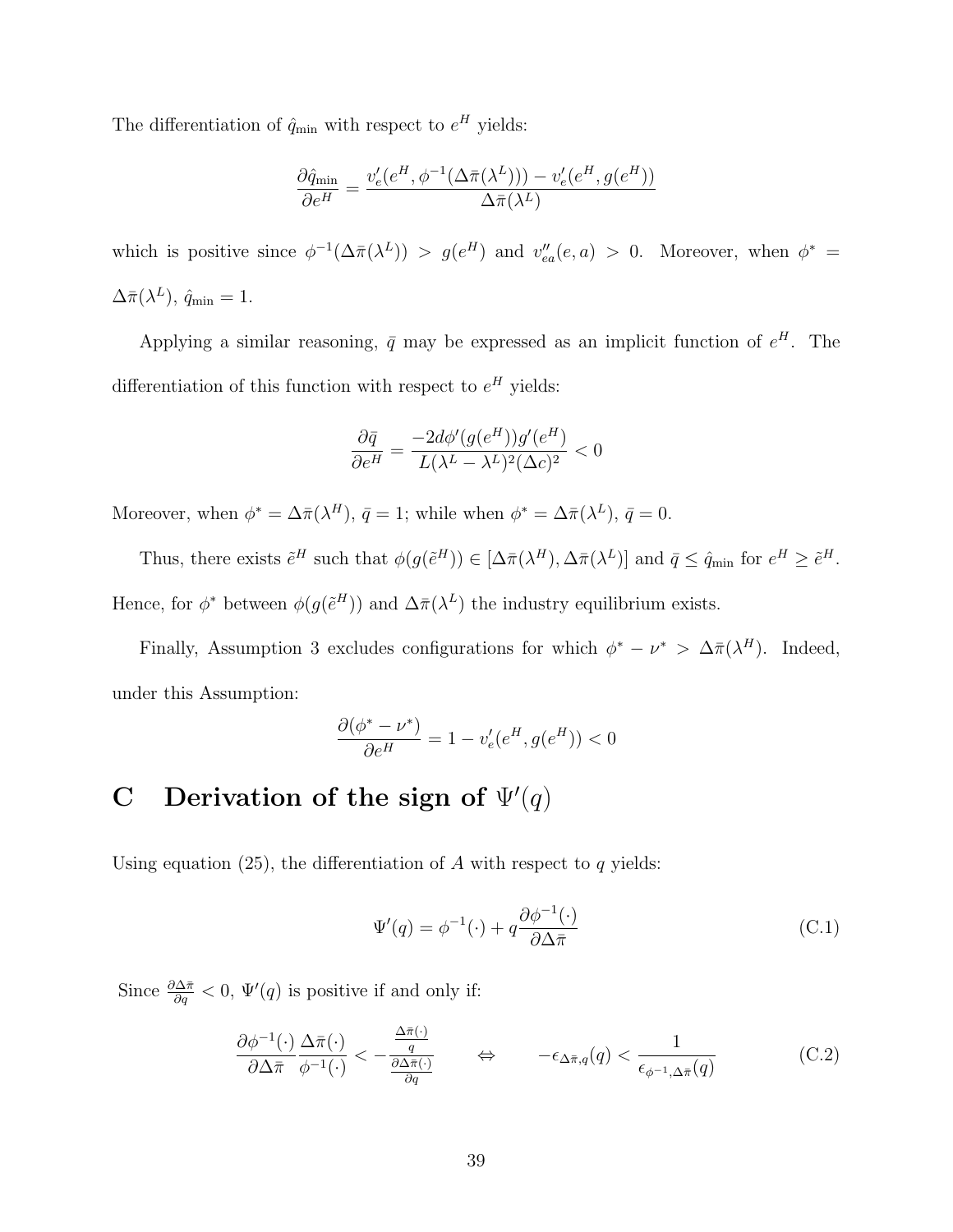The differentiation of $\hat{q}_{\min}$ with respect to $e^H$ yields:

$$\frac{\partial \hat{q}_{\min}}{\partial e^H} = \frac{v'_e(e^H, \phi^{-1}(\Delta\bar{\pi}(\lambda^L))) - v'_e(e^H, g(e^H))}{\Delta\bar{\pi}(\lambda^L)}$$

which is positive since $\phi^{-1}(\Delta\bar{\pi}(\lambda^L)) > g(e^H)$ and $v''_{ea}(e,a) > 0$. Moreover, when $\phi^* = \Delta\bar{\pi}(\lambda^L)$, $\hat{q}_{\min} = 1$.

Applying a similar reasoning, $\bar{q}$ may be expressed as an implicit function of $e^H$. The differentiation of this function with respect to $e^H$ yields:

$$\frac{\partial \bar{q}}{\partial e^H} = \frac{-2d\phi'(g(e^H))g'(e^H)}{L(\lambda^L - \lambda^L)^2(\Delta c)^2} < 0$$

Moreover, when $\phi^* = \Delta\bar{\pi}(\lambda^H)$, $\bar{q} = 1$; while when $\phi^* = \Delta\bar{\pi}(\lambda^L)$, $\bar{q} = 0$.

Thus, there exists $\tilde{e}^H$ such that $\phi(g(\tilde{e}^H)) \in [\Delta\bar{\pi}(\lambda^H), \Delta\bar{\pi}(\lambda^L)]$ and $\bar{q} \leq \hat{q}_{\min}$ for $e^H \geq \tilde{e}^H$. Hence, for $\phi^*$ between $\phi(g(\tilde{e}^H))$ and $\Delta\bar{\pi}(\lambda^L)$ the industry equilibrium exists.

Finally, Assumption 3 excludes configurations for which $\phi^* - \nu^* > \Delta\bar{\pi}(\lambda^H)$. Indeed, under this Assumption:

$$\frac{\partial(\phi^* - \nu^*)}{\partial e^H} = 1 - v'_e(e^H, g(e^H)) < 0$$

# C Derivation of the sign of $\Psi'(q)$

Using equation (25), the differentiation of $A$ with respect to $q$ yields:

$$\Psi'(q) = \phi^{-1}(\cdot) + q\frac{\partial \phi^{-1}(\cdot)}{\partial \Delta\bar{\pi}} \tag{C.1}$$

Since $\frac{\partial \Delta\bar{\pi}}{\partial q} < 0$, $\Psi'(q)$ is positive if and only if:

$$\frac{\partial \phi^{-1}(\cdot)}{\partial \Delta\bar{\pi}} \frac{\Delta\bar{\pi}(\cdot)}{\phi^{-1}(\cdot)} < -\frac{\frac{\Delta\bar{\pi}(\cdot)}{q}}{\frac{\partial \Delta\bar{\pi}(\cdot)}{\partial q}} \qquad \Leftrightarrow \qquad -\epsilon_{\Delta\bar{\pi},q}(q) < \frac{1}{\epsilon_{\phi^{-1},\Delta\bar{\pi}}(q)} \tag{C.2}$$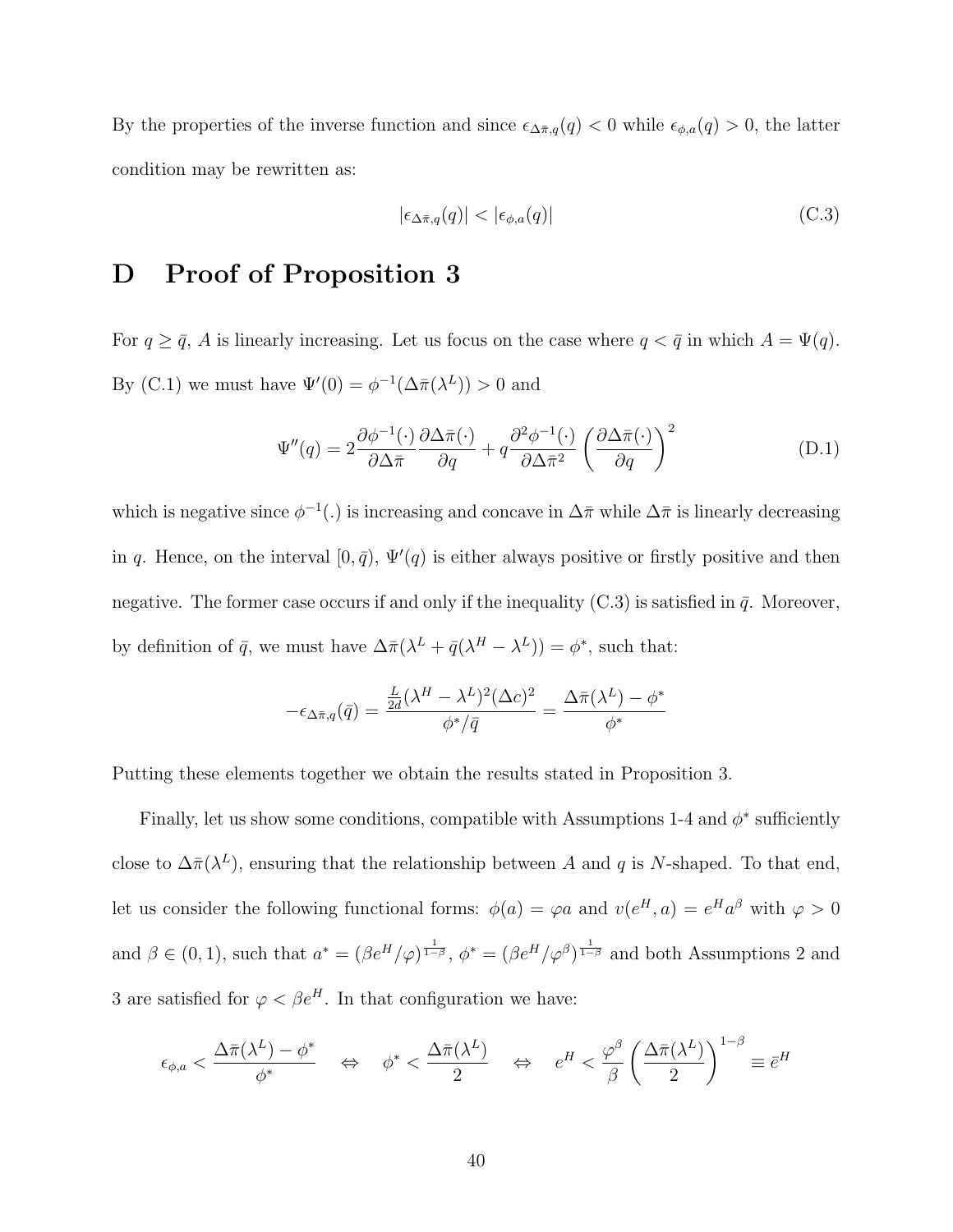By the properties of the inverse function and since $\epsilon_{\Delta\bar{\pi},q}(q) < 0$ while $\epsilon_{\phi,a}(q) > 0$, the latter condition may be rewritten as:

$$|\epsilon_{\Delta\bar{\pi},q}(q)| < |\epsilon_{\phi,a}(q)| \tag{C.3}$$

# D Proof of Proposition 3

For $q \geq \bar{q}$, $A$ is linearly increasing. Let us focus on the case where $q < \bar{q}$ in which $A = \Psi(q)$. By (C.1) we must have $\Psi'(0) = \phi^{-1}(\Delta\bar{\pi}(\lambda^L)) > 0$ and

$$\Psi''(q) = 2\frac{\partial \phi^{-1}(\cdot)}{\partial \Delta\bar{\pi}}\frac{\partial \Delta\bar{\pi}(\cdot)}{\partial q} + q\frac{\partial^2 \phi^{-1}(\cdot)}{\partial \Delta\bar{\pi}^2}\left(\frac{\partial \Delta\bar{\pi}(\cdot)}{\partial q}\right)^2 \tag{D.1}$$

which is negative since $\phi^{-1}(.)$ is increasing and concave in $\Delta\bar{\pi}$ while $\Delta\bar{\pi}$ is linearly decreasing in $q$. Hence, on the interval $[0, \bar{q})$, $\Psi'(q)$ is either always positive or firstly positive and then negative. The former case occurs if and only if the inequality (C.3) is satisfied in $\bar{q}$. Moreover, by definition of $\bar{q}$, we must have $\Delta\bar{\pi}(\lambda^L + \bar{q}(\lambda^H - \lambda^L)) = \phi^*$, such that:

$$-\epsilon_{\Delta\bar{\pi},q}(\bar{q}) = \frac{\frac{L}{2d}(\lambda^H - \lambda^L)^2(\Delta c)^2}{\phi^*/\bar{q}} = \frac{\Delta\bar{\pi}(\lambda^L) - \phi^*}{\phi^*}$$

Putting these elements together we obtain the results stated in Proposition 3.

Finally, let us show some conditions, compatible with Assumptions 1-4 and $\phi^*$ sufficiently close to $\Delta\bar{\pi}(\lambda^L)$, ensuring that the relationship between $A$ and $q$ is $N$-shaped. To that end, let us consider the following functional forms: $\phi(a) = \varphi a$ and $v(e^H, a) = e^H a^\beta$ with $\varphi > 0$ and $\beta \in (0, 1)$, such that $a^* = (\beta e^H/\varphi)^{\frac{1}{1-\beta}}$, $\phi^* = (\beta e^H/\varphi^\beta)^{\frac{1}{1-\beta}}$ and both Assumptions 2 and 3 are satisfied for $\varphi < \beta e^H$. In that configuration we have:

$$\epsilon_{\phi,a} < \frac{\Delta\bar{\pi}(\lambda^L) - \phi^*}{\phi^*} \quad \Leftrightarrow \quad \phi^* < \frac{\Delta\bar{\pi}(\lambda^L)}{2} \quad \Leftrightarrow \quad e^H < \frac{\varphi^\beta}{\beta}\left(\frac{\Delta\bar{\pi}(\lambda^L)}{2}\right)^{1-\beta} \equiv \bar{e}^H$$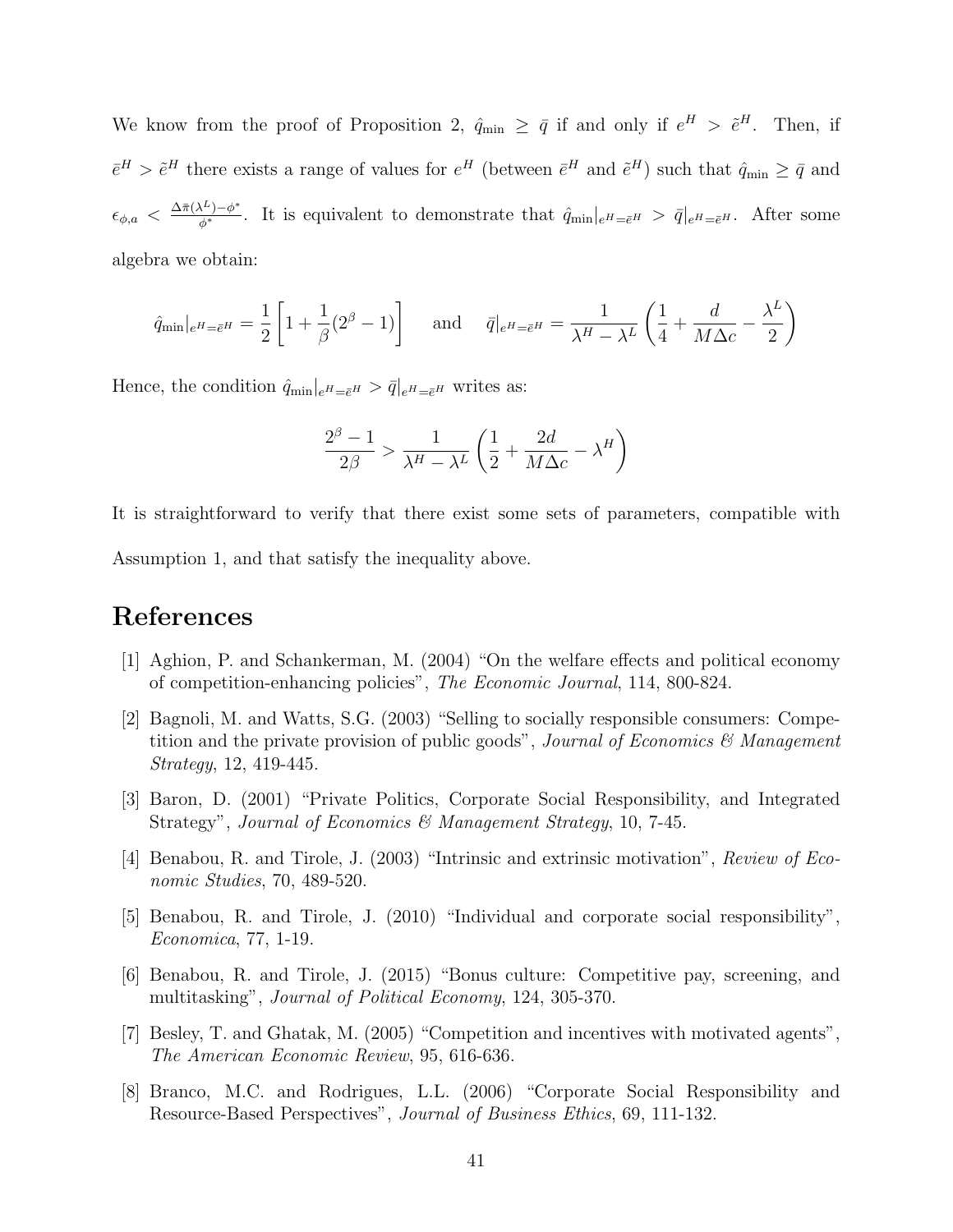We know from the proof of Proposition 2, $\hat{q}_{\min} \geq \bar{q}$ if and only if $e^H > \tilde{e}^H$. Then, if $\bar{e}^H > \tilde{e}^H$ there exists a range of values for $e^H$ (between $\bar{e}^H$ and $\tilde{e}^H$) such that $\hat{q}_{\min} \geq \bar{q}$ and $\epsilon_{\phi,a} < \frac{\Delta\bar{\pi}(\lambda^L)-\phi^*}{\phi^*}$. It is equivalent to demonstrate that $\hat{q}_{\min}|_{e^H=\bar{e}^H} > \bar{q}|_{e^H=\bar{e}^H}$. After some algebra we obtain:

$$\hat{q}_{\min}|_{e^H=\bar{e}^H} = \frac{1}{2}\left[1 + \frac{1}{\beta}(2^\beta - 1)\right] \quad \text{and} \quad \bar{q}|_{e^H=\bar{e}^H} = \frac{1}{\lambda^H - \lambda^L}\left(\frac{1}{4} + \frac{d}{M\Delta c} - \frac{\lambda^L}{2}\right)$$

Hence, the condition $\hat{q}_{\min}|_{e^H=\bar{e}^H} > \bar{q}|_{e^H=\bar{e}^H}$ writes as:

$$\frac{2^\beta - 1}{2\beta} > \frac{1}{\lambda^H - \lambda^L}\left(\frac{1}{2} + \frac{2d}{M\Delta c} - \lambda^H\right)$$

It is straightforward to verify that there exist some sets of parameters, compatible with Assumption 1, and that satisfy the inequality above.

# References

[1] Aghion, P. and Schankerman, M. (2004) "On the welfare effects and political economy of competition-enhancing policies", *The Economic Journal*, 114, 800-824.

[2] Bagnoli, M. and Watts, S.G. (2003) "Selling to socially responsible consumers: Competition and the private provision of public goods", *Journal of Economics & Management Strategy*, 12, 419-445.

[3] Baron, D. (2001) "Private Politics, Corporate Social Responsibility, and Integrated Strategy", *Journal of Economics & Management Strategy*, 10, 7-45.

[4] Benabou, R. and Tirole, J. (2003) "Intrinsic and extrinsic motivation", *Review of Economic Studies*, 70, 489-520.

[5] Benabou, R. and Tirole, J. (2010) "Individual and corporate social responsibility", *Economica*, 77, 1-19.

[6] Benabou, R. and Tirole, J. (2015) "Bonus culture: Competitive pay, screening, and multitasking", *Journal of Political Economy*, 124, 305-370.

[7] Besley, T. and Ghatak, M. (2005) "Competition and incentives with motivated agents", *The American Economic Review*, 95, 616-636.

[8] Branco, M.C. and Rodrigues, L.L. (2006) "Corporate Social Responsibility and Resource-Based Perspectives", *Journal of Business Ethics*, 69, 111-132.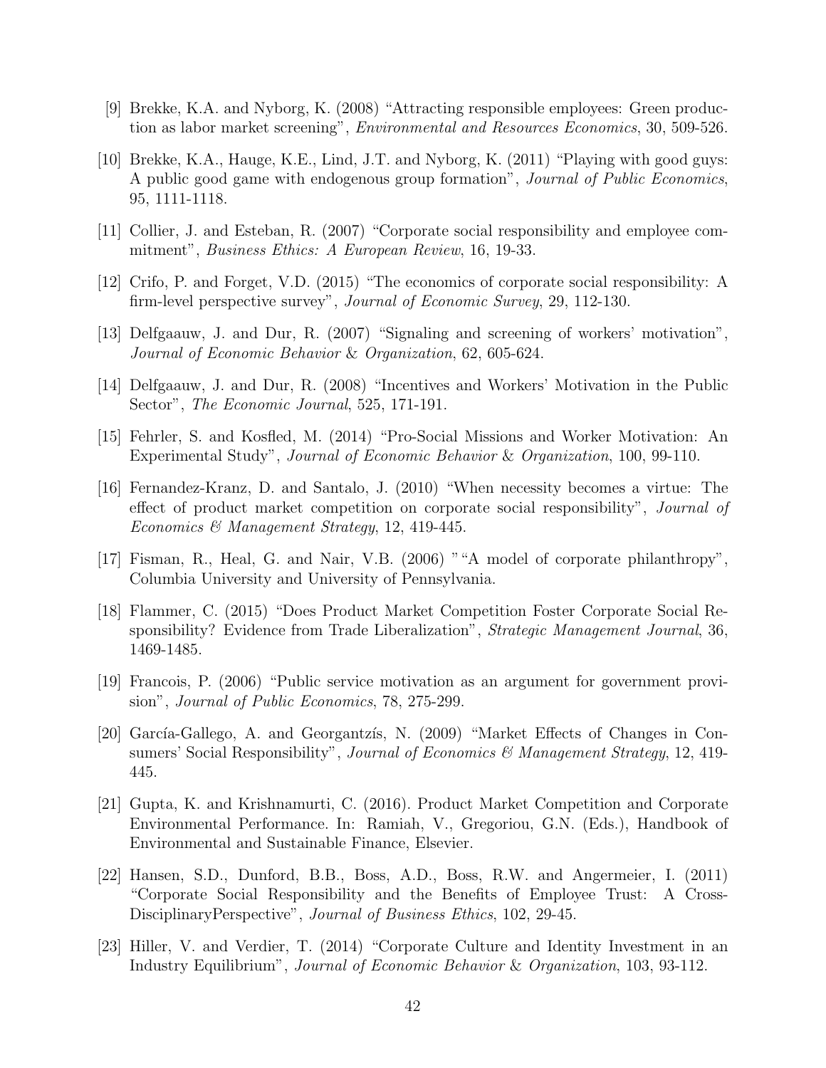[9] Brekke, K.A. and Nyborg, K. (2008) "Attracting responsible employees: Green production as labor market screening", *Environmental and Resources Economics*, 30, 509-526.

[10] Brekke, K.A., Hauge, K.E., Lind, J.T. and Nyborg, K. (2011) "Playing with good guys: A public good game with endogenous group formation", *Journal of Public Economics*, 95, 1111-1118.

[11] Collier, J. and Esteban, R. (2007) "Corporate social responsibility and employee commitment", *Business Ethics: A European Review*, 16, 19-33.

[12] Crifo, P. and Forget, V.D. (2015) "The economics of corporate social responsibility: A firm-level perspective survey", *Journal of Economic Survey*, 29, 112-130.

[13] Delfgaauw, J. and Dur, R. (2007) "Signaling and screening of workers' motivation", *Journal of Economic Behavior & Organization*, 62, 605-624.

[14] Delfgaauw, J. and Dur, R. (2008) "Incentives and Workers' Motivation in the Public Sector", *The Economic Journal*, 525, 171-191.

[15] Fehrler, S. and Kosfled, M. (2014) "Pro-Social Missions and Worker Motivation: An Experimental Study", *Journal of Economic Behavior & Organization*, 100, 99-110.

[16] Fernandez-Kranz, D. and Santalo, J. (2010) "When necessity becomes a virtue: The effect of product market competition on corporate social responsibility", *Journal of Economics & Management Strategy*, 12, 419-445.

[17] Fisman, R., Heal, G. and Nair, V.B. (2006) ""A model of corporate philanthropy", Columbia University and University of Pennsylvania.

[18] Flammer, C. (2015) "Does Product Market Competition Foster Corporate Social Responsibility? Evidence from Trade Liberalization", *Strategic Management Journal*, 36, 1469-1485.

[19] Francois, P. (2006) "Public service motivation as an argument for government provision", *Journal of Public Economics*, 78, 275-299.

[20] García-Gallego, A. and Georgantzís, N. (2009) "Market Effects of Changes in Consumers' Social Responsibility", *Journal of Economics & Management Strategy*, 12, 419-445.

[21] Gupta, K. and Krishnamurti, C. (2016). Product Market Competition and Corporate Environmental Performance. In: Ramiah, V., Gregoriou, G.N. (Eds.), Handbook of Environmental and Sustainable Finance, Elsevier.

[22] Hansen, S.D., Dunford, B.B., Boss, A.D., Boss, R.W. and Angermeier, I. (2011) "Corporate Social Responsibility and the Benefits of Employee Trust: A Cross-DisciplinaryPerspective", *Journal of Business Ethics*, 102, 29-45.

[23] Hiller, V. and Verdier, T. (2014) "Corporate Culture and Identity Investment in an Industry Equilibrium", *Journal of Economic Behavior & Organization*, 103, 93-112.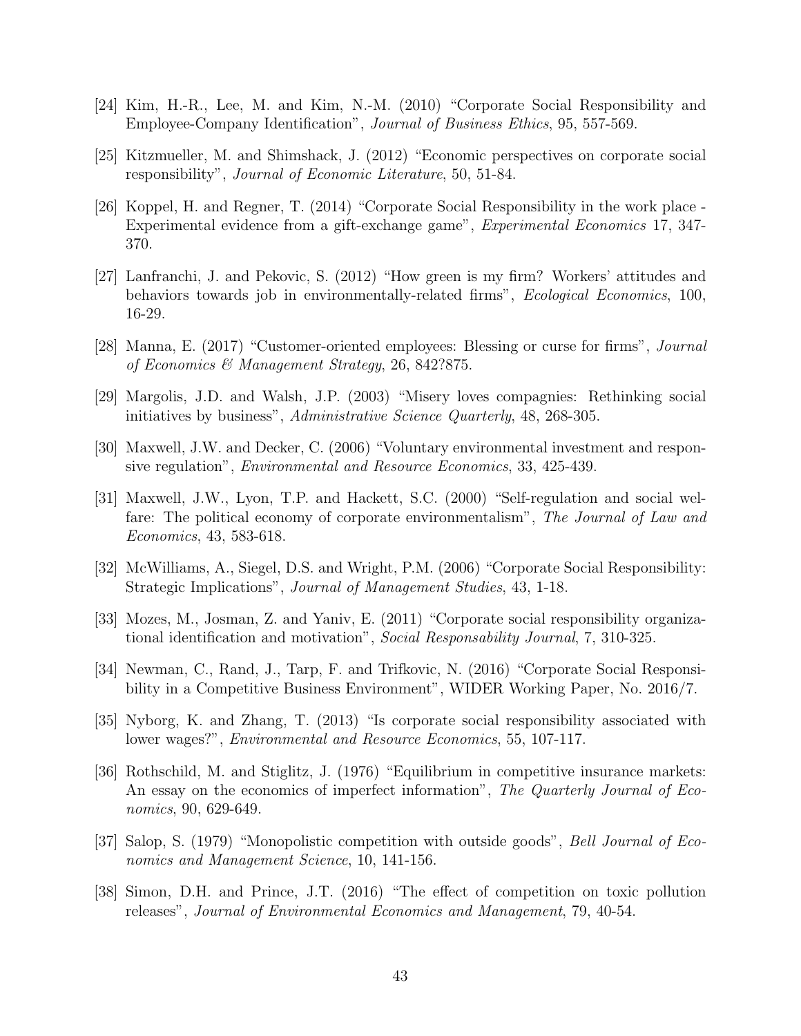[24] Kim, H.-R., Lee, M. and Kim, N.-M. (2010) "Corporate Social Responsibility and Employee-Company Identification", *Journal of Business Ethics*, 95, 557-569.

[25] Kitzmueller, M. and Shimshack, J. (2012) "Economic perspectives on corporate social responsibility", *Journal of Economic Literature*, 50, 51-84.

[26] Koppel, H. and Regner, T. (2014) "Corporate Social Responsibility in the work place - Experimental evidence from a gift-exchange game", *Experimental Economics* 17, 347-370.

[27] Lanfranchi, J. and Pekovic, S. (2012) "How green is my firm? Workers' attitudes and behaviors towards job in environmentally-related firms", *Ecological Economics*, 100, 16-29.

[28] Manna, E. (2017) "Customer-oriented employees: Blessing or curse for firms", *Journal of Economics & Management Strategy*, 26, 842?875.

[29] Margolis, J.D. and Walsh, J.P. (2003) "Misery loves compagnies: Rethinking social initiatives by business", *Administrative Science Quarterly*, 48, 268-305.

[30] Maxwell, J.W. and Decker, C. (2006) "Voluntary environmental investment and responsive regulation", *Environmental and Resource Economics*, 33, 425-439.

[31] Maxwell, J.W., Lyon, T.P. and Hackett, S.C. (2000) "Self-regulation and social welfare: The political economy of corporate environmentalism", *The Journal of Law and Economics*, 43, 583-618.

[32] McWilliams, A., Siegel, D.S. and Wright, P.M. (2006) "Corporate Social Responsibility: Strategic Implications", *Journal of Management Studies*, 43, 1-18.

[33] Mozes, M., Josman, Z. and Yaniv, E. (2011) "Corporate social responsibility organizational identification and motivation", *Social Responsability Journal*, 7, 310-325.

[34] Newman, C., Rand, J., Tarp, F. and Trifkovic, N. (2016) "Corporate Social Responsibility in a Competitive Business Environment", WIDER Working Paper, No. 2016/7.

[35] Nyborg, K. and Zhang, T. (2013) "Is corporate social responsibility associated with lower wages?", *Environmental and Resource Economics*, 55, 107-117.

[36] Rothschild, M. and Stiglitz, J. (1976) "Equilibrium in competitive insurance markets: An essay on the economics of imperfect information", *The Quarterly Journal of Economics*, 90, 629-649.

[37] Salop, S. (1979) "Monopolistic competition with outside goods", *Bell Journal of Economics and Management Science*, 10, 141-156.

[38] Simon, D.H. and Prince, J.T. (2016) "The effect of competition on toxic pollution releases", *Journal of Environmental Economics and Management*, 79, 40-54.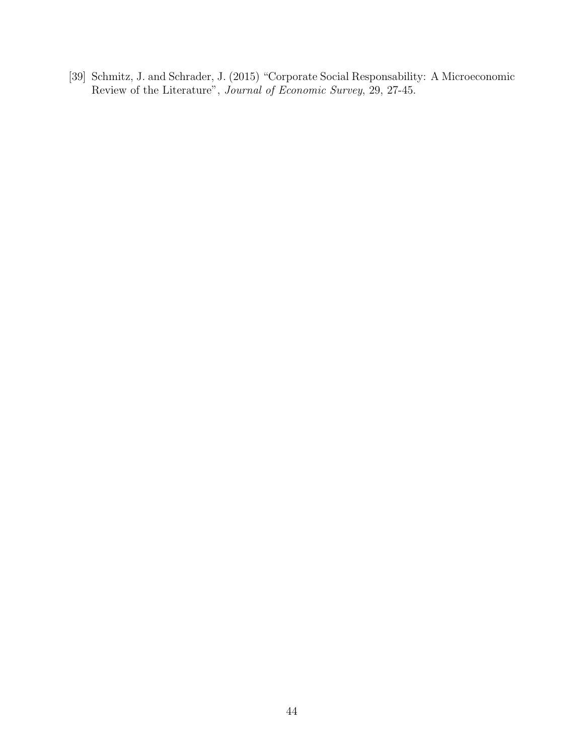[39] Schmitz, J. and Schrader, J. (2015) "Corporate Social Responsability: A Microeconomic Review of the Literature", *Journal of Economic Survey*, 29, 27-45.